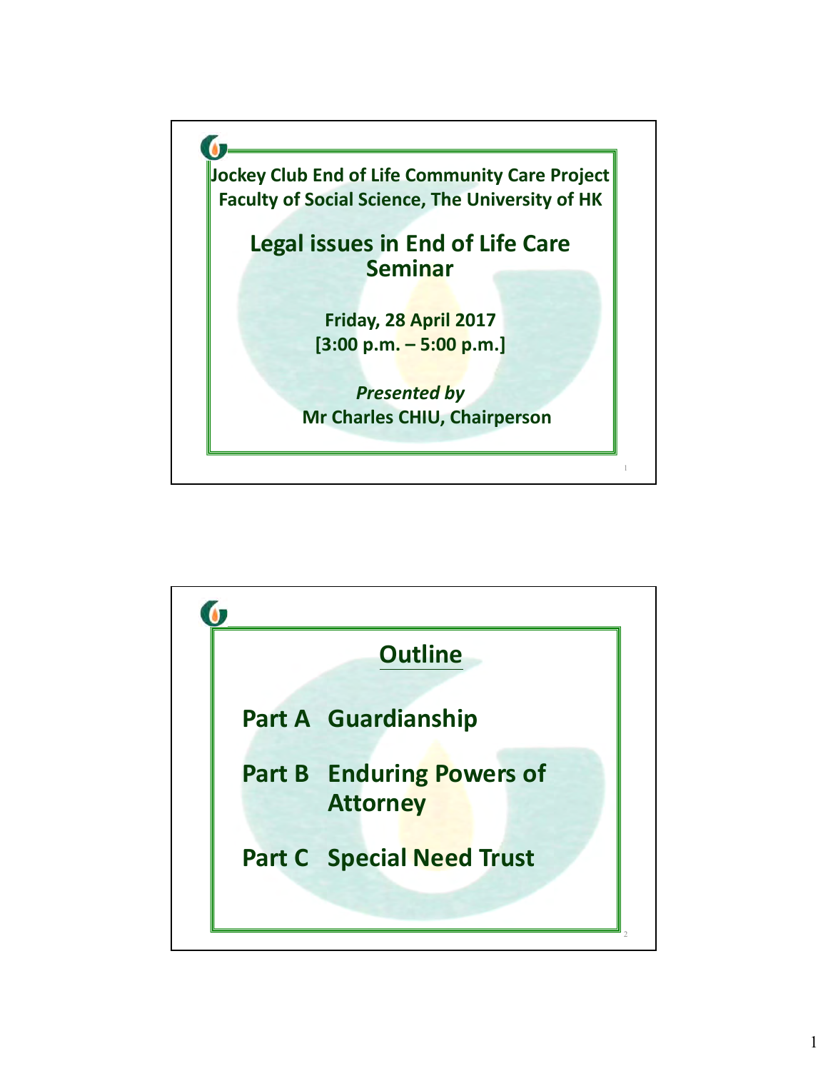Jockey Club End of Life Community Care Project
Faculty of Social Science, The University of HK

# Legal issues in End of Life Care Seminar

**Friday, 28 April 2017**
**[3:00 p.m. – 5:00 p.m.]**

***Presented by***
**Mr Charles CHIU, Chairperson**

## Outline

**Part A Guardianship**

**Part B Enduring Powers of Attorney**

**Part C Special Need Trust**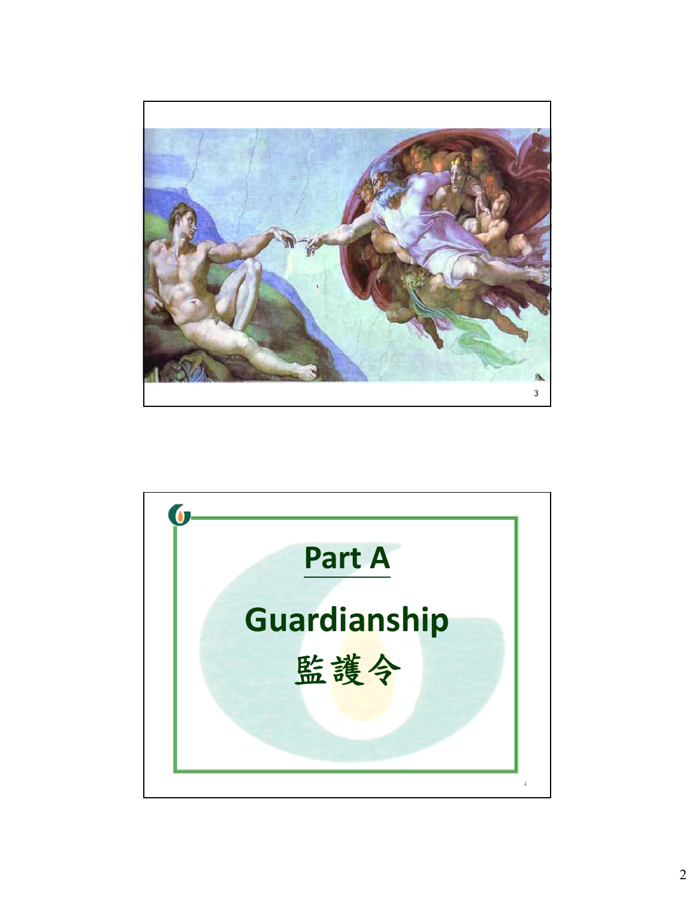# Part A

# Guardianship

# 監護令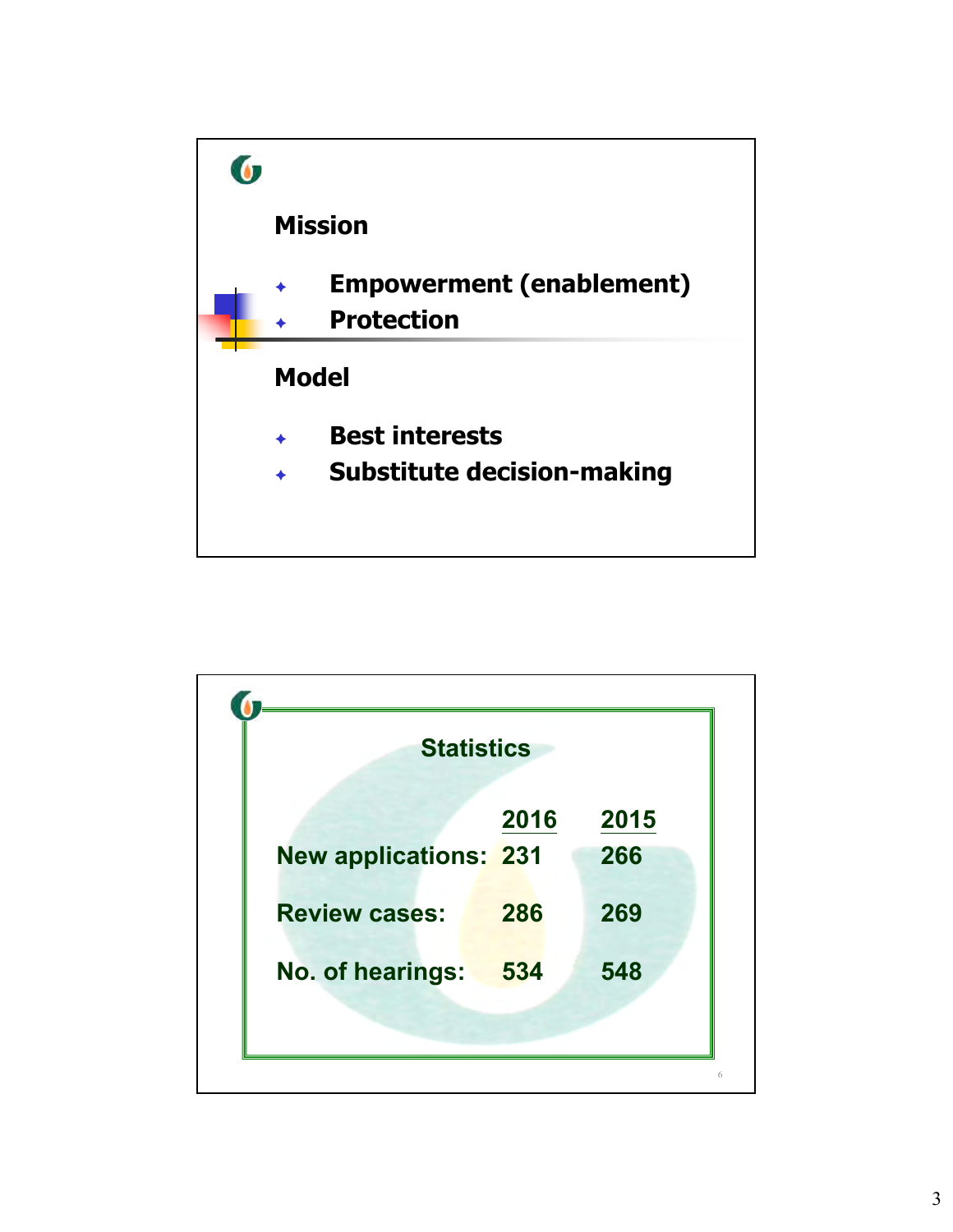## Mission

- Empowerment (enablement)
- Protection

## Model

- Best interests
- Substitute decision-making

## Statistics

| | 2016 | 2015 |
|---|---|---|
| New applications: | 231 | 266 |
| Review cases: | 286 | 269 |
| No. of hearings: | 534 | 548 |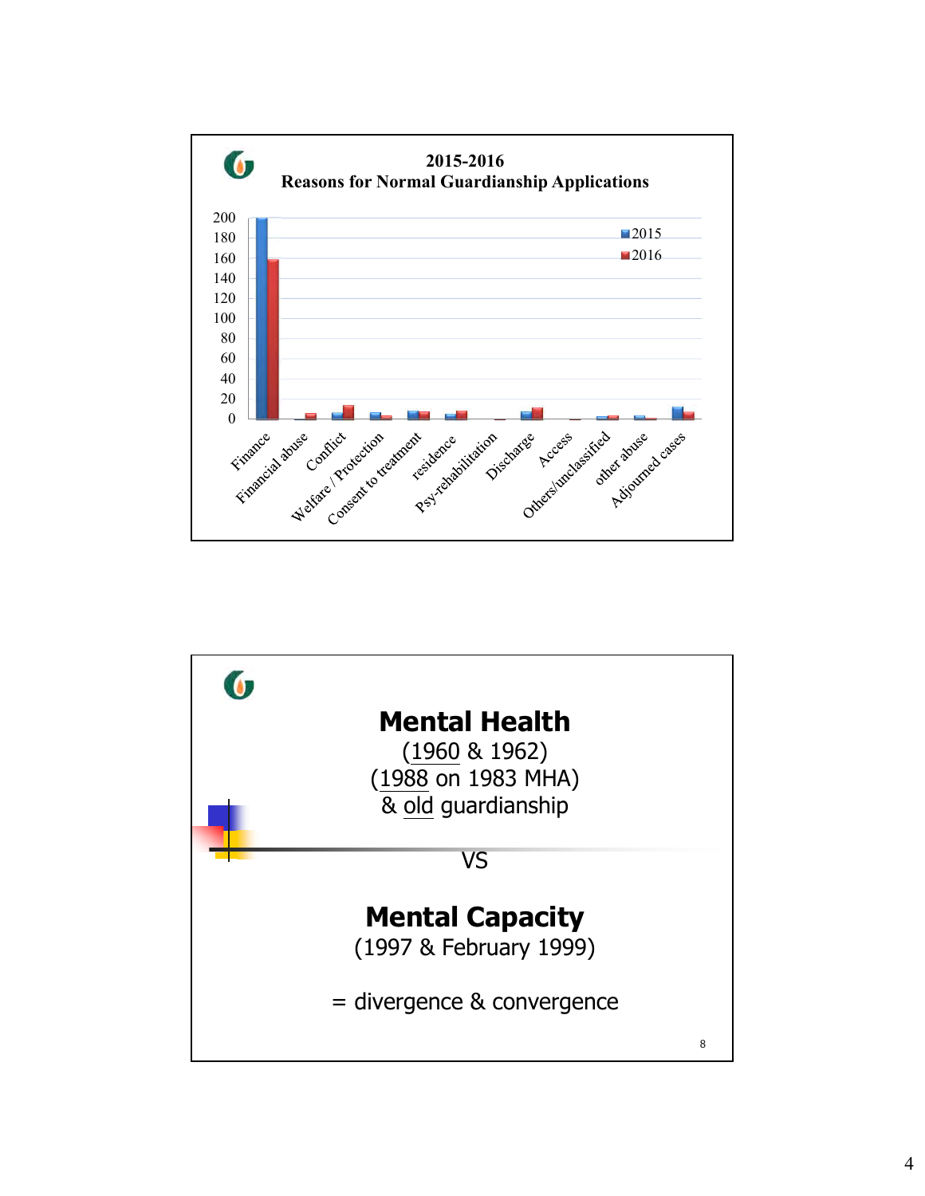## 2015-2016
## Reasons for Normal Guardianship Applications

| Reason | 2015 | 2016 |
|---|---|---|
| Finance | 200 | 158 |
| Financial abuse | 0 | 6 |
| Conflict | 6 | 14 |
| Welfare / Protection | 7 | 4 |
| Consent to treatment | 8 | 8 |
| residence | 5 | 8 |
| Psy-rehabilitation | 0 | 1 |
| Discharge | 8 | 11 |
| Access | 0 | 1 |
| Others/unclassified | 3 | 4 |
| other abuse | 4 | 2 |
| Adjourned cases | 13 | 7 |

## Mental Health

(1960 & 1962)
(1988 on 1983 MHA)
& old guardianship

VS

## Mental Capacity

(1997 & February 1999)

= divergence & convergence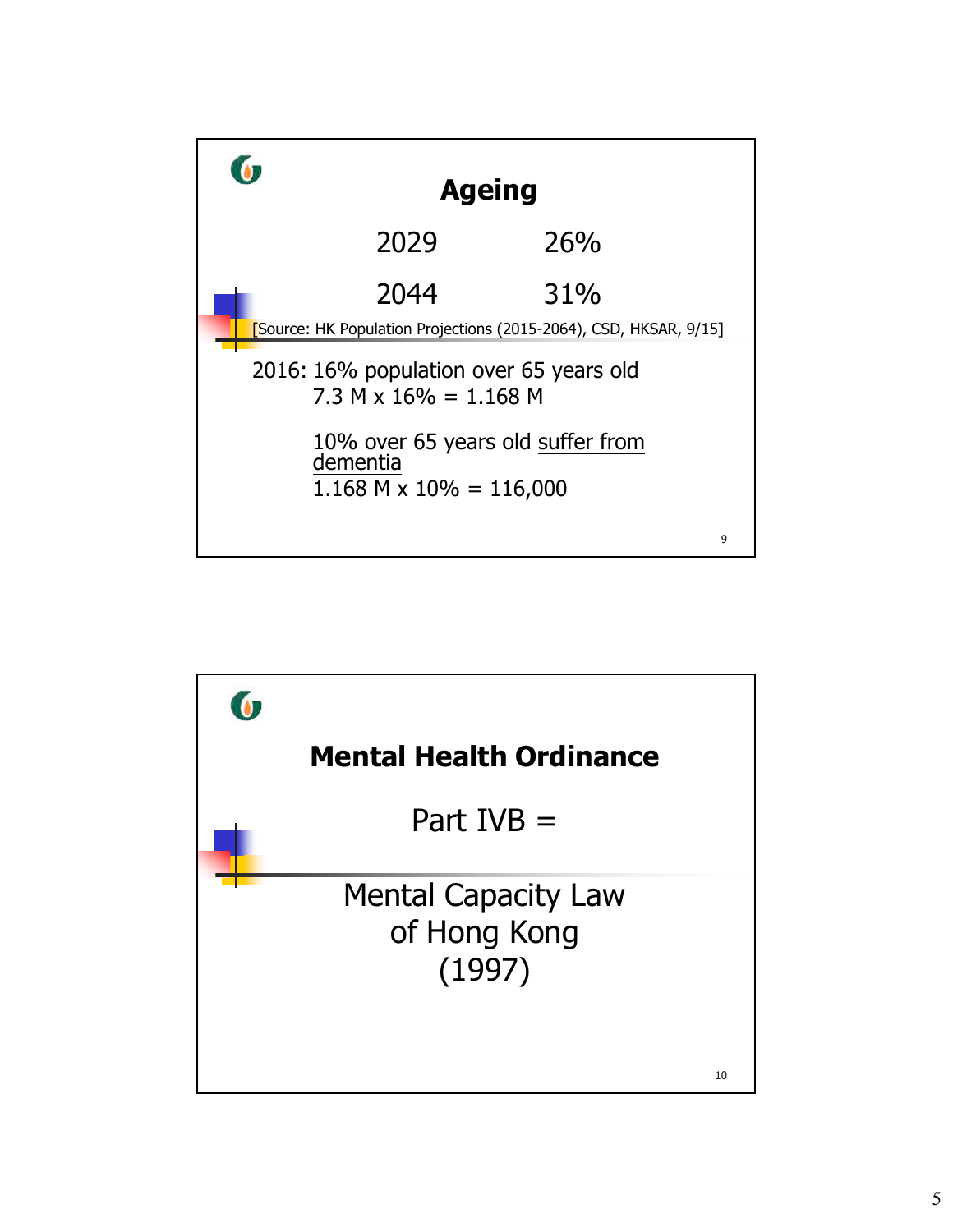## Ageing

| | |
|---|---|
| 2029 | 26% |
| 2044 | 31% |

[Source: HK Population Projections (2015-2064), CSD, HKSAR, 9/15]

2016: 16% population over 65 years old

7.3 M x 16% = 1.168 M

10% over 65 years old suffer from dementia

1.168 M x 10% = 116,000

## Mental Health Ordinance

Part IVB =

Mental Capacity Law of Hong Kong (1997)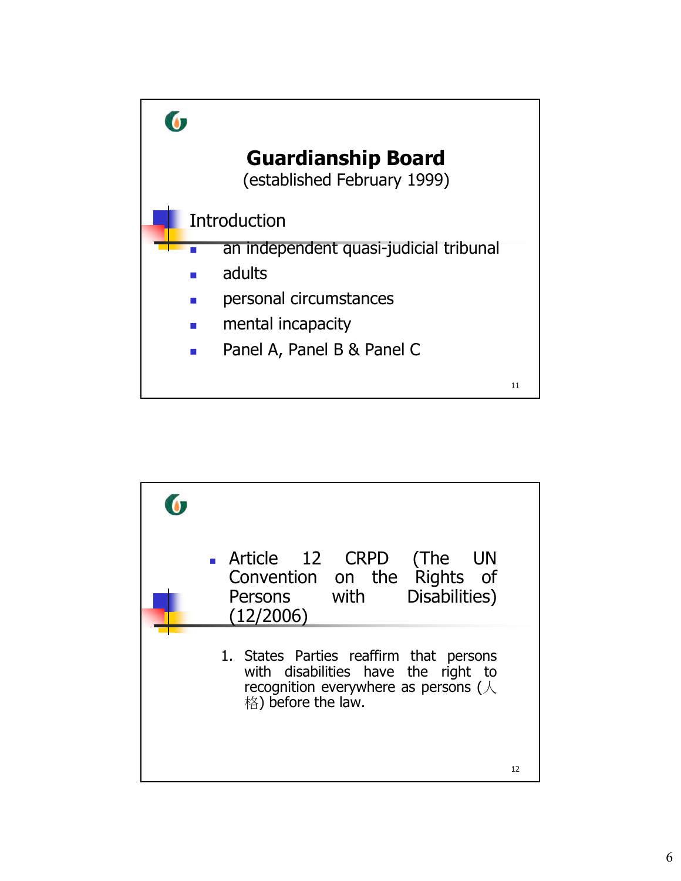## Guardianship Board

(established February 1999)

### Introduction

- an independent quasi-judicial tribunal
- adults
- personal circumstances
- mental incapacity
- Panel A, Panel B & Panel C

---

- Article 12 CRPD (The UN Convention on the Rights of Persons with Disabilities) (12/2006)

1. States Parties reaffirm that persons with disabilities have the right to recognition everywhere as persons (人格) before the law.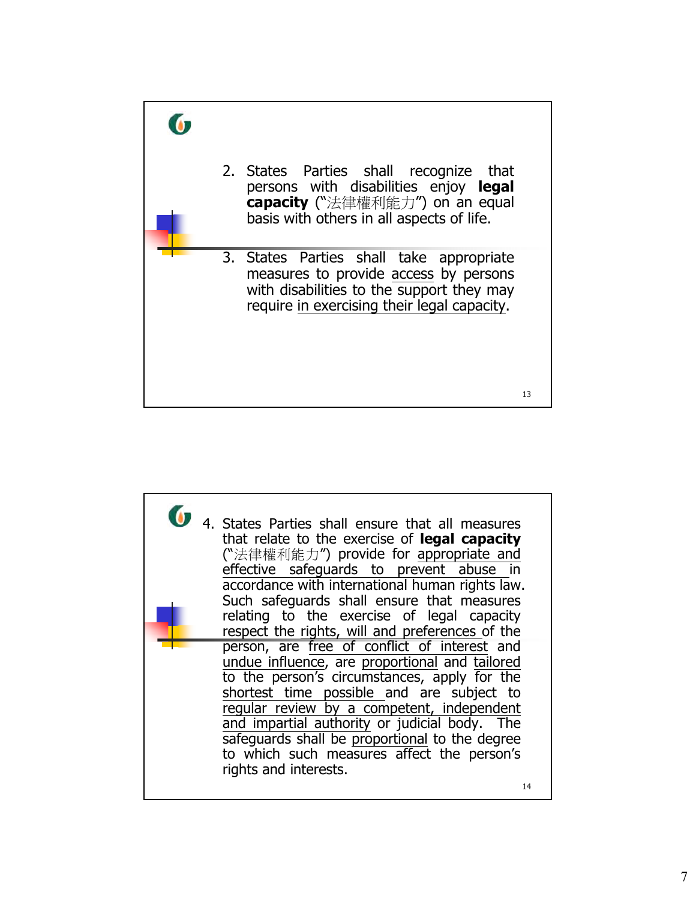2. States Parties shall recognize that persons with disabilities enjoy **legal capacity** ("法律權利能力") on an equal basis with others in all aspects of life.

3. States Parties shall take appropriate measures to provide <u>access</u> by persons with disabilities to the support they may require <u>in exercising their legal capacity</u>.

---

4. States Parties shall ensure that all measures that relate to the exercise of **legal capacity** ("法律權利能力") provide for <u>appropriate and effective safeguards to prevent abuse</u> in accordance with international human rights law. Such safeguards shall ensure that measures relating to the exercise of legal capacity <u>respect the rights, will and preferences</u> of the person, are <u>free of conflict of interest</u> and <u>undue influence</u>, are <u>proportional</u> and <u>tailored</u> to the person's circumstances, apply for the <u>shortest time possible</u> and are subject to <u>regular review by a competent, independent and impartial authority</u> or judicial body. The safeguards shall be <u>proportional</u> to the degree to which such measures affect the person's rights and interests.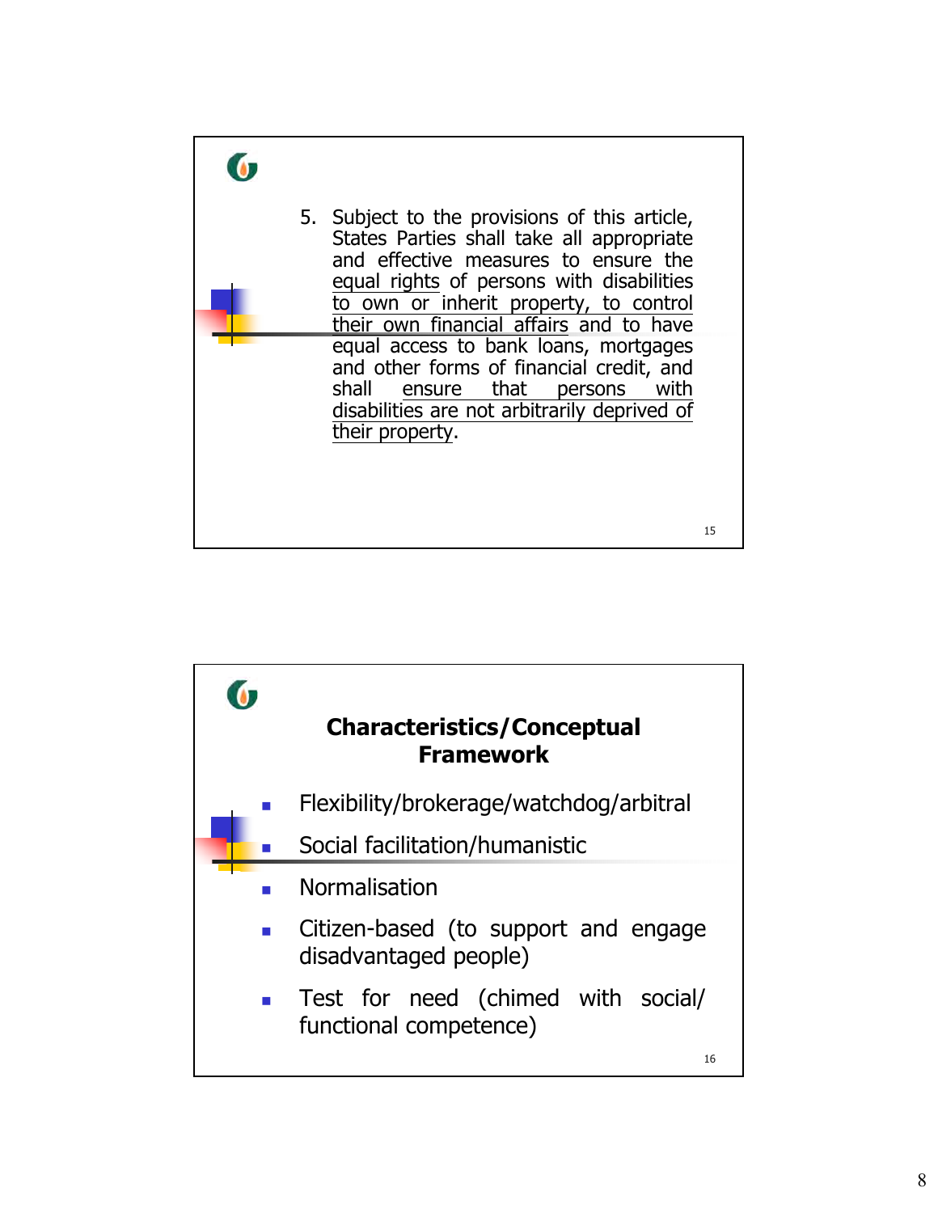5. Subject to the provisions of this article, States Parties shall take all appropriate and effective measures to ensure the <u>equal rights</u> of persons with disabilities <u>to own or inherit property, to control their own financial affairs</u> and to have equal access to bank loans, mortgages and other forms of financial credit, and shall <u>ensure that persons with disabilities are not arbitrarily deprived of their property</u>.

## Characteristics/Conceptual Framework

- Flexibility/brokerage/watchdog/arbitral
- Social facilitation/humanistic
- Normalisation
- Citizen-based (to support and engage disadvantaged people)
- Test for need (chimed with social/ functional competence)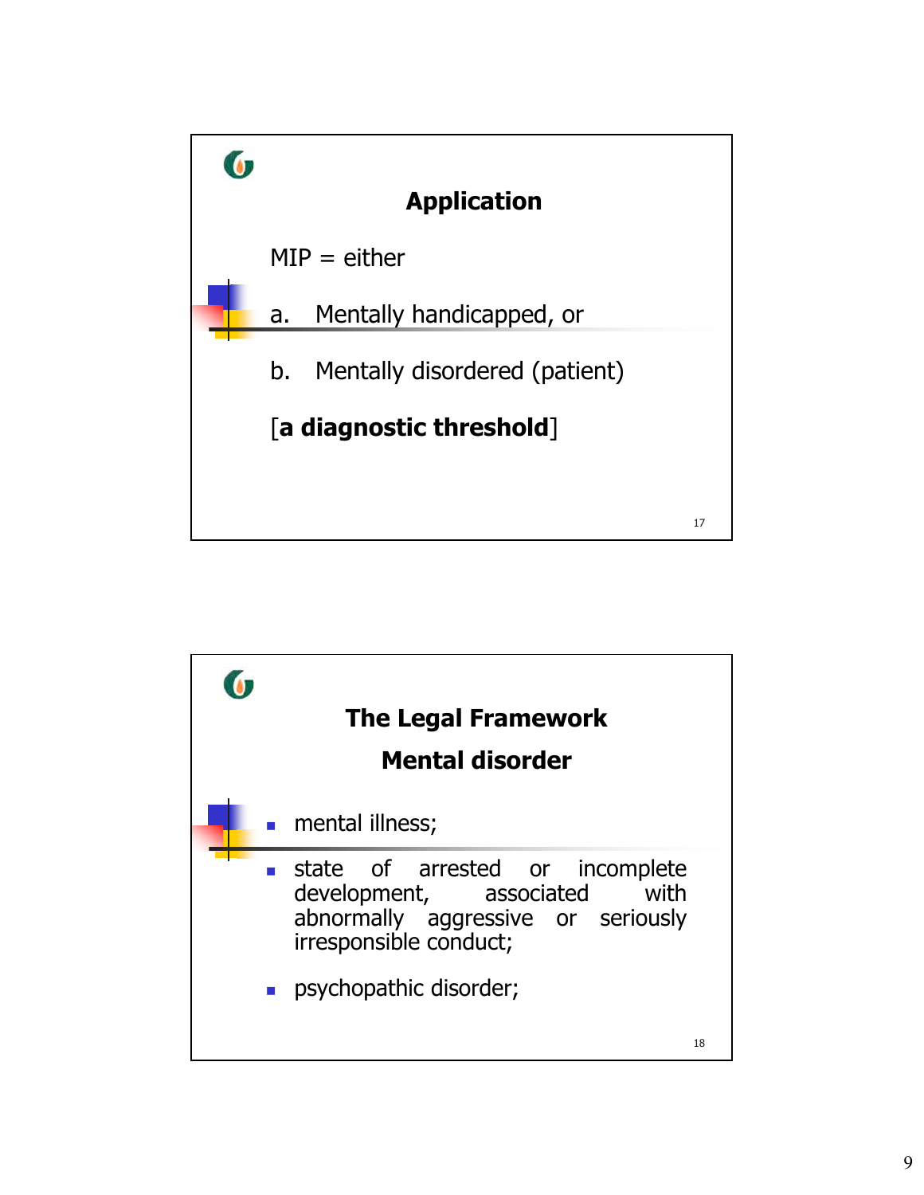## Application

MIP = either

a. Mentally handicapped, or

b. Mentally disordered (patient)

[**a diagnostic threshold**]

## The Legal Framework

### Mental disorder

- mental illness;
- state of arrested or incomplete development, associated with abnormally aggressive or seriously irresponsible conduct;
- psychopathic disorder;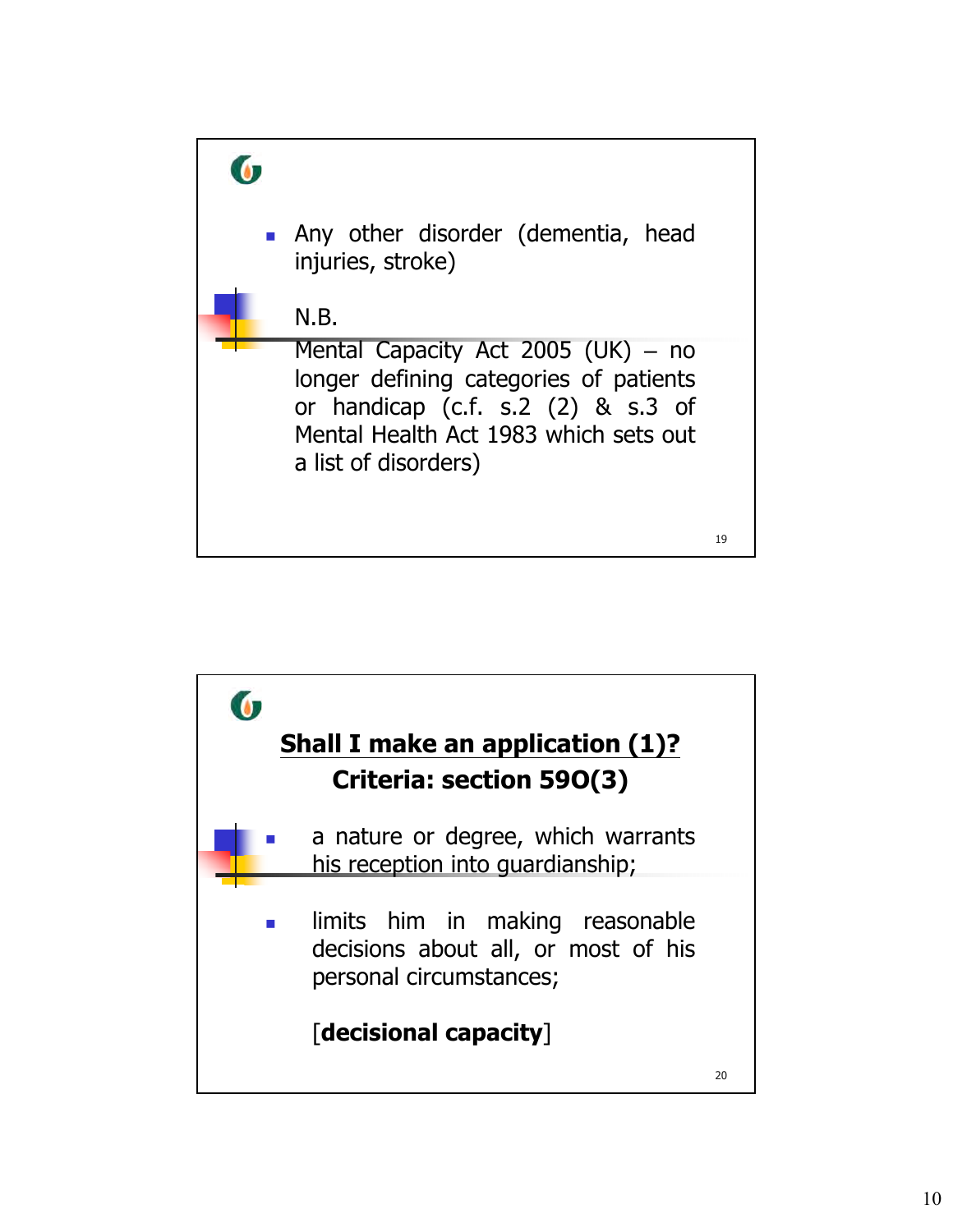- Any other disorder (dementia, head injuries, stroke)

N.B.
Mental Capacity Act 2005 (UK) – no longer defining categories of patients or handicap (c.f. s.2 (2) & s.3 of Mental Health Act 1983 which sets out a list of disorders)

## Shall I make an application (1)?
## Criteria: section 59O(3)

- a nature or degree, which warrants his reception into guardianship;
- limits him in making reasonable decisions about all, or most of his personal circumstances;

  [**decisional capacity**]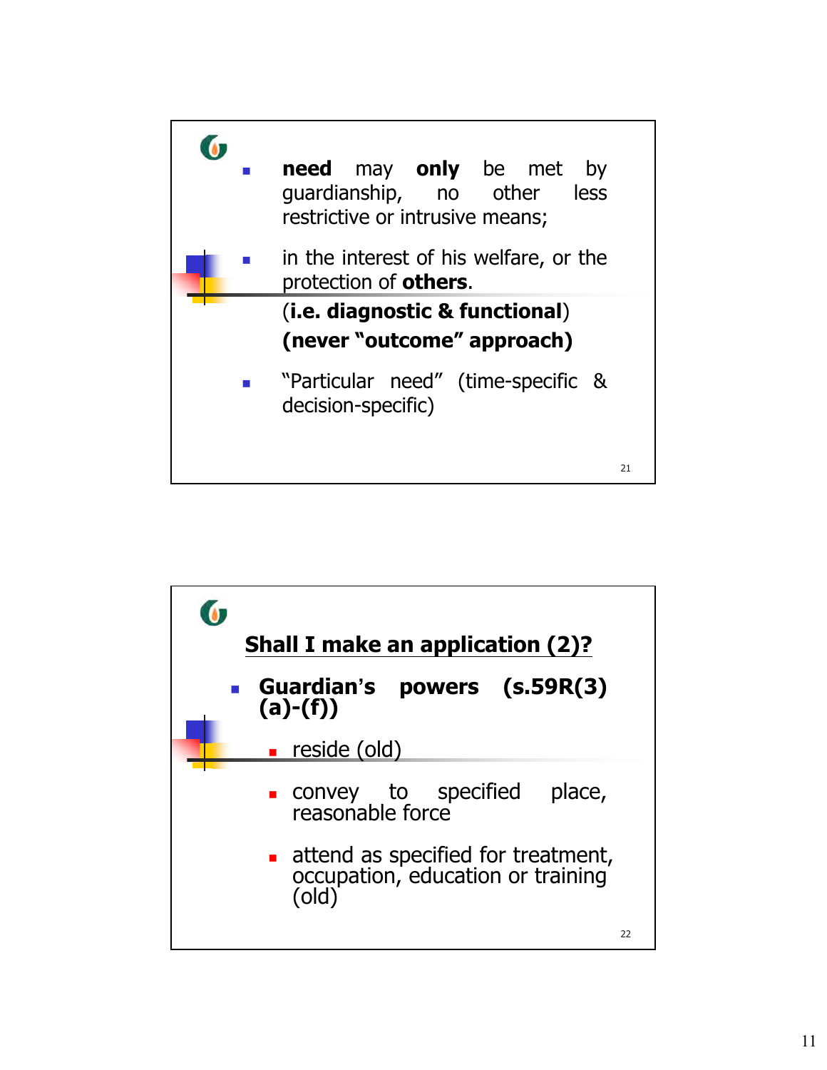- **need** may **only** be met by guardianship, no other less restrictive or intrusive means;
- in the interest of his welfare, or the protection of **others**.

  (**i.e. diagnostic & functional**)

  **(never "outcome" approach)**

- "Particular need" (time-specific & decision-specific)

## Shall I make an application (2)?

- **Guardian's powers (s.59R(3)(a)-(f))**
  - reside (old)
  - convey to specified place, reasonable force
  - attend as specified for treatment, occupation, education or training (old)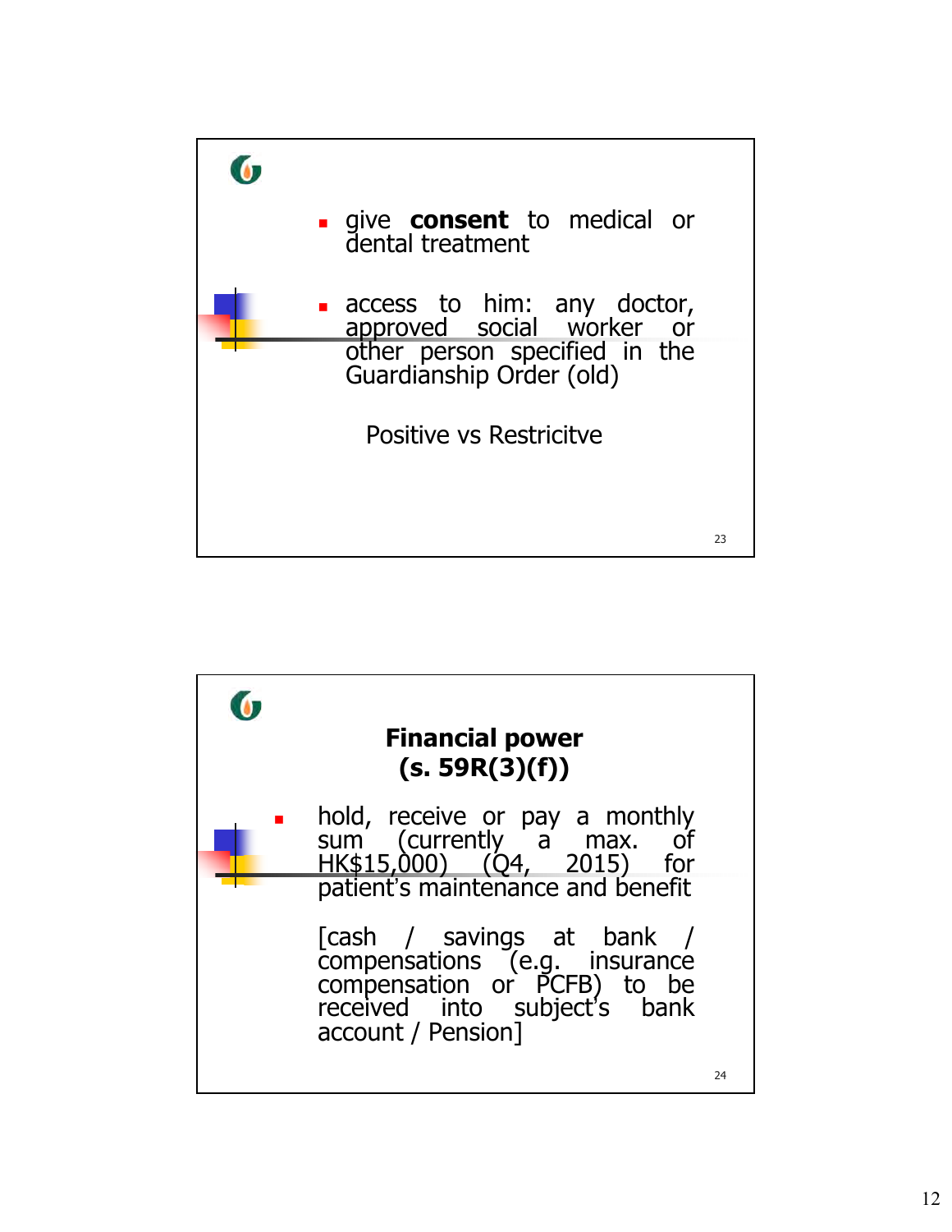- give **consent** to medical or dental treatment
- access to him: any doctor, approved social worker or other person specified in the Guardianship Order (old)

Positive vs Restricitve

## Financial power (s. 59R(3)(f))

- hold, receive or pay a monthly sum (currently a max. of HK$15,000) (Q4, 2015) for patient's maintenance and benefit

  [cash / savings at bank / compensations (e.g. insurance compensation or PCFB) to be received into subject's bank account / Pension]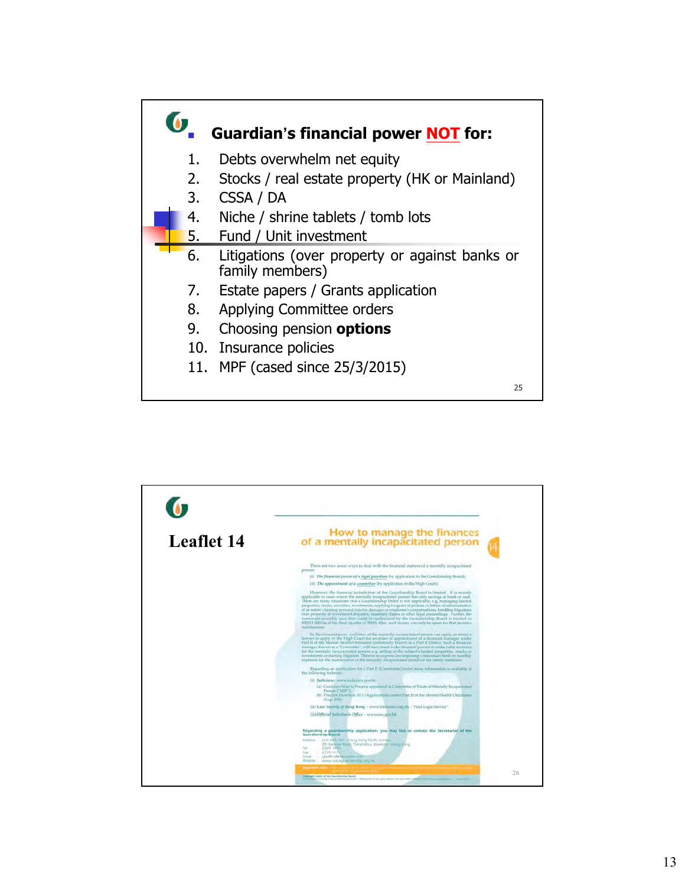## Guardian's financial power **NOT** for:

1. Debts overwhelm net equity
2. Stocks / real estate property (HK or Mainland)
3. CSSA / DA
4. Niche / shrine tablets / tomb lots
5. Fund / Unit investment
6. Litigations (over property or against banks or family members)
7. Estate papers / Grants application
8. Applying Committee orders
9. Choosing pension **options**
10. Insurance policies
11. MPF (cased since 25/3/2015)

## Leaflet 14

How to manage the finances of a mentally incapacitated person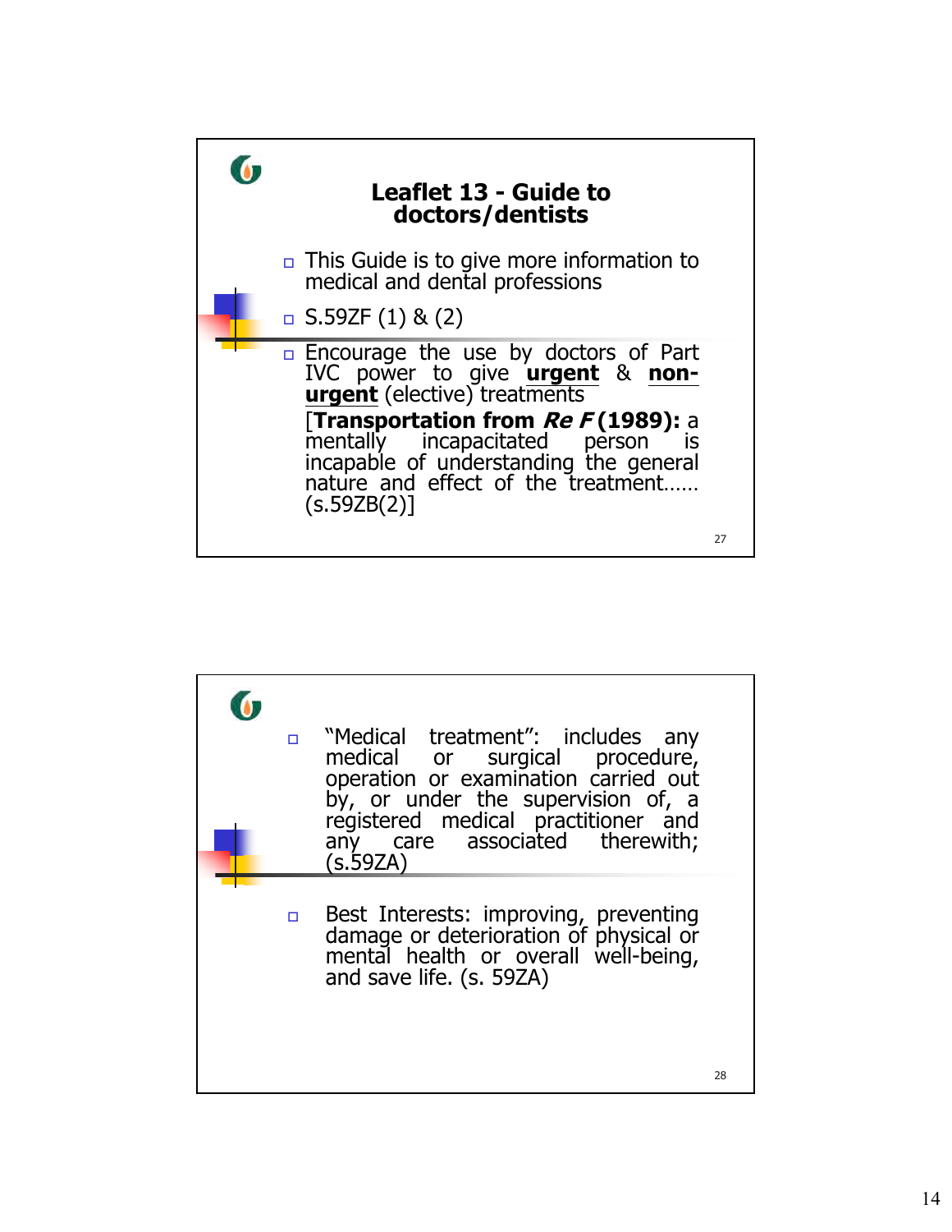## Leaflet 13 - Guide to doctors/dentists

- This Guide is to give more information to medical and dental professions
- S.59ZF (1) & (2)
- Encourage the use by doctors of Part IVC power to give **urgent** & **non-urgent** (elective) treatments

  [**Transportation from *Re F* (1989):** a mentally incapacitated person is incapable of understanding the general nature and effect of the treatment…… (s.59ZB(2)]

---

- "Medical treatment": includes any medical or surgical procedure, operation or examination carried out by, or under the supervision of, a registered medical practitioner and any care associated therewith; (s.59ZA)
- Best Interests: improving, preventing damage or deterioration of physical or mental health or overall well-being, and save life. (s. 59ZA)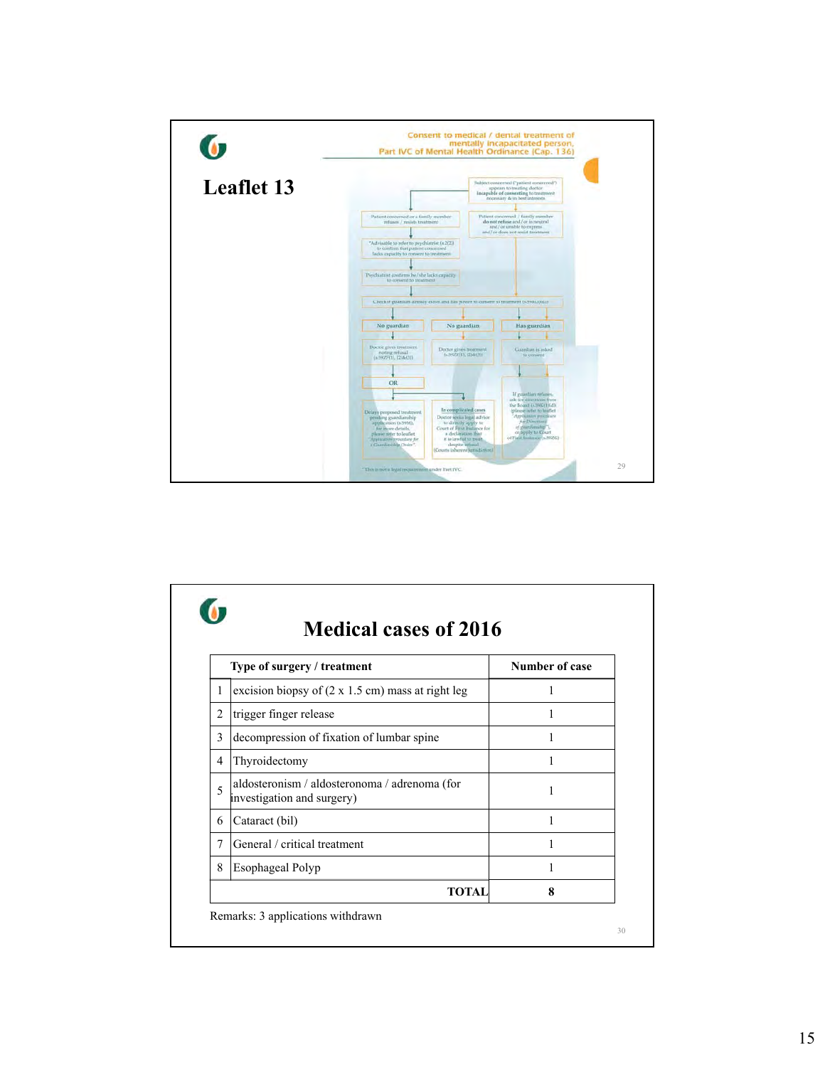## Leaflet 13

Consent to medical / dental treatment of mentally incapacitated person, Part IVC of Mental Health Ordinance (Cap. 136)

Subject concerned ("patient concerned") appears to treating doctor incapable of consenting to treatment necessary & in best interests

Patient concerned or a family member refuses / resists treatment

Patient concerned / family member do not refuse and / or is neutral and / or unable to express and / or does not resist treatment

*Advisable to refer to psychiatrist (s.2(2)) to confirm that patient concerned lacks capacity to consent to treatment

Psychiatrist confirms he/she lacks capacity to consent to treatment

Check if guardian already exists and has power to consent to treatment (s.59ZA, 59ZB)

No guardian | No guardian | Has guardian

Doctor gives treatment noting refusal (s.59ZF(1), (2)&(3)) | Doctor gives treatment (s.59ZF(1), (2)&(3)) | Guardian is asked to consent

OR

Delays proposed treatment pending guardianship application (s.59M). For more details, please refer to leaflet "Application procedure for a Guardianship Order"

In complicated cases: Doctor seeks legal advice to directly apply to Court of First Instance for a declaration that it is lawful to treat despite refusal (Courts inherent jurisdiction)

If guardian refuses, ask for directions from the Board (s.59R(1)(d)) (please refer to leaflet "Application procedure for Directions of guardianship"), or apply to Court of First Instance (s.59ZG)

*This is not a legal requirement under Part IVC

## Medical cases of 2016

| | Type of surgery / treatment | Number of case |
|---|---|---|
| 1 | excision biopsy of (2 x 1.5 cm) mass at right leg | 1 |
| 2 | trigger finger release | 1 |
| 3 | decompression of fixation of lumbar spine | 1 |
| 4 | Thyroidectomy | 1 |
| 5 | aldosteronism / aldosteronoma / adrenoma (for investigation and surgery) | 1 |
| 6 | Cataract (bil) | 1 |
| 7 | General / critical treatment | 1 |
| 8 | Esophageal Polyp | 1 |
| | **TOTAL** | **8** |

Remarks: 3 applications withdrawn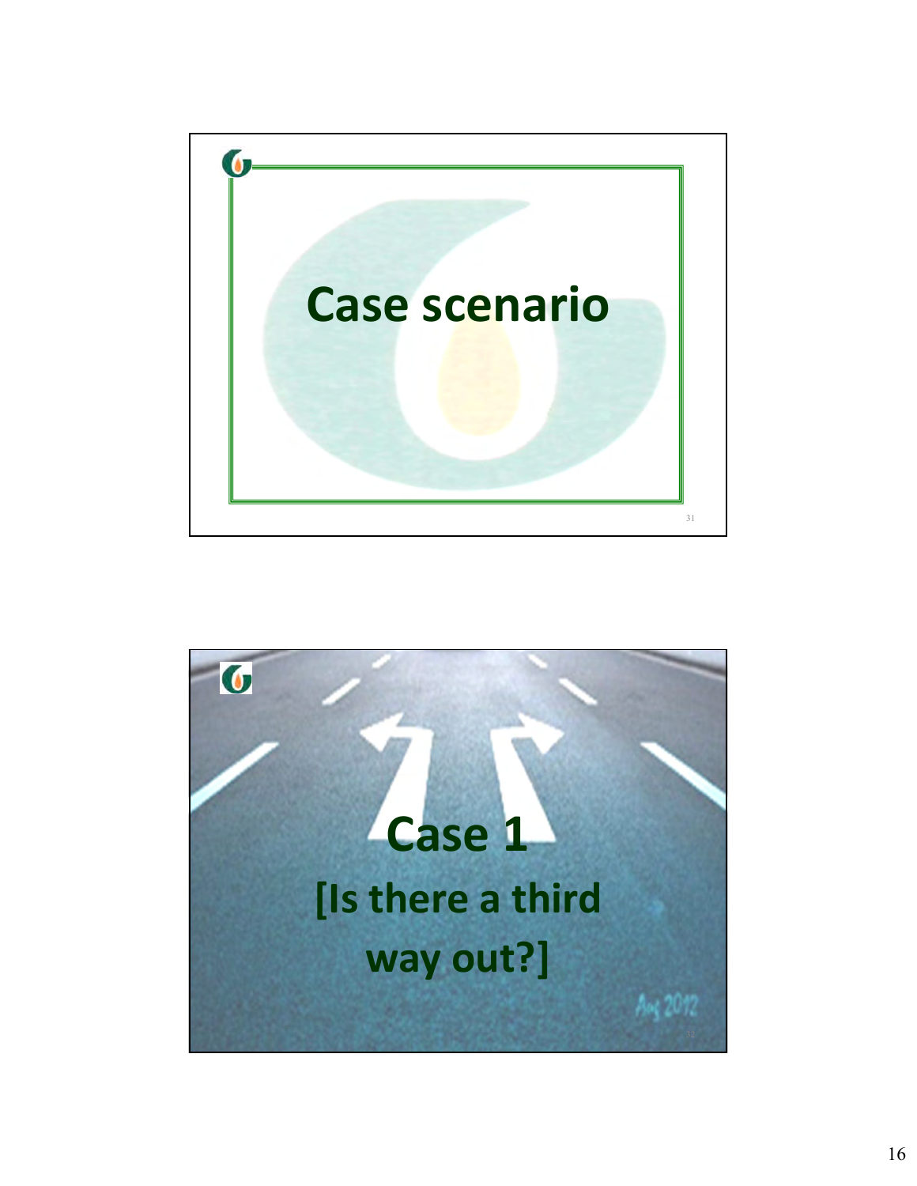# Case scenario

# Case 1

## [Is there a third way out?]

Aug 2012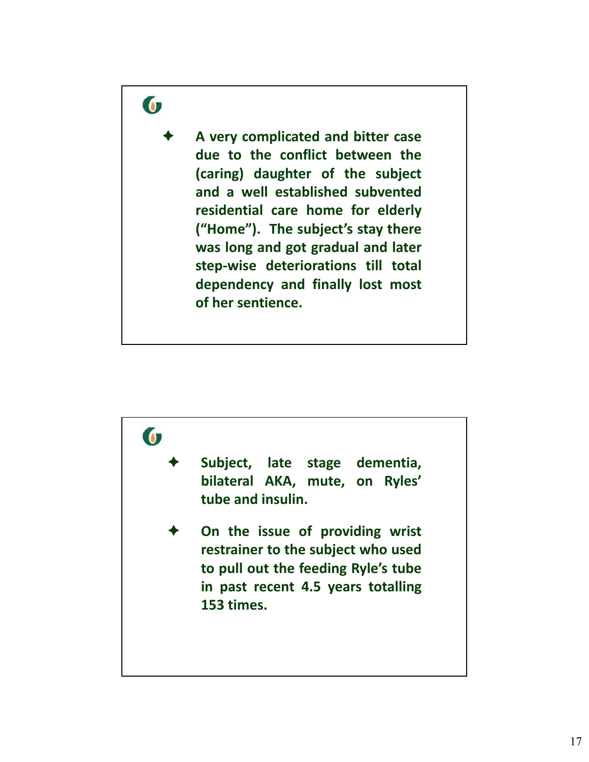- **A very complicated and bitter case due to the conflict between the (caring) daughter of the subject and a well established subvented residential care home for elderly ("Home"). The subject's stay there was long and got gradual and later step-wise deteriorations till total dependency and finally lost most of her sentience.**

---

- **Subject, late stage dementia, bilateral AKA, mute, on Ryles' tube and insulin.**
- **On the issue of providing wrist restrainer to the subject who used to pull out the feeding Ryle's tube in past recent 4.5 years totalling 153 times.**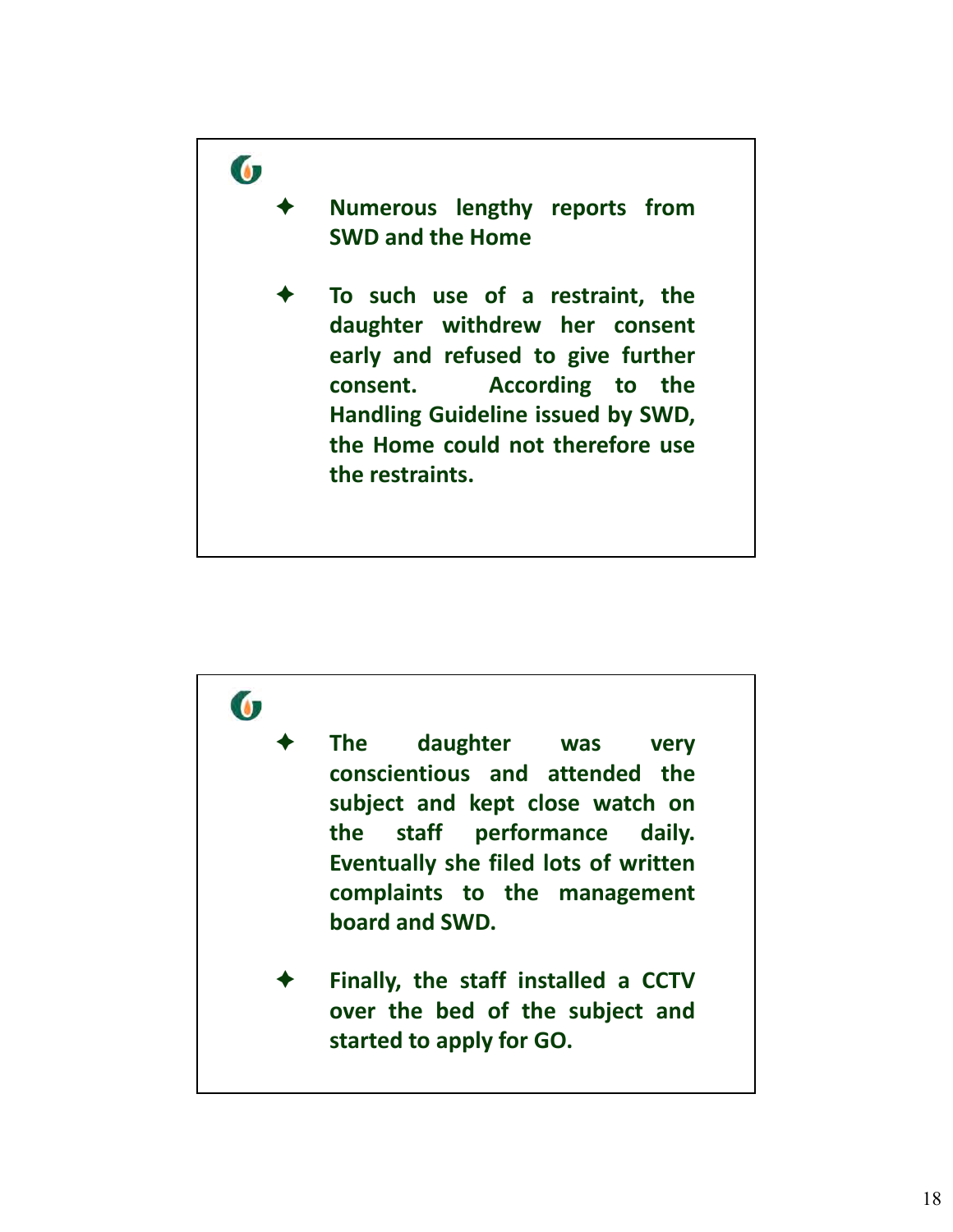- Numerous lengthy reports from SWD and the Home
- To such use of a restraint, the daughter withdrew her consent early and refused to give further consent. According to the Handling Guideline issued by SWD, the Home could not therefore use the restraints.

---

- The daughter was very conscientious and attended the subject and kept close watch on the staff performance daily. Eventually she filed lots of written complaints to the management board and SWD.
- Finally, the staff installed a CCTV over the bed of the subject and started to apply for GO.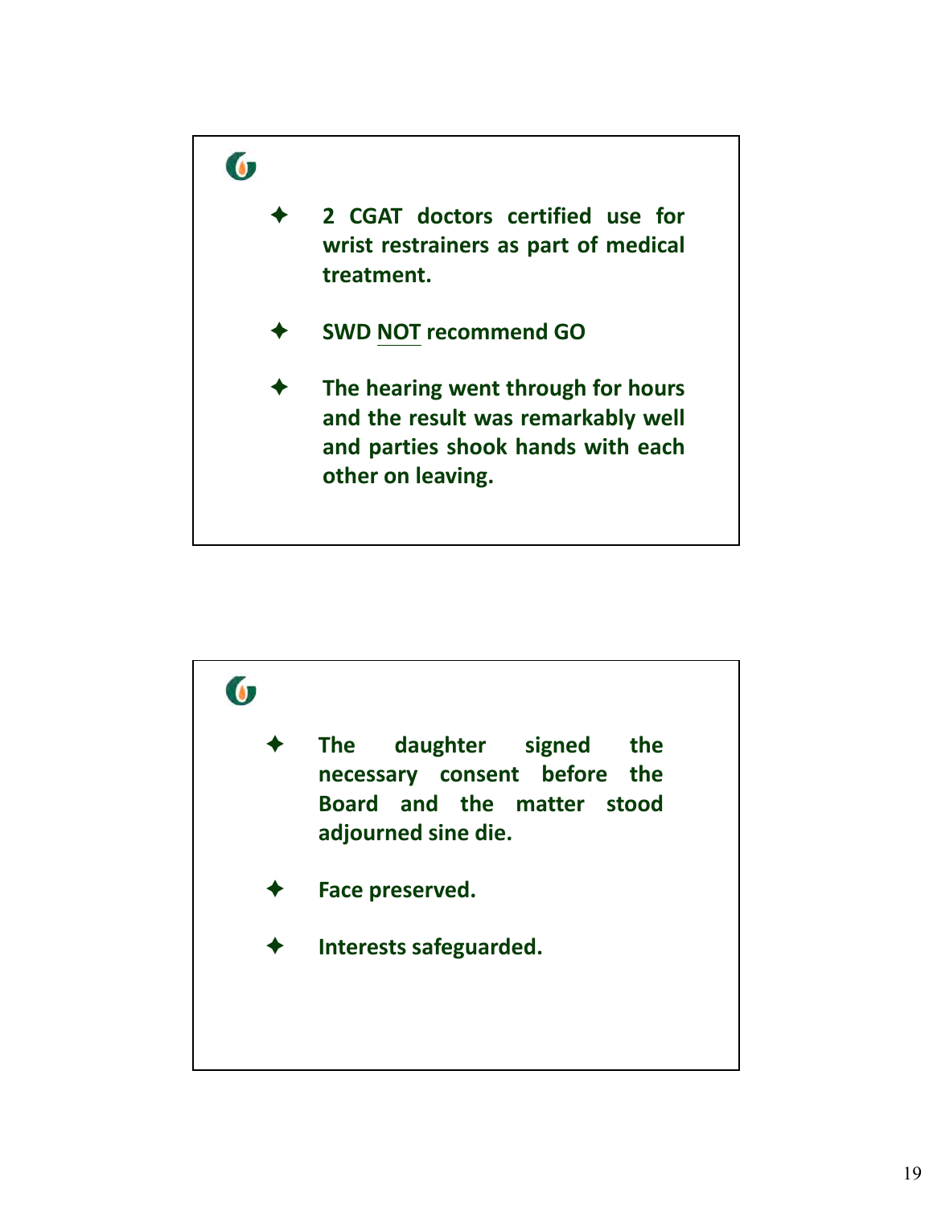- **2 CGAT doctors certified use for wrist restrainers as part of medical treatment.**
- **SWD NOT recommend GO**
- **The hearing went through for hours and the result was remarkably well and parties shook hands with each other on leaving.**

---

- **The daughter signed the necessary consent before the Board and the matter stood adjourned sine die.**
- **Face preserved.**
- **Interests safeguarded.**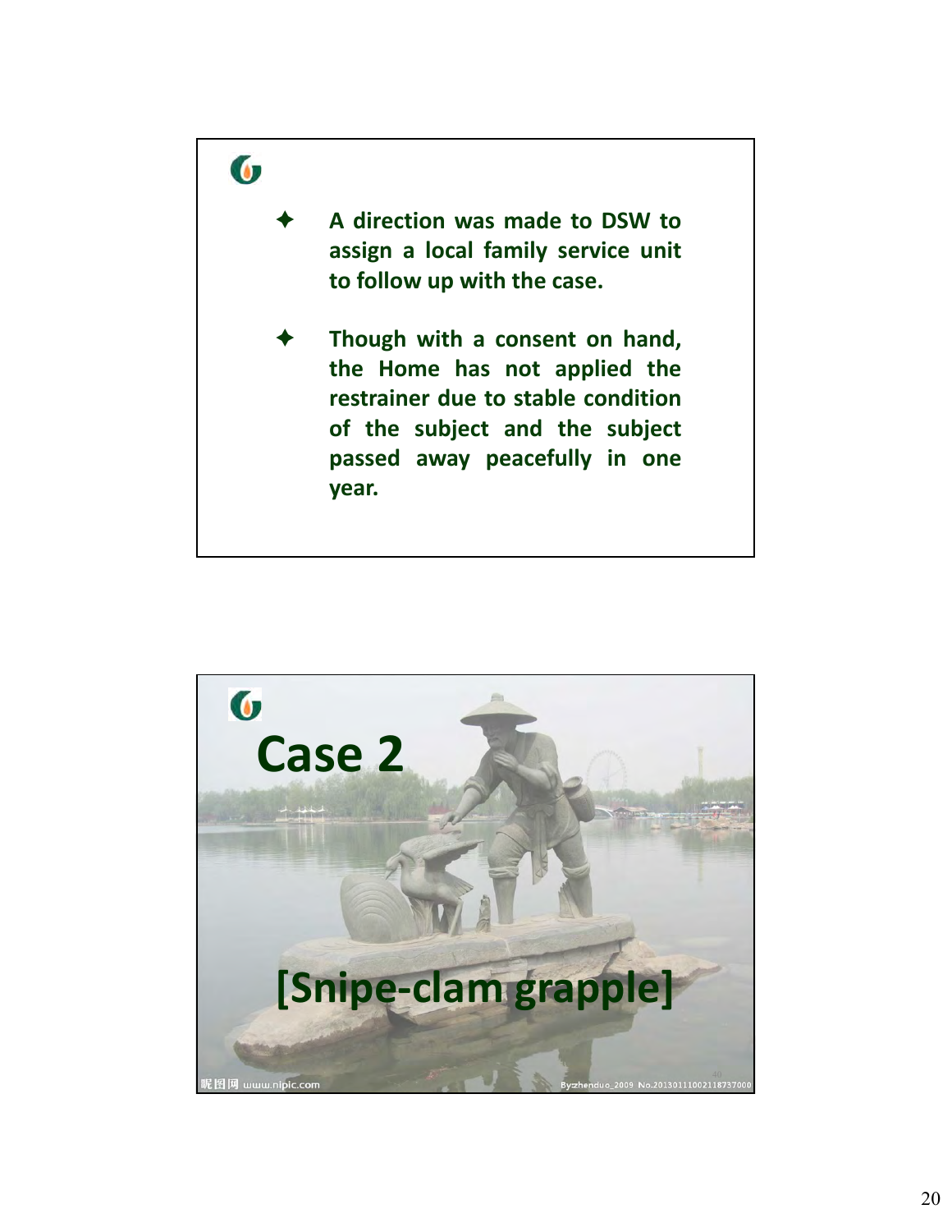- A direction was made to DSW to assign a local family service unit to follow up with the case.

- Though with a consent on hand, the Home has not applied the restrainer due to stable condition of the subject and the subject passed away peacefully in one year.

# Case 2

## [Snipe-clam grapple]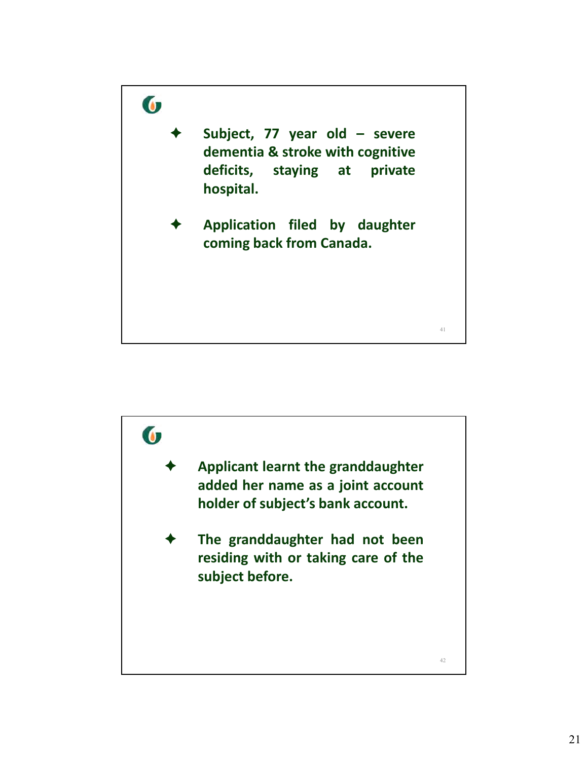- Subject, 77 year old – severe dementia & stroke with cognitive deficits, staying at private hospital.
- Application filed by daughter coming back from Canada.

- Applicant learnt the granddaughter added her name as a joint account holder of subject's bank account.
- The granddaughter had not been residing with or taking care of the subject before.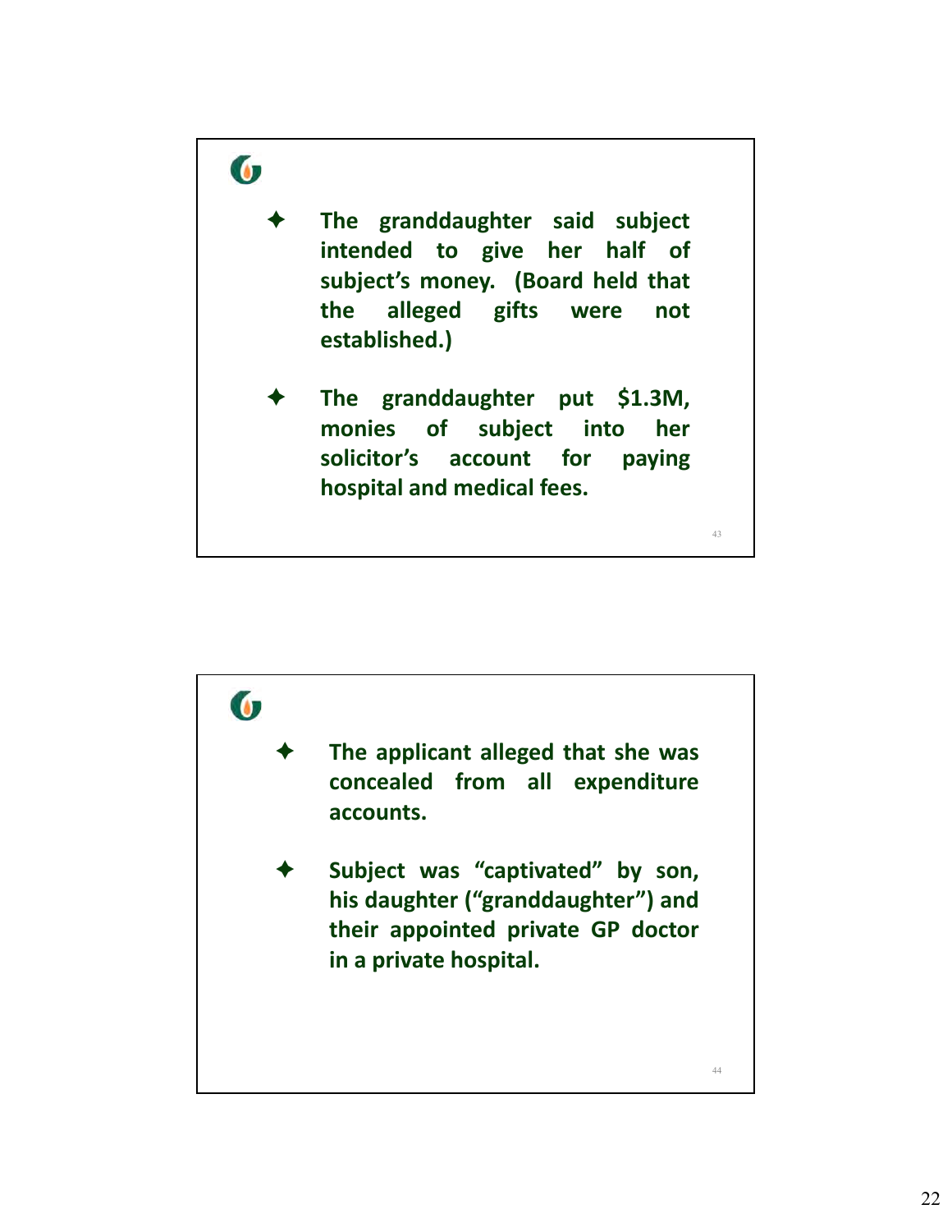- The granddaughter said subject intended to give her half of subject's money. (Board held that the alleged gifts were not established.)

- The granddaughter put $1.3M, monies of subject into her solicitor's account for paying hospital and medical fees.

---

- The applicant alleged that she was concealed from all expenditure accounts.

- Subject was "captivated" by son, his daughter ("granddaughter") and their appointed private GP doctor in a private hospital.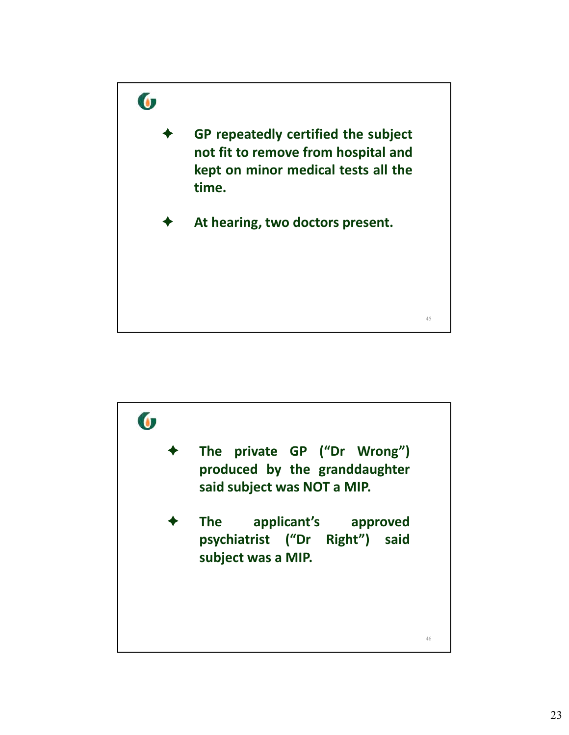- GP repeatedly certified the subject not fit to remove from hospital and kept on minor medical tests all the time.

- At hearing, two doctors present.

---

- The private GP (“Dr Wrong”) produced by the granddaughter said subject was NOT a MIP.

- The applicant’s approved psychiatrist (“Dr Right”) said subject was a MIP.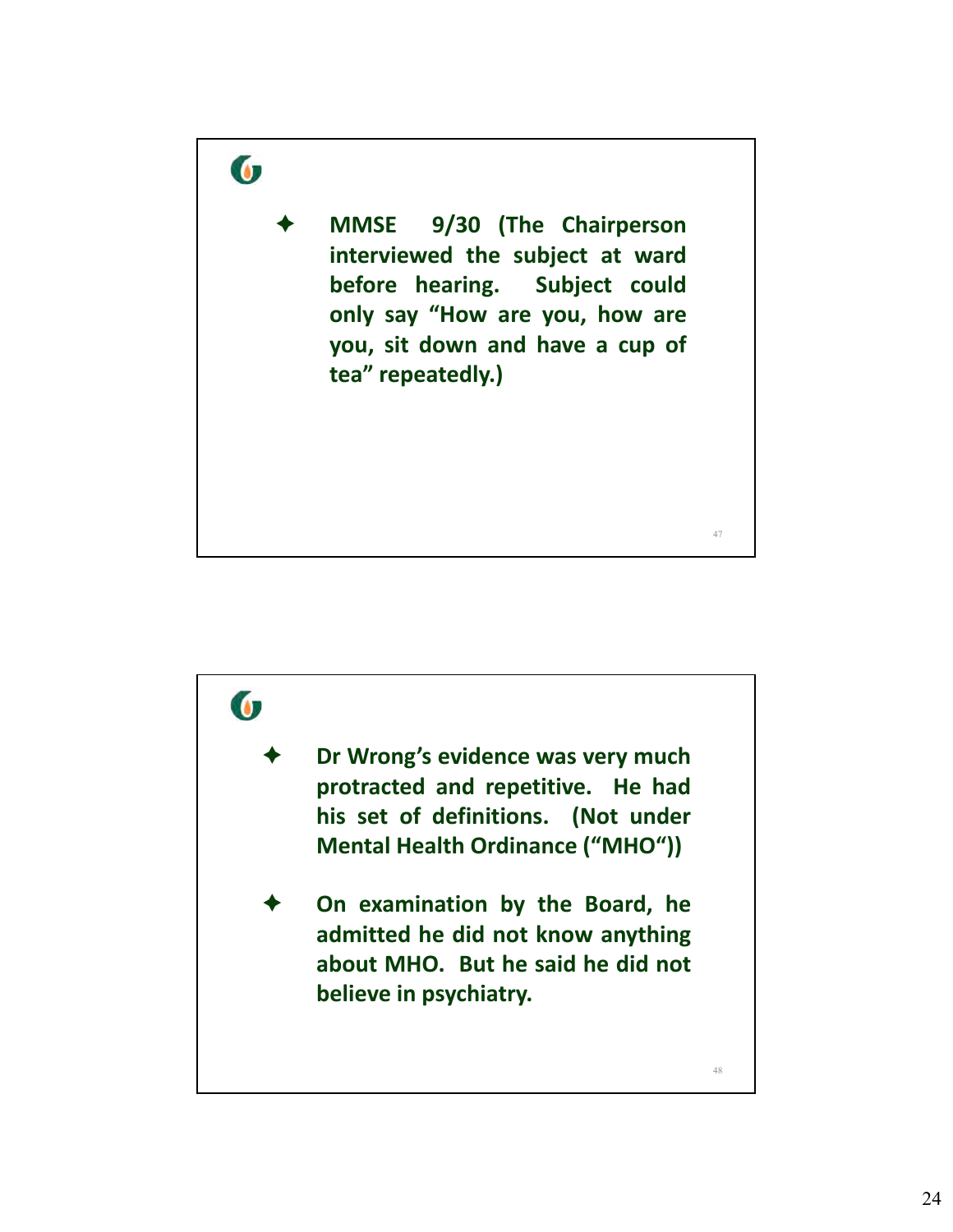- MMSE 9/30 (The Chairperson interviewed the subject at ward before hearing. Subject could only say "How are you, how are you, sit down and have a cup of tea" repeatedly.)

---

- Dr Wrong's evidence was very much protracted and repetitive. He had his set of definitions. (Not under Mental Health Ordinance ("MHO"))

- On examination by the Board, he admitted he did not know anything about MHO. But he said he did not believe in psychiatry.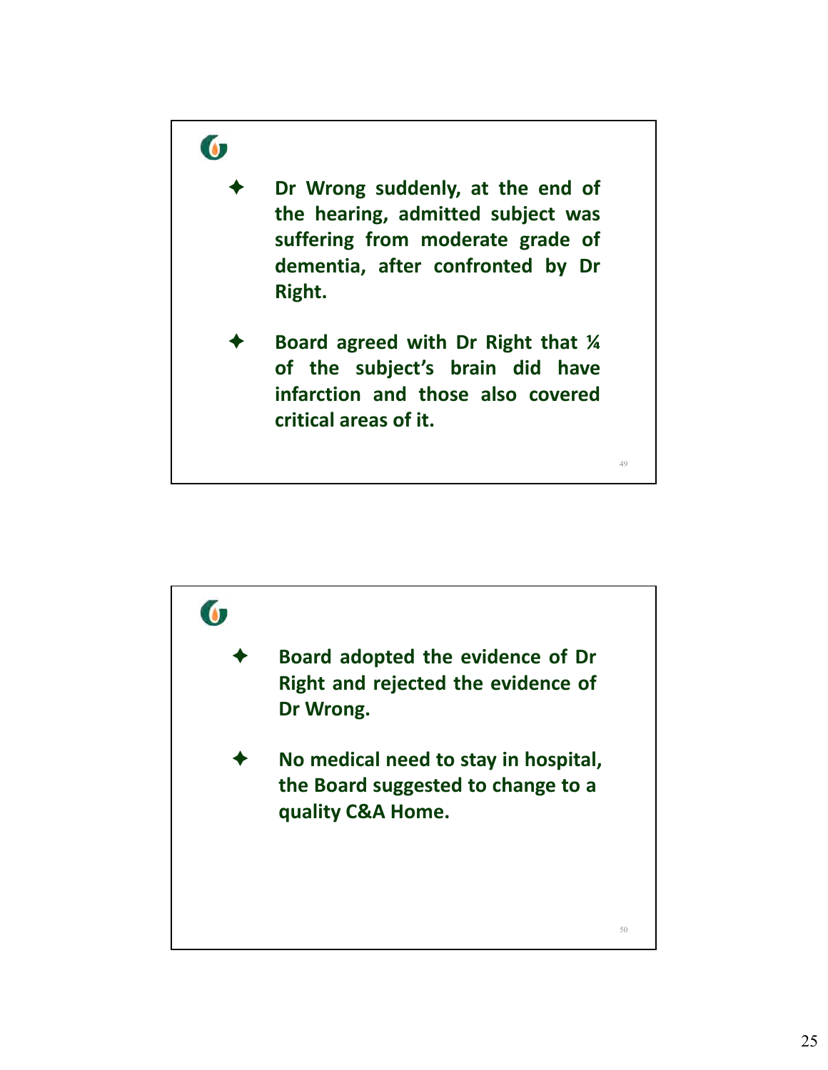- Dr Wrong suddenly, at the end of the hearing, admitted subject was suffering from moderate grade of dementia, after confronted by Dr Right.
- Board agreed with Dr Right that ¼ of the subject's brain did have infarction and those also covered critical areas of it.

- Board adopted the evidence of Dr Right and rejected the evidence of Dr Wrong.
- No medical need to stay in hospital, the Board suggested to change to a quality C&A Home.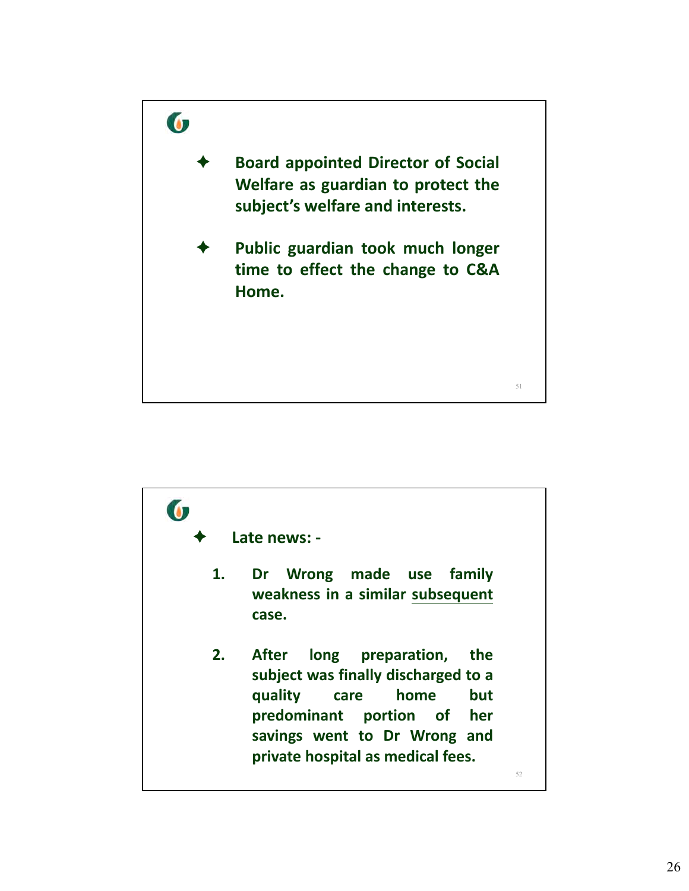- Board appointed Director of Social Welfare as guardian to protect the subject's welfare and interests.

- Public guardian took much longer time to effect the change to C&A Home.

---

- Late news: -

1. Dr Wrong made use family weakness in a similar subsequent case.

2. After long preparation, the subject was finally discharged to a quality care home but predominant portion of her savings went to Dr Wrong and private hospital as medical fees.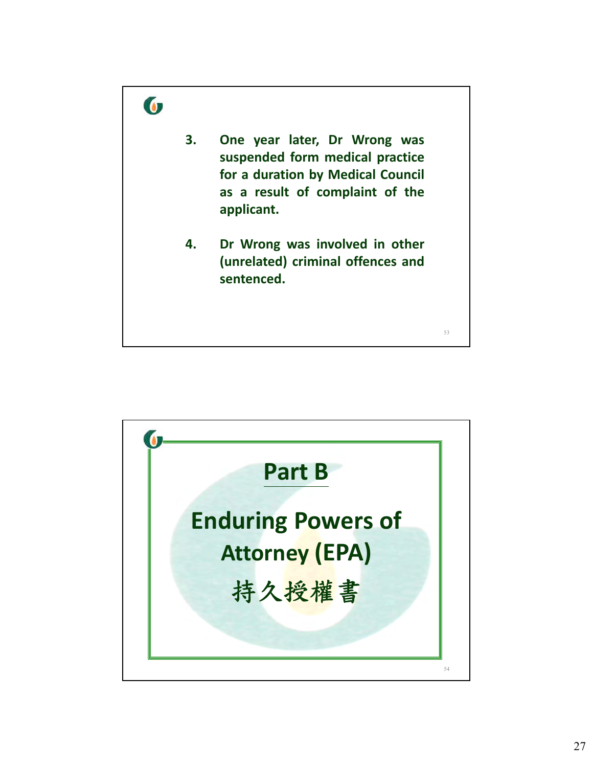3. One year later, Dr Wrong was suspended form medical practice for a duration by Medical Council as a result of complaint of the applicant.

4. Dr Wrong was involved in other (unrelated) criminal offences and sentenced.

# Part B

# Enduring Powers of Attorney (EPA)

# 持久授權書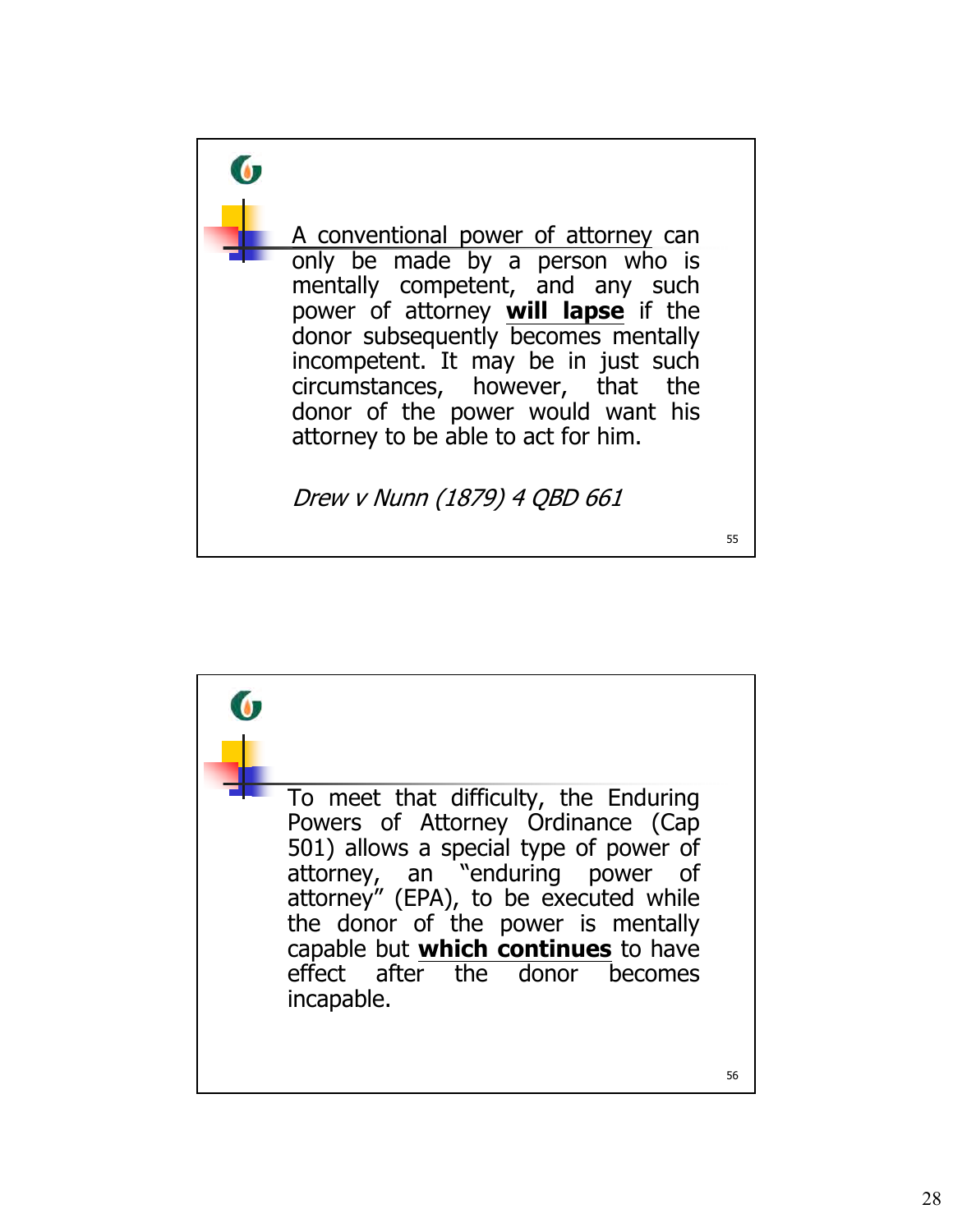A conventional power of attorney can only be made by a person who is mentally competent, and any such power of attorney **will lapse** if the donor subsequently becomes mentally incompetent. It may be in just such circumstances, however, that the donor of the power would want his attorney to be able to act for him.

*Drew v Nunn (1879) 4 QBD 661*

To meet that difficulty, the Enduring Powers of Attorney Ordinance (Cap 501) allows a special type of power of attorney, an "enduring power of attorney" (EPA), to be executed while the donor of the power is mentally capable but **which continues** to have effect after the donor becomes incapable.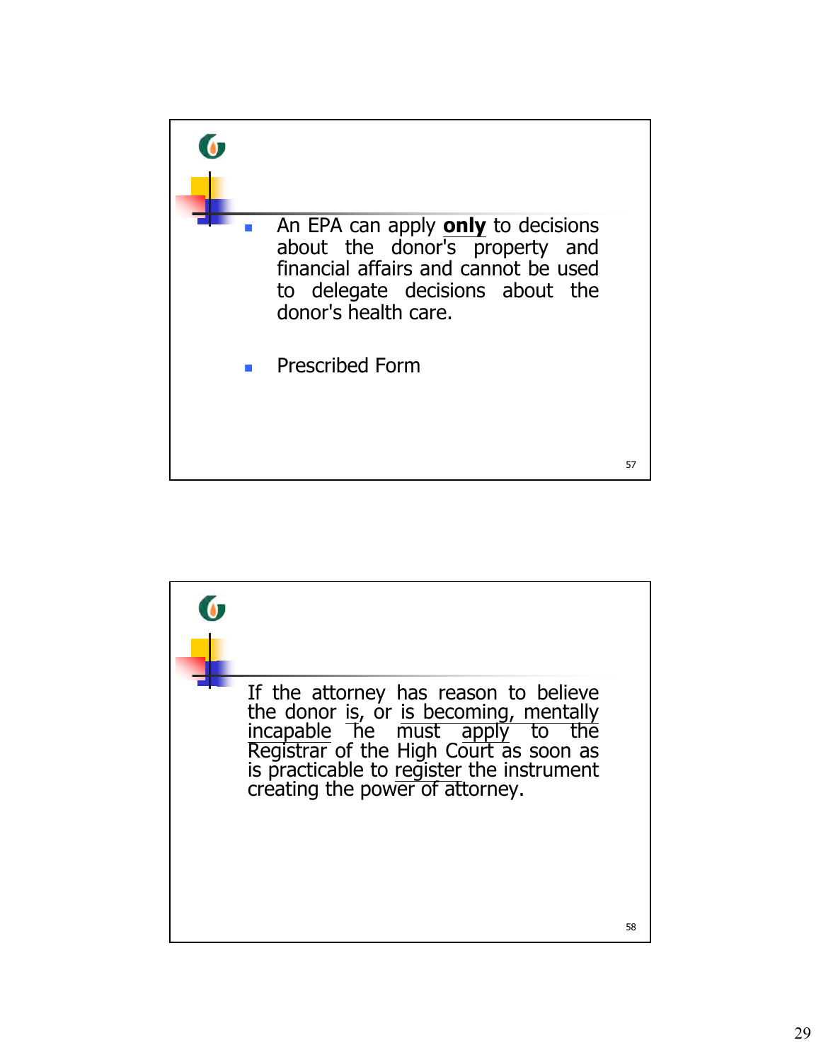- An EPA can apply **<u>only</u>** to decisions about the donor's property and financial affairs and cannot be used to delegate decisions about the donor's health care.

- Prescribed Form

---

If the attorney has reason to believe the donor <u>is</u>, or <u>is becoming, mentally incapable</u> he must <u>apply</u> to the Registrar of the High Court as soon as is practicable to <u>register</u> the instrument creating the power of attorney.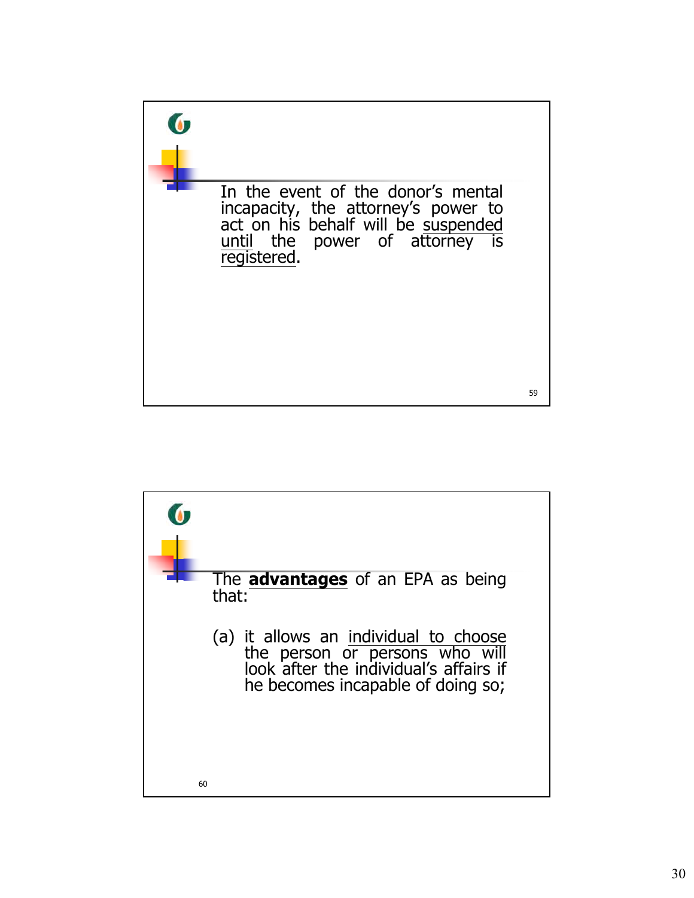In the event of the donor's mental incapacity, the attorney's power to act on his behalf will be suspended until the power of attorney is registered.

The **advantages** of an EPA as being that:

(a) it allows an individual to choose the person or persons who will look after the individual's affairs if he becomes incapable of doing so;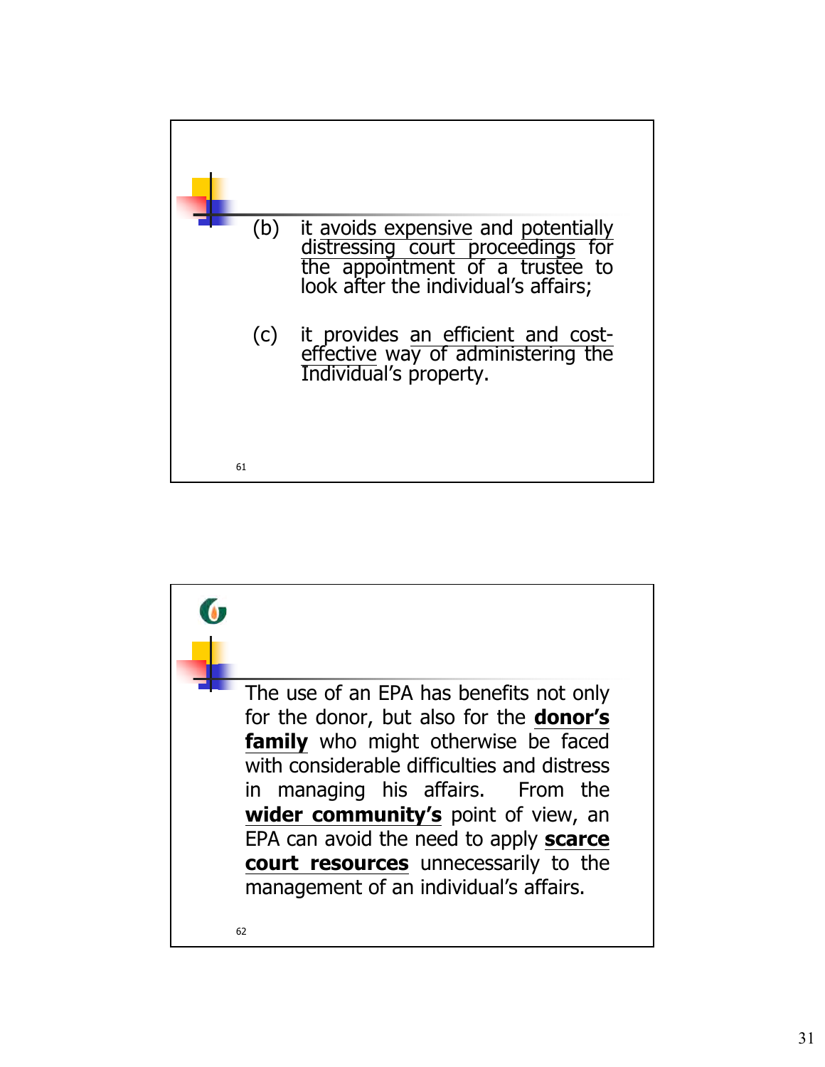(b) it avoids expensive and potentially distressing court proceedings for the appointment of a trustee to look after the individual's affairs;

(c) it provides an efficient and cost-effective way of administering the Individual's property.

The use of an EPA has benefits not only for the donor, but also for the **donor's family** who might otherwise be faced with considerable difficulties and distress in managing his affairs. From the **wider community's** point of view, an EPA can avoid the need to apply **scarce court resources** unnecessarily to the management of an individual's affairs.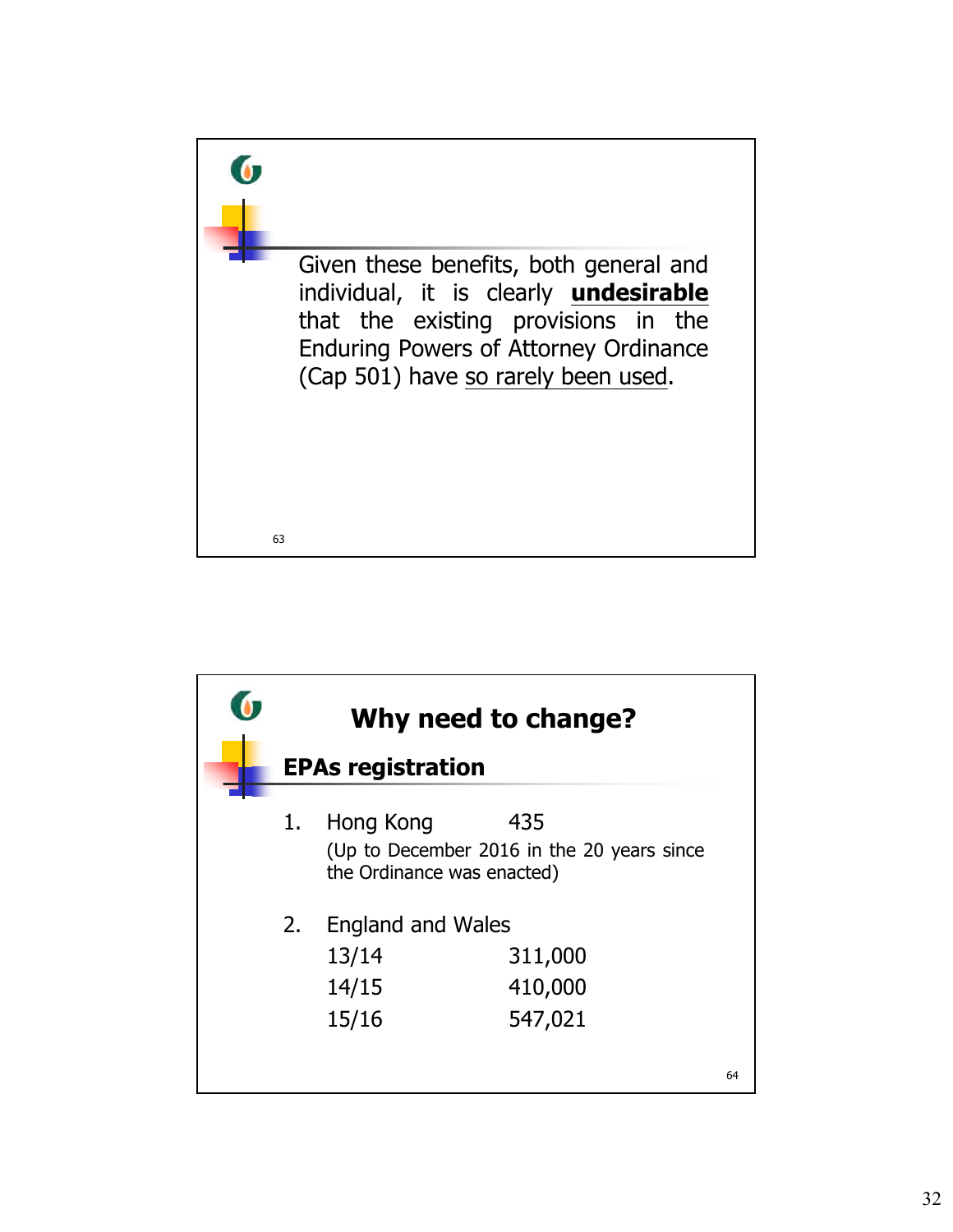Given these benefits, both general and individual, it is clearly **<u>undesirable</u>** that the existing provisions in the Enduring Powers of Attorney Ordinance (Cap 501) have <u>so rarely been used</u>.

## Why need to change?

### EPAs registration

1. Hong Kong 435

   (Up to December 2016 in the 20 years since the Ordinance was enacted)

2. England and Wales

| | |
|---|---|
| 13/14 | 311,000 |
| 14/15 | 410,000 |
| 15/16 | 547,021 |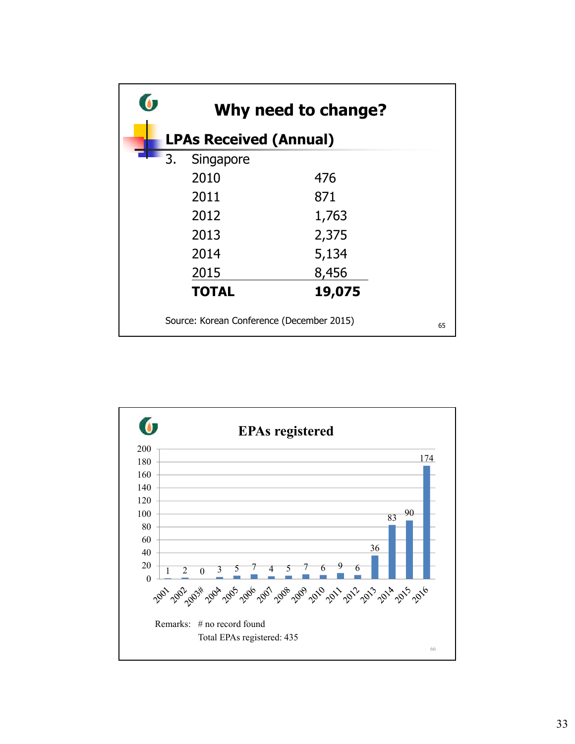## Why need to change?

### LPAs Received (Annual)

3. Singapore

| Year | LPAs |
|---|---|
| 2010 | 476 |
| 2011 | 871 |
| 2012 | 1,763 |
| 2013 | 2,375 |
| 2014 | 5,134 |
| 2015 | 8,456 |
| **TOTAL** | **19,075** |

Source: Korean Conference (December 2015)

## EPAs registered

| Year | EPAs registered |
|---|---|
| 2001 | 1 |
| 2002 | 2 |
| 2003# | 0 |
| 2004 | 3 |
| 2005 | 5 |
| 2006 | 7 |
| 2007 | 4 |
| 2008 | 5 |
| 2009 | 7 |
| 2010 | 6 |
| 2011 | 9 |
| 2012 | 6 |
| 2013 | 36 |
| 2014 | 83 |
| 2015 | 90 |
| 2016 | 174 |

Remarks: # no record found

Total EPAs registered: 435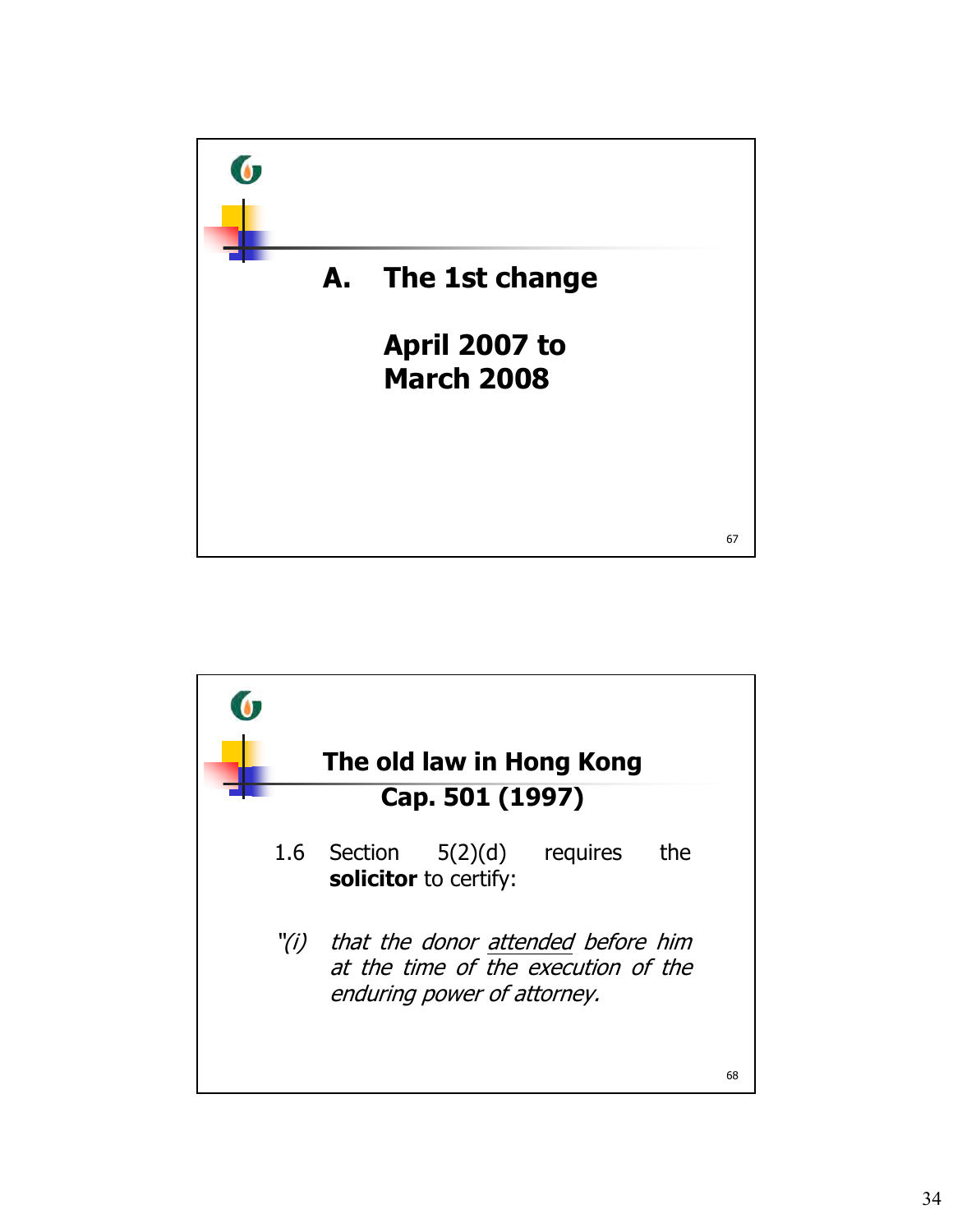## A. The 1st change

**April 2007 to March 2008**

## The old law in Hong Kong Cap. 501 (1997)

1.6 Section 5(2)(d) requires the **solicitor** to certify:

*"(i) that the donor attended before him at the time of the execution of the enduring power of attorney.*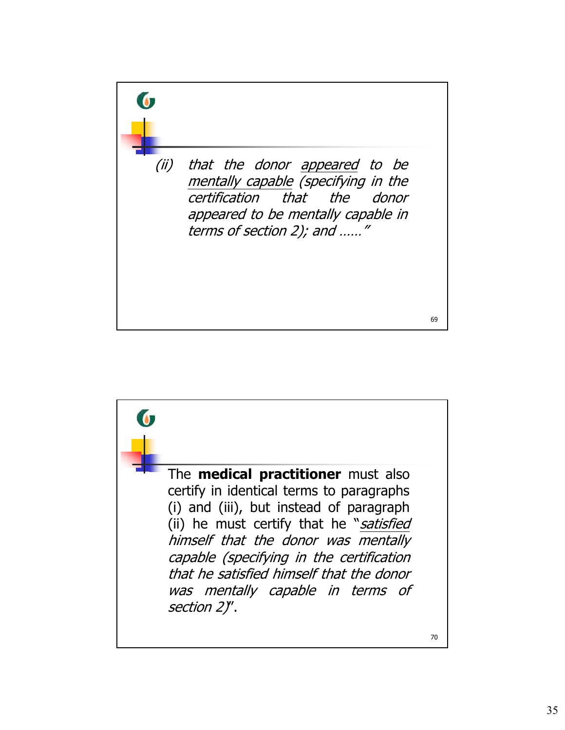*(ii) that the donor <u>appeared</u> to be <u>mentally capable</u> (specifying in the certification that the donor appeared to be mentally capable in terms of section 2); and ……"*

The **medical practitioner** must also certify in identical terms to paragraphs (i) and (iii), but instead of paragraph (ii) he must certify that he "*<u>satisfied</u> himself that the donor was mentally capable (specifying in the certification that he satisfied himself that the donor was mentally capable in terms of section 2)*".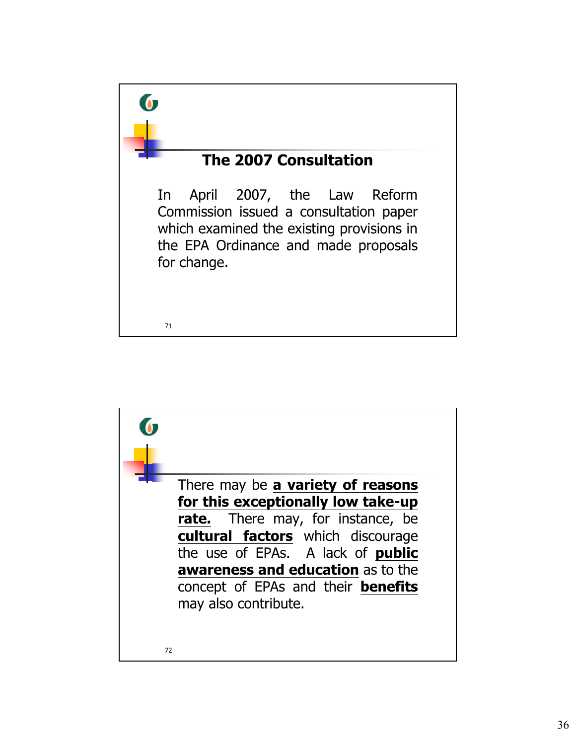## The 2007 Consultation

In April 2007, the Law Reform Commission issued a consultation paper which examined the existing provisions in the EPA Ordinance and made proposals for change.

There may be **a variety of reasons for this exceptionally low take-up rate.** There may, for instance, be **cultural factors** which discourage the use of EPAs. A lack of **public awareness and education** as to the concept of EPAs and their **benefits** may also contribute.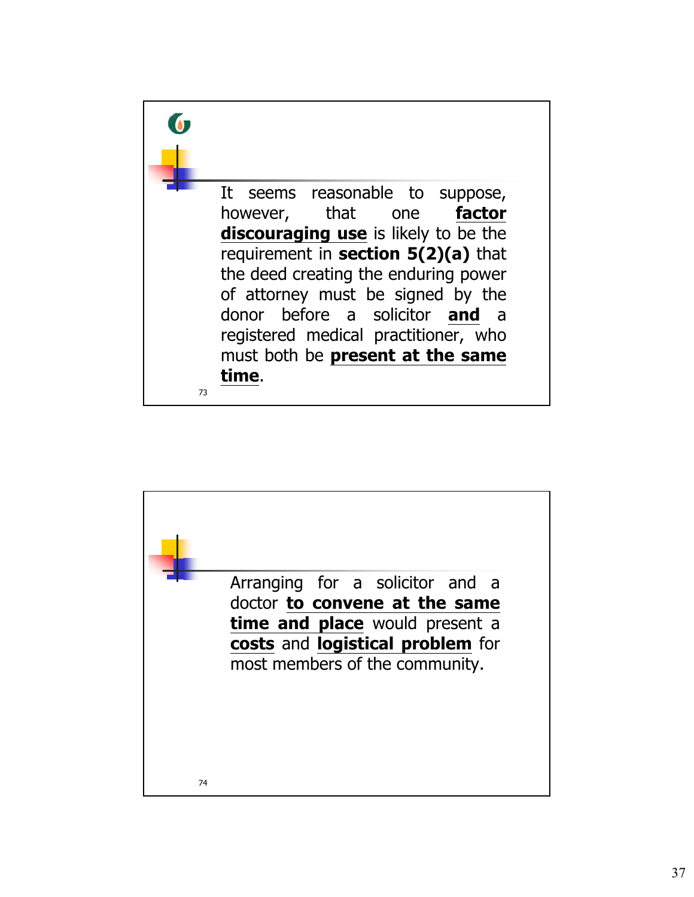It seems reasonable to suppose, however, that one **factor discouraging use** is likely to be the requirement in **section 5(2)(a)** that the deed creating the enduring power of attorney must be signed by the donor before a solicitor **and** a registered medical practitioner, who must both be **present at the same time**.

Arranging for a solicitor and a doctor **to convene at the same time and place** would present a **costs** and **logistical problem** for most members of the community.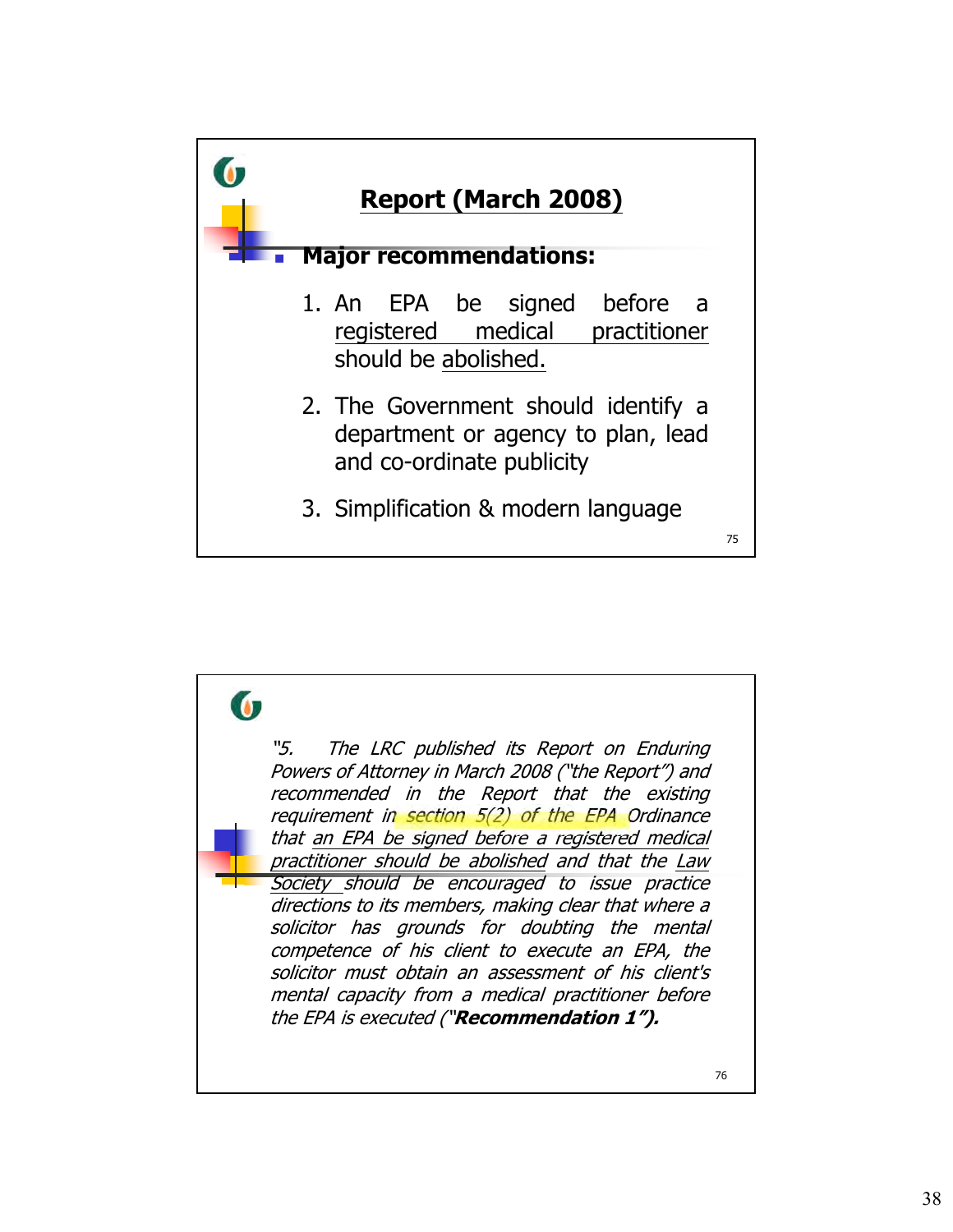## Report (March 2008)

- **Major recommendations:**

  1. An EPA be signed before a registered medical practitioner should be abolished.

  2. The Government should identify a department or agency to plan, lead and co-ordinate publicity

  3. Simplification & modern language

*"5. The LRC published its Report on Enduring Powers of Attorney in March 2008 ("the Report") and recommended in the Report that the existing requirement in section 5(2) of the EPA Ordinance that an EPA be signed before a registered medical practitioner should be abolished and that the Law Society should be encouraged to issue practice directions to its members, making clear that where a solicitor has grounds for doubting the mental competence of his client to execute an EPA, the solicitor must obtain an assessment of his client's mental capacity from a medical practitioner before the EPA is executed ("**Recommendation 1**").*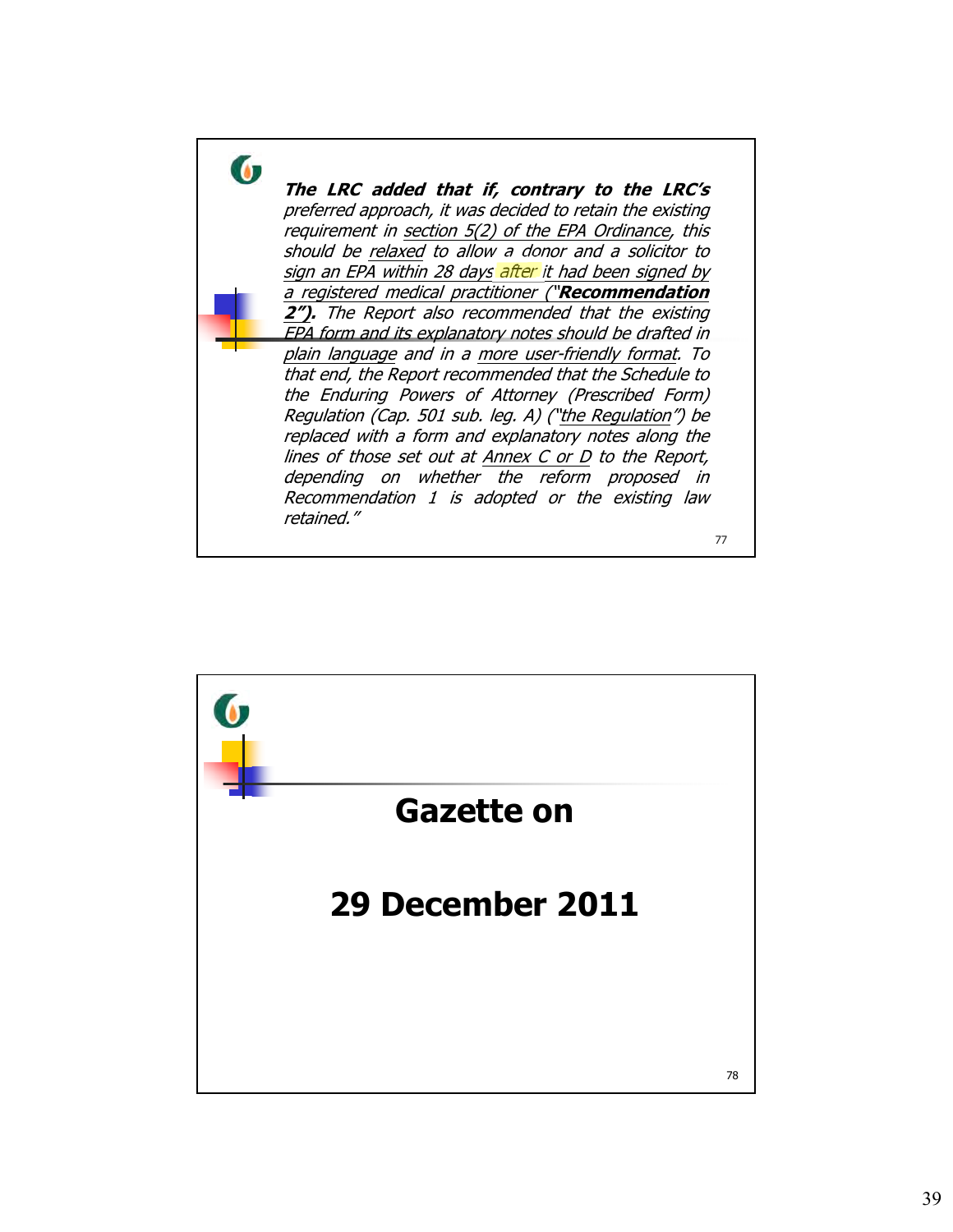***The LRC added that if, contrary to the LRC's*** *preferred approach, it was decided to retain the existing requirement in section 5(2) of the EPA Ordinance, this should be relaxed to allow a donor and a solicitor to sign an EPA within 28 days after it had been signed by a registered medical practitioner ("**Recommendation 2").** The Report also recommended that the existing EPA form and its explanatory notes should be drafted in plain language and in a more user-friendly format. To that end, the Report recommended that the Schedule to the Enduring Powers of Attorney (Prescribed Form) Regulation (Cap. 501 sub. leg. A) ("the Regulation") be replaced with a form and explanatory notes along the lines of those set out at Annex C or D to the Report, depending on whether the reform proposed in Recommendation 1 is adopted or the existing law retained."*

# Gazette on

# 29 December 2011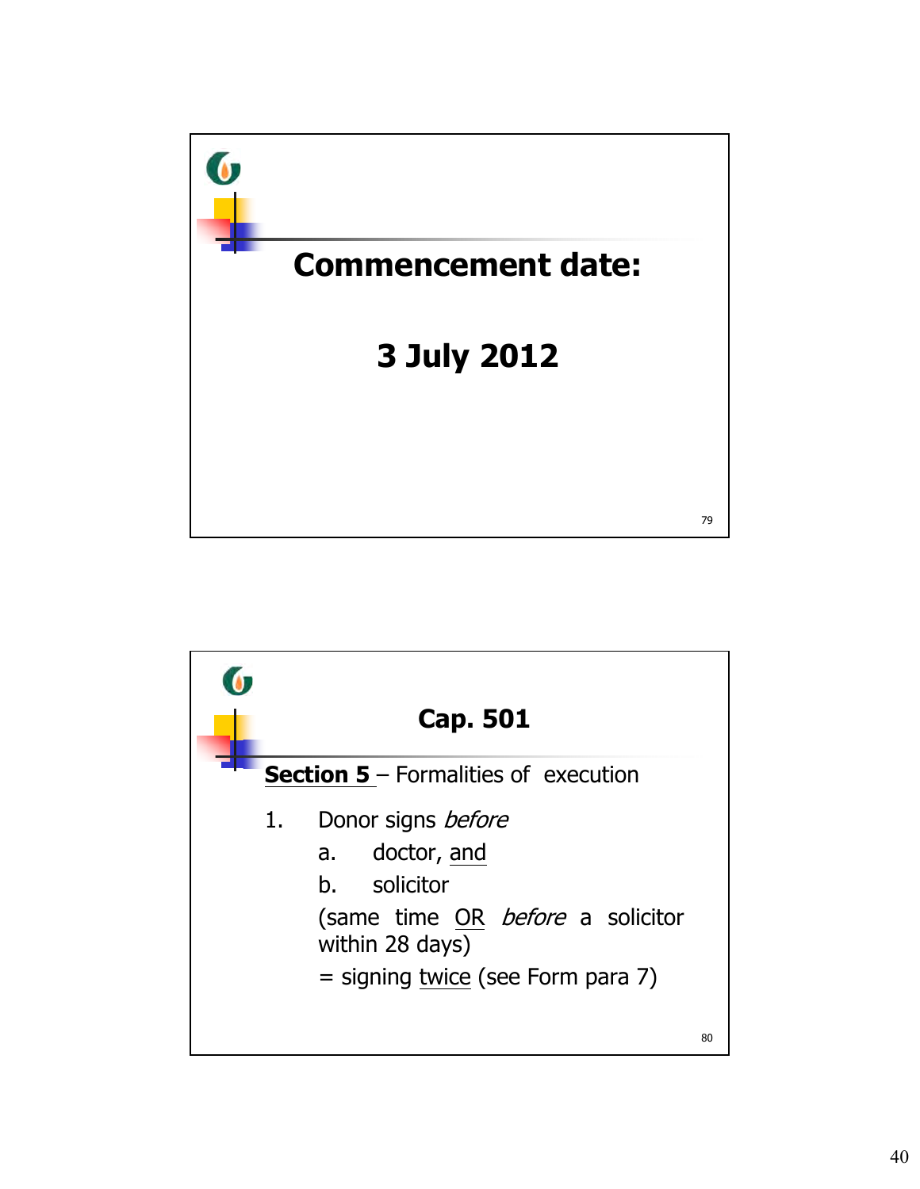## Commencement date:

## 3 July 2012

---

## Cap. 501

**Section 5** – Formalities of execution

1. Donor signs *before*
   a. doctor, and
   b. solicitor

   (same time OR *before* a solicitor within 28 days)

   = signing twice (see Form para 7)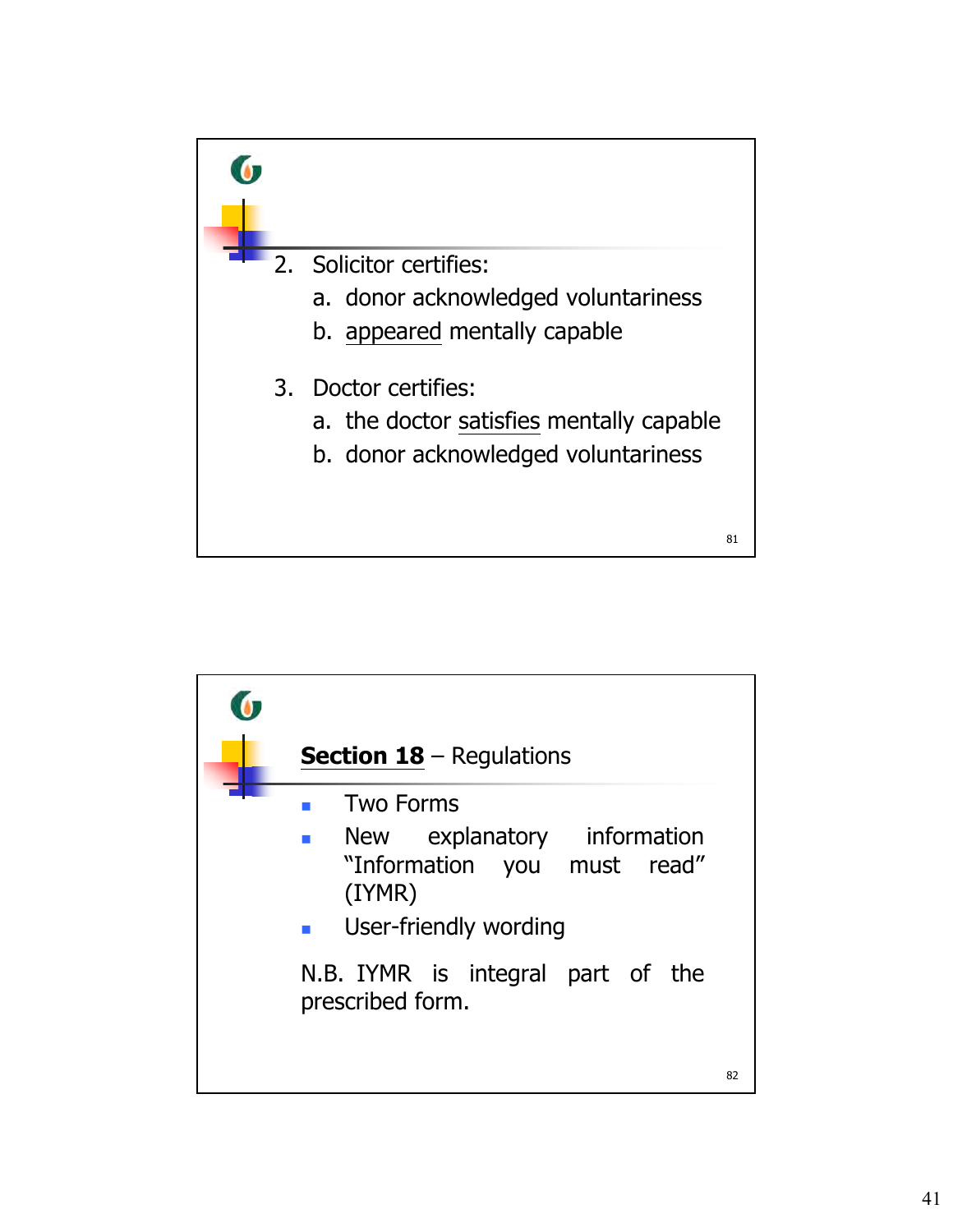2. Solicitor certifies:
   a. donor acknowledged voluntariness
   b. <u>appeared</u> mentally capable

3. Doctor certifies:
   a. the doctor <u>satisfies</u> mentally capable
   b. donor acknowledged voluntariness

## **Section 18** – Regulations

- Two Forms
- New explanatory information "Information you must read" (IYMR)
- User-friendly wording

N.B. IYMR is integral part of the prescribed form.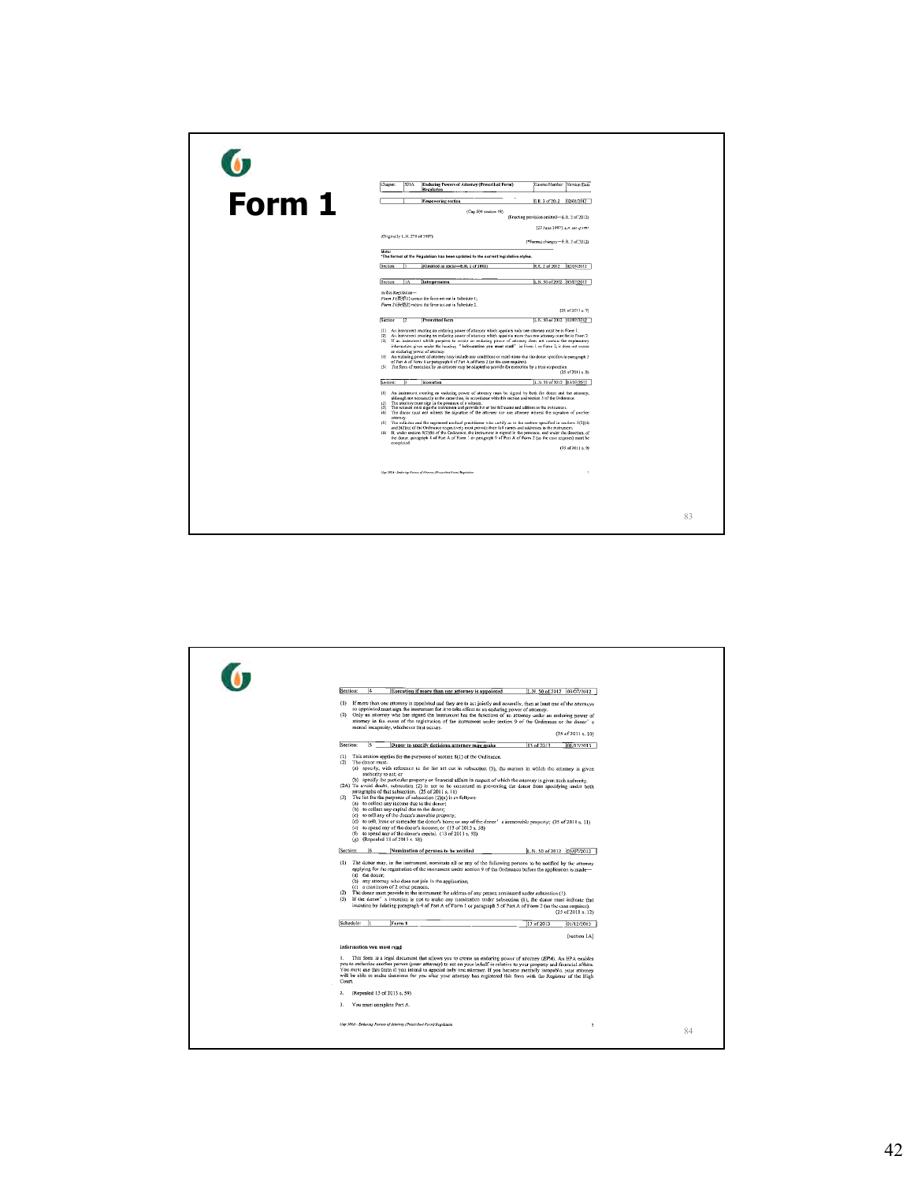# Form 1

| Chapter: | 501A | Enduring Powers of Attorney (Prescribed Form) Regulation | Gazette Number | Version Date |
|---|---|---|---|---|

| | | Empowering section | E.R. 2 of 2012 | 02/08/2012 |
|---|---|---|---|---|

(Cap 501 section 18)

[Enacting provision omitted—E.R. 2 of 2012]

[27 June 1997]

(Originally L.N. 278 of 1997)

(*Format changes—E.R. 2 of 2012)

Note:
*The format of the Regulation has been updated to the current legislative styles.

| Section: | 1 | (Omitted as spent—E.R. 2 of 2012) | E.R. 2 of 2012 | 02/08/2012 |
|---|---|---|---|---|

| Section: | 1A | Interpretation | L.N. 50 of 2012 | 03/07/2012 |
|---|---|---|---|---|

In this Regulation—

*Form 1* (表格1) means the form set out in Schedule 1;

*Form 2* (表格2) means the form set out in Schedule 2.

(25 of 2011 s. 7)

| Section: | 2 | Prescribed form | L.N. 50 of 2012 | 03/07/2012 |
|---|---|---|---|---|

(1) An instrument creating an enduring power of attorney which appoints only one attorney must be in Form 1.
(2) An instrument creating an enduring power of attorney which appoints more than one attorney must be in Form 2.
(3) If an instrument which purports to create an enduring power of attorney does not contain the explanatory information given under the heading "Information you must read" in Form 1 or Form 2, it does not create an enduring power of attorney.
(4) An enduring power of attorney may include any conditions or restrictions that the donor specifies in paragraph 2 of Part A of Form 1 or paragraph 4 of Part A of Form 2 (as the case requires).
(5) The form of execution by an attorney may be adapted to provide for execution by a trust corporation.

(25 of 2011 s. 8)

| Section: | 3 | Execution | L.N. 50 of 2012 | 03/07/2012 |
|---|---|---|---|---|

(1) An instrument creating an enduring power of attorney must be signed by both the donor and the attorney, although not necessarily at the same time, in accordance with this section and section 5 of the Ordinance.
(2) The attorney must sign in the presence of a witness.
(3) The witness must sign the instrument and provide his or her full name and address in the instrument.
(4) The donor must not witness the signature of the attorney nor one attorney witness the signature of another attorney.
(5) The solicitor and the registered medical practitioner who certify as to the matters specified in sections 5(2)(d) and 5(2)(e) of the Ordinance respectively must provide their full names and addresses in the instrument.
(6) If, under section 5(2)(b) of the Ordinance, the instrument is signed in the presence, and under the direction, of the donor, paragraph 4 of Part A of Form 1 or paragraph 9 of Part A of Form 2 (as the case requires) must be completed.

(25 of 2011 s. 9)

| Section: | 4 | Execution if more than one attorney is appointed | L.N. 50 of 2012 | 03/07/2012 |
|---|---|---|---|---|

(1) If more than one attorney is appointed and they are to act jointly and severally, then at least one of the attorneys so appointed must sign the instrument for it to take effect as an enduring power of attorney.
(2) Only an attorney who has signed the instrument has the functions of an attorney under an enduring power of attorney in the event of the registration of the instrument under section 9 of the Ordinance or the donor's mental incapacity, whichever first occurs.

(25 of 2011 s. 10)

| Section: | 5 | Donor to specify decisions attorney may make | 13 of 2013 | 01/12/2013 |
|---|---|---|---|---|

(1) This section applies for the purposes of section 8(1) of the Ordinance.
(2) The donor must—
(a) specify, with reference to the list set out in subsection (3), the matters in which the attorney is given authority to act; or
(b) specify the particular property or financial affairs in respect of which the attorney is given such authority.
(2A) To avoid doubt, subsection (2) is not to be construed as preventing the donor from specifying under both paragraphs of that subsection. (25 of 2011 s. 11)
(3) The list for the purposes of subsection (2)(a) is as follows—
(a) to collect any income due to the donor;
(b) to collect any capital due to the donor;
(c) to sell any of the donor's movable property;
(d) to sell, lease or surrender the donor's home or any of the donor's immovable property; (25 of 2011 s. 11)
(e) to spend any of the donor's income; or (13 of 2013 s. 58)
(f) to spend any of the donor's capital. (13 of 2013 s. 58)
(g) (Repealed 13 of 2013 s. 58)

| Section: | 6 | Nomination of persons to be notified | L.N. 50 of 2012 | 03/07/2012 |
|---|---|---|---|---|

(1) The donor may, in the instrument, nominate all or any of the following persons to be notified by the attorney applying for the registration of the instrument under section 9 of the Ordinance before the application is made—
(a) the donor;
(b) any attorney who does not join in the application;
(c) a maximum of 2 other persons.
(2) The donor must provide in the instrument the address of any person nominated under subsection (1).
(3) If the donor's intention is not to make any nomination under subsection (1), the donor must indicate that intention by deleting paragraph 4 of Part A of Form 1 or paragraph 5 of Part A of Form 2 (as the case requires).

(25 of 2011 s. 12)

| Schedule: | 1 | Form 1 | 13 of 2013 | 01/12/2013 |
|---|---|---|---|---|

[section 1A]

Information you must read

1. This form is a legal document that allows you to create an enduring power of attorney (*EPA*). An EPA enables you to authorize another person (*your attorney*) to act on your behalf in relation to your property and financial affairs. You must use this form if you intend to appoint only one attorney. If you become mentally incapable, your attorney will be able to make decisions for you after your attorney has registered this form with the Registrar of the High Court.

2. (Repealed 13 of 2013 s. 59)

3. You must complete Part A.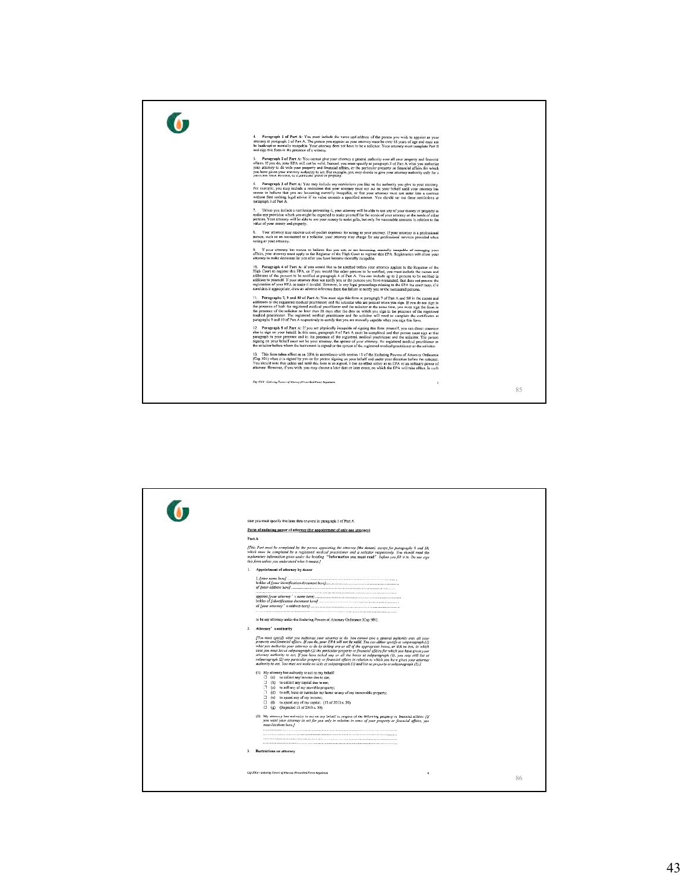4. **Paragraph 1 of Part A:** You must include the name and address of the person you wish to appoint as your attorney at paragraph 1 of Part A. The person you appoint as your attorney must be over 18 years of age and must not be bankrupt or mentally incapable. Your attorney does not have to be a solicitor. Your attorney must complete Part B and sign this form in the presence of a witness.

5. **Paragraph 2 of Part A:** You cannot give your attorney a general authority over all your property and financial affairs. If you do, your EPA will not be valid. Instead, you must specify at paragraph 2 of Part A what you authorize your attorney to do with your property and financial affairs, or the particular property or financial affairs for which you have given your attorney authority to act. For example, you may decide to give your attorney authority only for a particular bank account, or a particular piece of property.

6. **Paragraph 3 of Part A:** You may include any restrictions you like on the authority you give to your attorney. For example, you may include a restriction that your attorney must not act on your behalf until your attorney has reason to believe that you are becoming mentally incapable, or that your attorney must not enter into a contract without first seeking legal advice if its value exceeds a specified amount. You should set out these restrictions at paragraph 3 of Part A.

7. Unless you include a restriction preventing it, your attorney will be able to use any of your money or property to make any provision which you might be expected to make yourself for the needs of your attorney or the needs of other persons. Your attorney will be able to use your money to make gifts, but only for reasonable amounts in relation to the value of your money and property.

8. Your attorney may recover out-of-pocket expenses for acting as your attorney. If your attorney is a professional person, such as an accountant or a solicitor, your attorney may charge for any professional services provided when acting as your attorney.

9. If your attorney has reason to believe that you are, or are becoming, mentally incapable of managing your affairs, your attorney must apply to the Registrar of the High Court to register this EPA. Registration will allow your attorney to make decisions for you after you have become mentally incapable.

10. **Paragraph 4 of Part A:** If you would like to be notified before your attorney applies to the Registrar of the High Court to register this EPA, or if you would like other persons to be notified, you must include the names and addresses of the persons to be notified at paragraph 4 of Part A. You can include up to 2 persons to be notified in addition to yourself. If your attorney does not notify you or the persons you have nominated, that does not prevent the registration of your EPA or make it invalid. However, in any legal proceedings relating to the EPA the court may, if it considers it appropriate, draw an adverse inference from the failure to notify you or the nominated persons.

11. **Paragraphs 7, 9 and 10 of Part A:** You must sign this form at paragraph 7 of Part A and fill in the names and addresses of the registered medical practitioner and the solicitor who are present when you sign. If you do not sign in the presence of both the registered medical practitioner and the solicitor at the same time, you must sign the form in the presence of the solicitor no later than 28 days after the date on which you sign in the presence of the registered medical practitioner. The registered medical practitioner and the solicitor will need to complete the certificates at paragraphs 9 and 10 of Part A respectively to certify that you are mentally capable when you sign this form.

12. **Paragraph 8 of Part A:** If you are physically incapable of signing this form yourself, you can direct someone else to sign on your behalf. In this case, paragraph 8 of Part A must be completed and that person must sign at that paragraph in your presence and in the presence of the registered medical practitioner and the solicitor. The person signing on your behalf must not be your attorney, the spouse of your attorney, the registered medical practitioner or the solicitor before whom the instrument is signed or the spouse of the registered medical practitioner or the solicitor.

13. This form takes effect as an EPA in accordance with section 10 of the Enduring Powers of Attorney Ordinance (Cap 501) when it is signed by you or the person signing on your behalf and under your direction before the solicitor. You should note that unless and until this form is so signed, it has no effect either as an EPA or an ordinary power of attorney. However, if you wish, you may choose a later date or later event, on which the EPA will take effect. In such case you must specify this later date or event in paragraph 1 of Part A.

**Form of enduring power of attorney (for appointment of only one attorney)**

**Part A**

*[This Part must be completed by the person appointing the attorney (the donor), except for paragraphs 9 and 10, which must be completed by a registered medical practitioner and a solicitor respectively. You should read the explanatory information given under the heading* **"Information you must read"** *before you fill it in. Do not sign this form unless you understand what it means.]*

1. **Appointment of attorney by donor**

I, *[your name here]* ...............................................................,
holder of *[your identification document here]*..........................................,
of *[your address here]* ...............................................................
...............................................................................
appoint *[your attorney's name here]* ..............................................
holder of *[identification document here]* ..........................................
of *[your attorney's address here]*.................................................
...............................................................................
to be my attorney under the Enduring Powers of Attorney Ordinance (Cap 501).

2. **Attorney's authority**

*[You must specify what you authorize your attorney to do. You cannot give a general authority over all your property and financial affairs. If you do, your EPA will not be valid. You can either specify at subparagraph (1) what you authorize your attorney to do by ticking any or all of the appropriate boxes, or tick no box, in which case you must list at subparagraph (2) the particular property or financial affairs for which you have given your attorney authority to act. If you have ticked any or all the boxes at subparagraph (1), you may still list at subparagraph (2) any particular property or financial affairs in relation to which you have given your attorney authority to act. You must not make no ticks at subparagraph (1) and list no property at subparagraph (2).]*

(1) My attorney has authority to act on my behalf:
- ☐ (a) to collect any income due to me;
- ☐ (b) to collect any capital due to me;
- ☐ (c) to sell any of my movable property;
- ☐ (d) to sell, lease or surrender my home or any of my immovable property;
- ☐ (e) to spend any of my income;
- ☐ (f) to spend any of my capital. (13 of 2013 s. 59)
- ☐ (g) (Repealed 13 of 2013 s. 59)

(2) My attorney has authority to act on my behalf in respect of the following property or financial affairs: *[If you want your attorney to act for you only in relation to some of your property or financial affairs, you must list them here.]*
...............................................................................
...............................................................................
...............................................................................
...............................................................................

3. **Restrictions on attorney**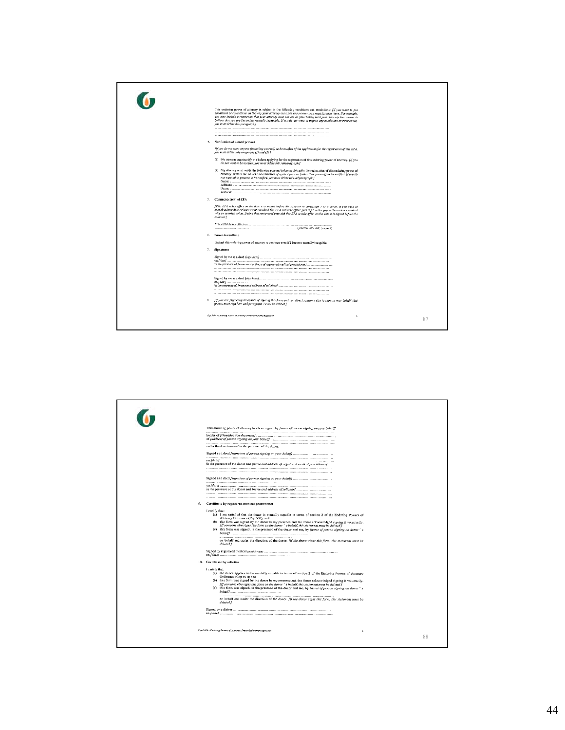This enduring power of attorney is subject to the following conditions and restrictions: *[If you want to put conditions or restrictions on the way your attorney exercises any powers, you must list them here. For example, you may include a restriction that your attorney must not act on your behalf until your attorney has reason to believe that you are becoming mentally incapable. If you do not want to impose any conditions or restrictions, you must delete this paragraph.]*

..............................................................................................................

..............................................................................................................

..............................................................................................................

4. **Notification of named persons**

*[If you do not want anyone (including yourself) to be notified of the application for the registration of this EPA, you must delete subparagraphs (1) and (2).]*

(1) My attorney must notify me before applying for the registration of this enduring power of attorney. *[If you do not want to be notified, you must delete this subparagraph.]*

(2) My attorney must notify the following persons before applying for the registration of this enduring power of attorney. *[Fill in the names and addresses of up to 2 persons (other than yourself) to be notified. If you do not want other persons to be notified, you must delete this subparagraph.]*

Name: ..............................................................................................................
Address: ..............................................................................................................
Name: ..............................................................................................................
Address: ..............................................................................................................

5. **Commencement of EPA**

*[This EPA takes effect on the date it is signed before the solicitor in paragraph 7 or 8 below. If you want to specify a later date or later event on which this EPA will take effect, please fill in the gap in the sentence marked with an asterisk below. Delete that sentence if you wish this EPA to take effect on the date it is signed before the solicitor.]*

\*This EPA takes effect on ..............................................................................................................
.............................................................................................................. (insert a later date or event).

6. **Power to continue**

I intend this enduring power of attorney to continue even if I become mentally incapable.

7. **Signatures**

Signed by me as a deed *[sign here]* ..............................................................................................................
on *[date]* ..............................................................................................................
in the presence of *[name and address of registered medical practitioner]* ..............................................................................................................
..............................................................................................................

Signed by me as a deed *[sign here]* ..............................................................................................................
on *[date]* ..............................................................................................................
in the presence of *[name and address of solicitor]* ..............................................................................................................
..............................................................................................................

8. *[If you are physically incapable of signing this form and you direct someone else to sign on your behalf, that person must sign here and paragraph 7 must be deleted.]*

Cap 501A - Enduring Powers of Attorney (Prescribed Form) Regulation

---

This enduring power of attorney has been signed by *[name of person signing on your behalf]*
..............................................................................................................
holder of *[identification document]* .............................................................................................................. ,
of *[address of person signing on your behalf]* ..............................................................................................................
..............................................................................................................
under the direction and in the presence of the donor.

Signed as a deed *[signature of person signing on your behalf]* ..............................................................................................................
..............................................................................................................
on *[date]* ..............................................................................................................
in the presence of the donor and *[name and address of registered medical practitioner]* ...
..............................................................................................................

Signed as a deed *[signature of person signing on your behalf]* ..............................................................................................................
..............................................................................................................
on *[date]* ..............................................................................................................
in the presence of the donor and *[name and address of solicitor]* ..............................................................................................................
..............................................................................................................

9. **Certificate by registered medical practitioner**

I certify that:

(a) I am satisfied that the donor is mentally capable in terms of section 2 of the Enduring Powers of Attorney Ordinance (Cap 501); and

(b) this form was signed by the donor in my presence and the donor acknowledged signing it voluntarily. *[If someone else signs this form on the donor's behalf, this statement must be deleted.]*

(c) this form was signed, in the presence of the donor and me, by *[name of person signing on donor's behalf]* ..............................................................................................................
.............................................................................................................. on behalf and under the direction of the donor. *[If the donor signs this form, this statement must be deleted.]*

Signed by registered medical practitioner ..............................................................................................................
on *[date]* ..............................................................................................................

10. **Certificate by solicitor**

I certify that:

(a) the donor appears to be mentally capable in terms of section 2 of the Enduring Powers of Attorney Ordinance (Cap 501); and

(b) this form was signed by the donor in my presence and the donor acknowledged signing it voluntarily. *[If someone else signs this form on the donor's behalf, this statement must be deleted.]*

(c) this form was signed, in the presence of the donor and me, by *[name of person signing on donor's behalf]* ..............................................................................................................
.............................................................................................................. on behalf and under the direction of the donor. *[If the donor signs this form, this statement must be deleted.]*

Signed by solicitor ..............................................................................................................
on *[date]* ..............................................................................................................

Cap 501A - Enduring Powers of Attorney (Prescribed Form) Regulation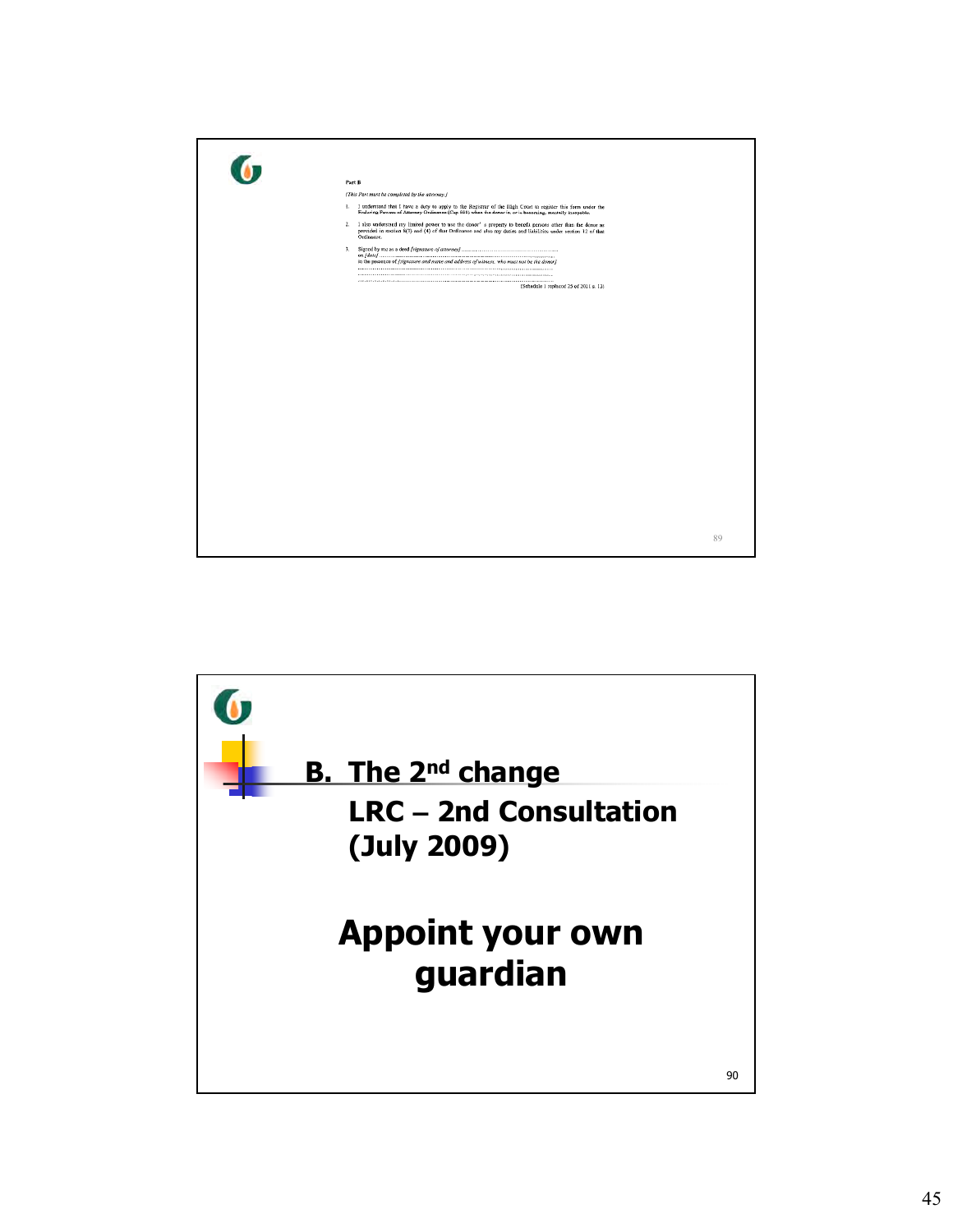Part B

*[This Part must be completed by the attorney.]*

1. I understand that I have a duty to apply to the Registrar of the High Court to register this form under the Enduring Powers of Attorney Ordinance (Cap 501) when the donor is, or is becoming, mentally incapable.

2. I also understand my limited power to use the donor's property to benefit persons other than the donor as provided in section 8(3) and (4) of that Ordinance and also my duties and liabilities under section 12 of that Ordinance.

3. Signed by me as a deed *[signature of attorney]* ....................................................
on *[date]* ....................................................
in the presence of *[signature and name and address of witness, who must not be the donor]*
....................................................
....................................................
....................................................

(Schedule 1 replaced 25 of 2011 s. 13)

---

# B. The 2nd change

## LRC – 2nd Consultation (July 2009)

# Appoint your own guardian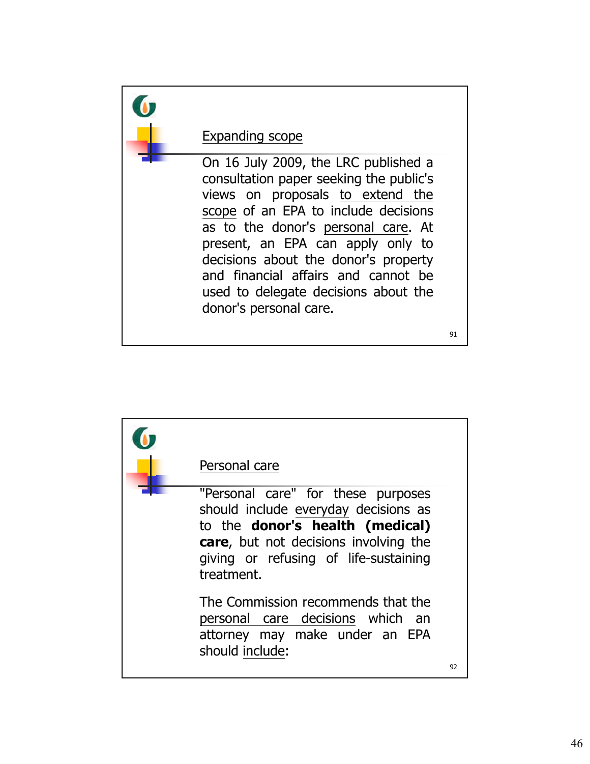## Expanding scope

On 16 July 2009, the LRC published a consultation paper seeking the public's views on proposals to extend the scope of an EPA to include decisions as to the donor's personal care. At present, an EPA can apply only to decisions about the donor's property and financial affairs and cannot be used to delegate decisions about the donor's personal care.

## Personal care

"Personal care" for these purposes should include everyday decisions as to the **donor's health (medical) care**, but not decisions involving the giving or refusing of life-sustaining treatment.

The Commission recommends that the personal care decisions which an attorney may make under an EPA should include: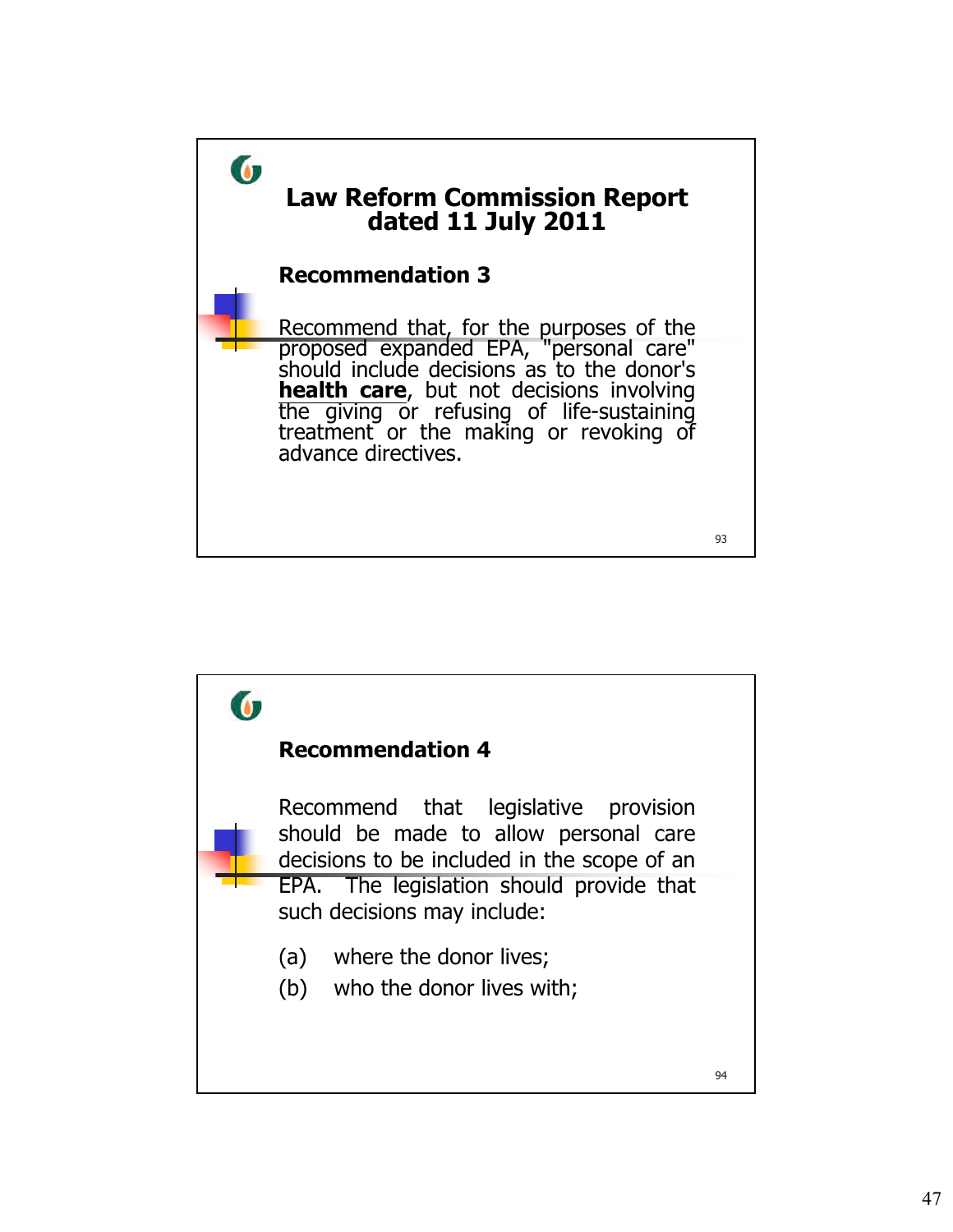## Law Reform Commission Report dated 11 July 2011

### Recommendation 3

Recommend that, for the purposes of the proposed expanded EPA, "personal care" should include decisions as to the donor's **health care**, but not decisions involving the giving or refusing of life-sustaining treatment or the making or revoking of advance directives.

### Recommendation 4

Recommend that legislative provision should be made to allow personal care decisions to be included in the scope of an EPA. The legislation should provide that such decisions may include:

(a) where the donor lives;

(b) who the donor lives with;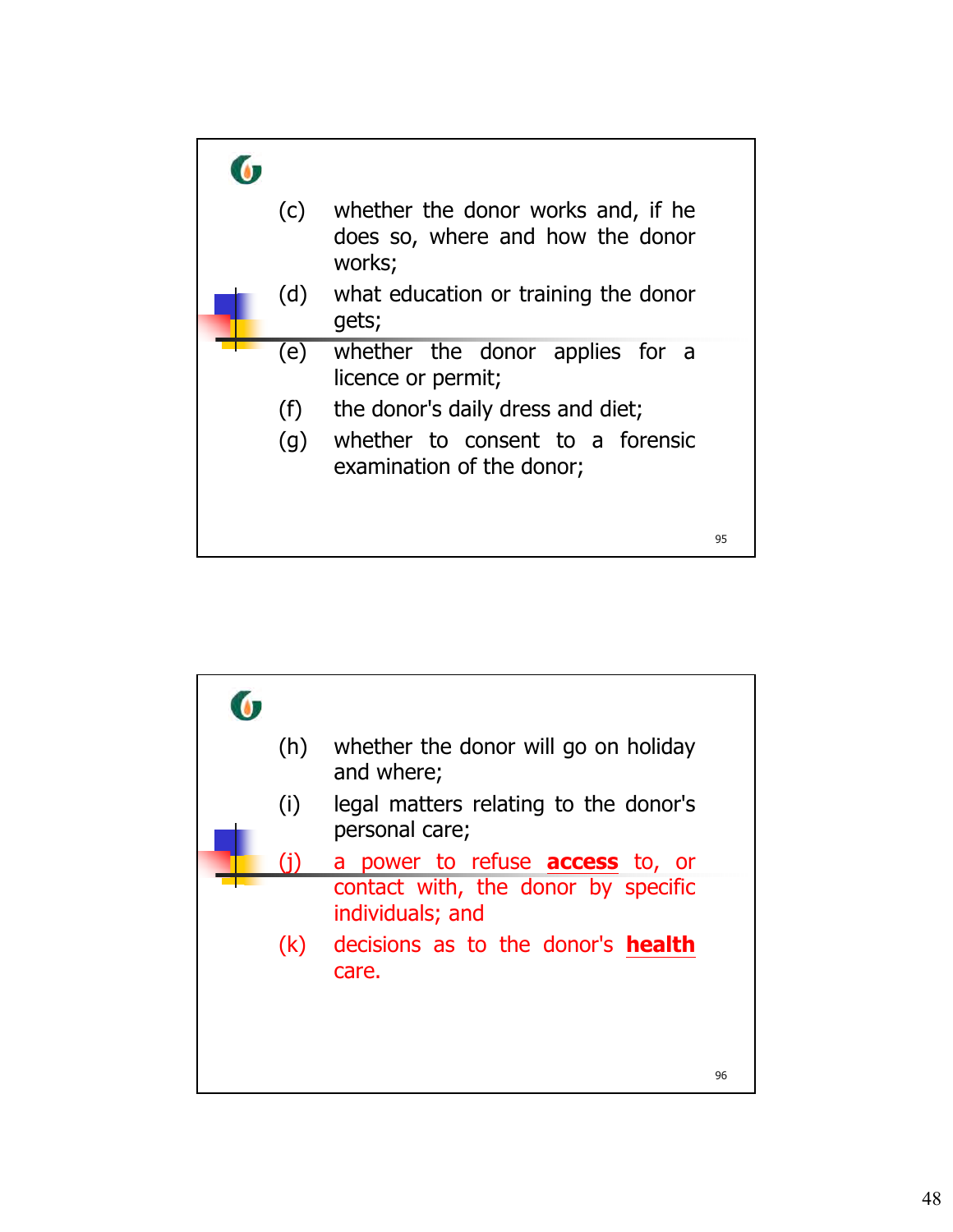(c) whether the donor works and, if he does so, where and how the donor works;

(d) what education or training the donor gets;

(e) whether the donor applies for a licence or permit;

(f) the donor's daily dress and diet;

(g) whether to consent to a forensic examination of the donor;

(h) whether the donor will go on holiday and where;

(i) legal matters relating to the donor's personal care;

(j) a power to refuse **access** to, or contact with, the donor by specific individuals; and

(k) decisions as to the donor's **health** care.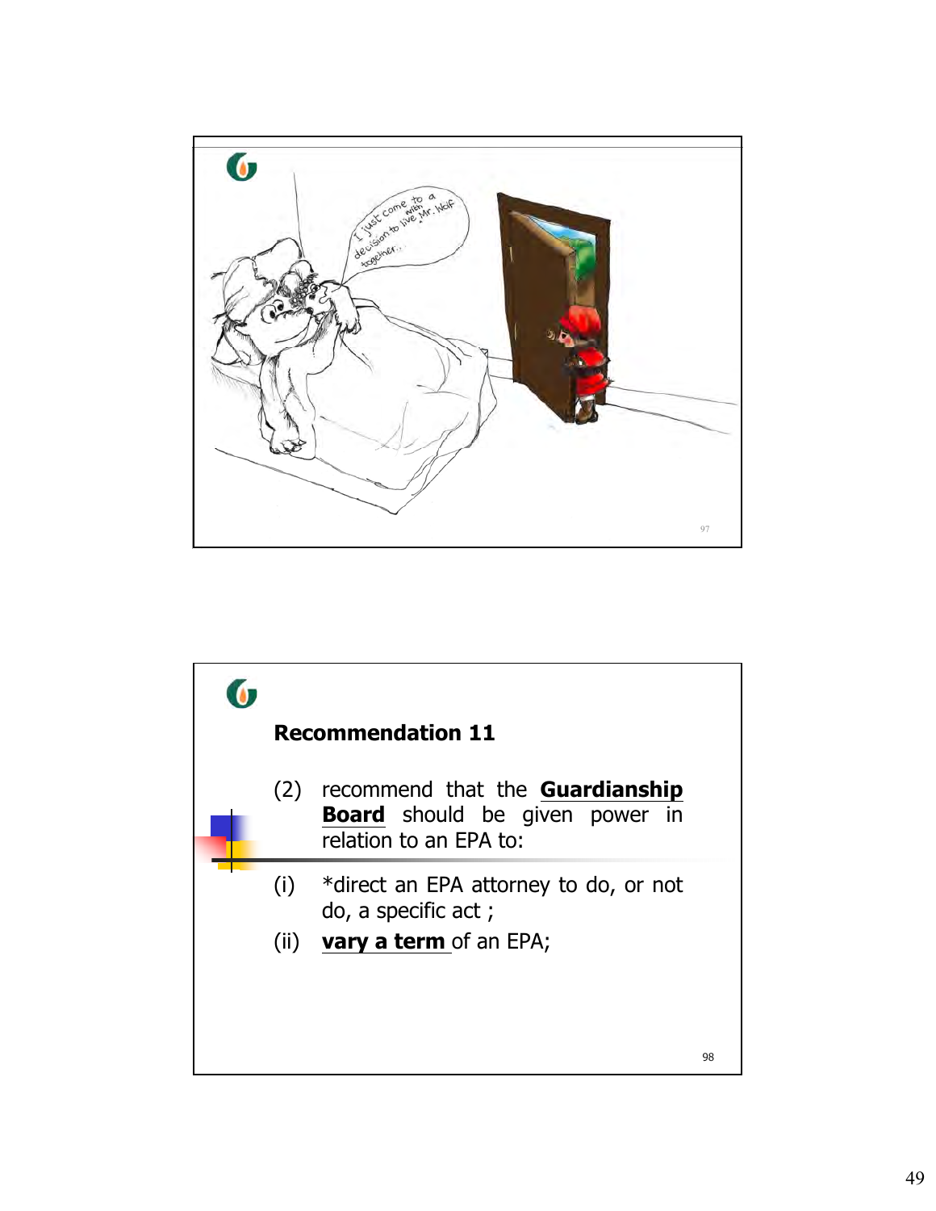I just come to a decision to live with Mr. Wolf together..

## Recommendation 11

(2) recommend that the **Guardianship Board** should be given power in relation to an EPA to:

(i) *direct an EPA attorney to do, or not do, a specific act ;

(ii) **vary a term** of an EPA;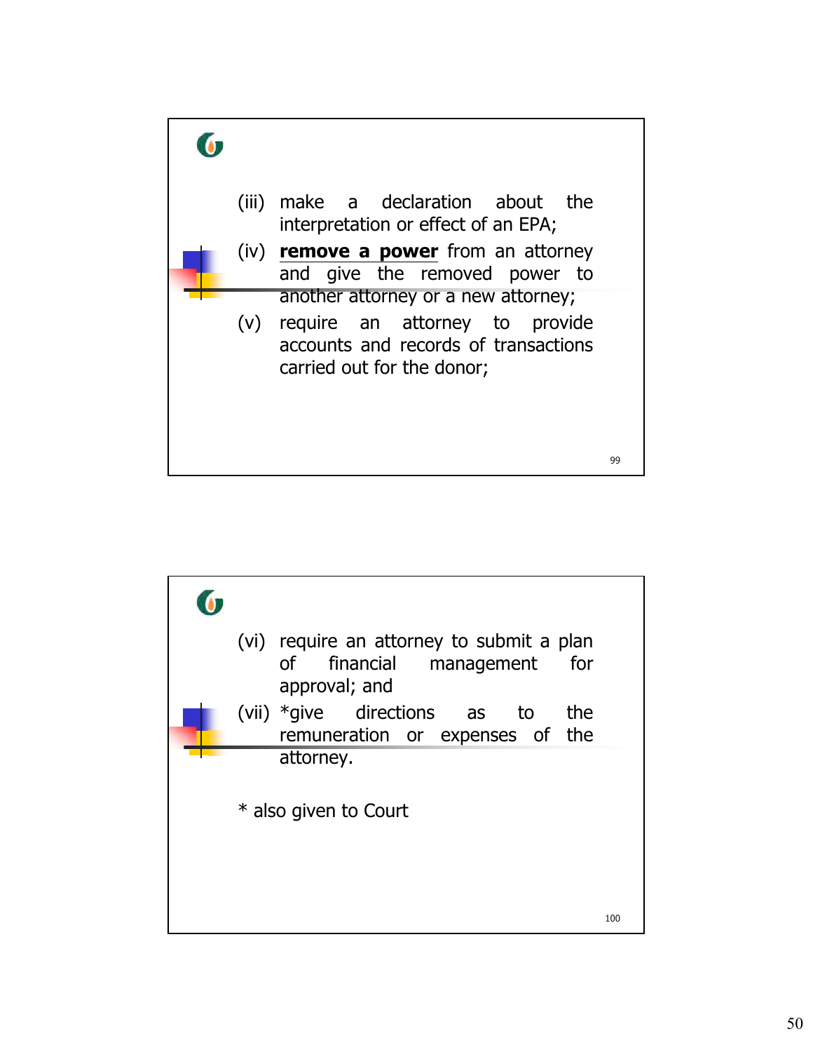(iii) make a declaration about the interpretation or effect of an EPA;

(iv) **remove a power** from an attorney and give the removed power to another attorney or a new attorney;

(v) require an attorney to provide accounts and records of transactions carried out for the donor;

(vi) require an attorney to submit a plan of financial management for approval; and

(vii) *give directions as to the remuneration or expenses of the attorney.

* also given to Court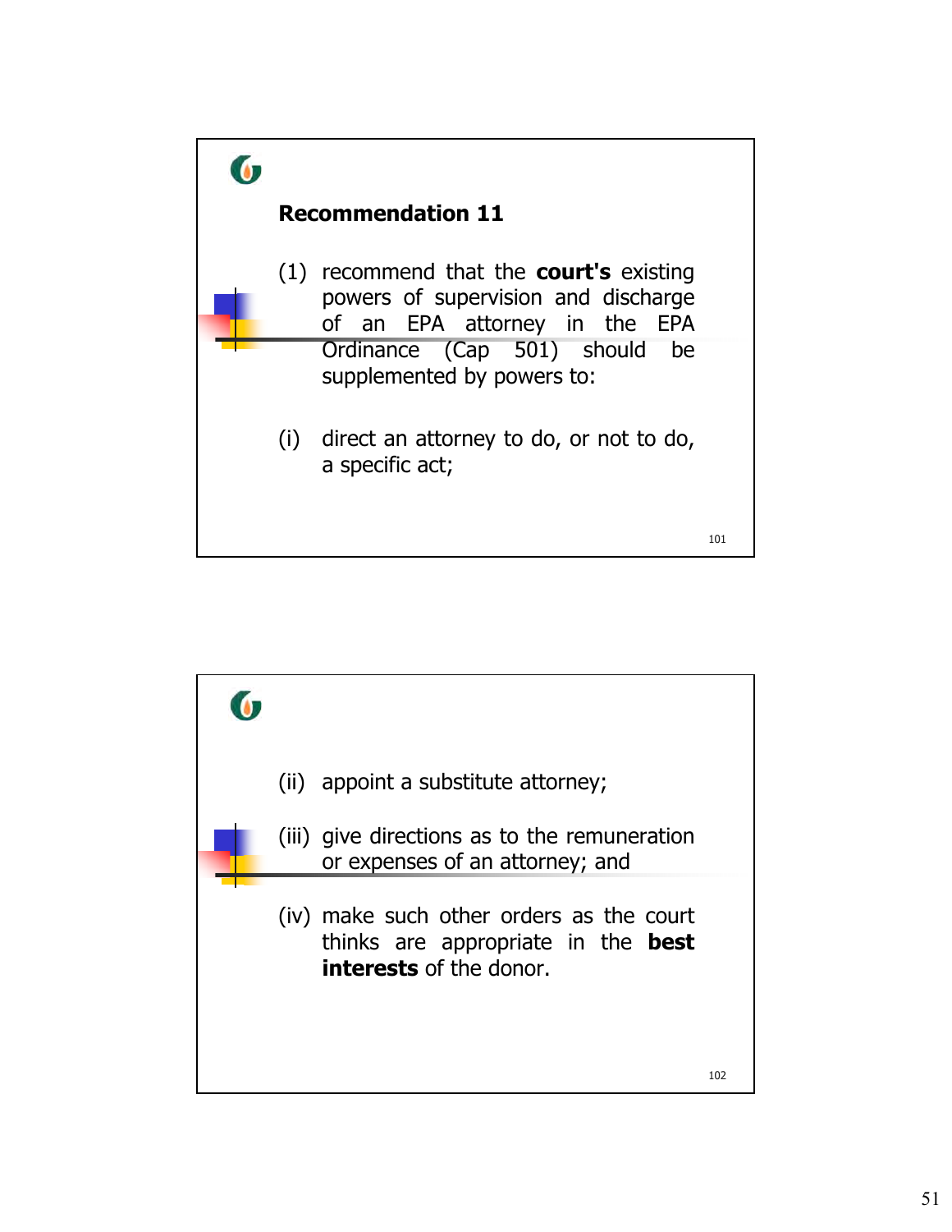## Recommendation 11

(1) recommend that the **court's** existing powers of supervision and discharge of an EPA attorney in the EPA Ordinance (Cap 501) should be supplemented by powers to:

(i) direct an attorney to do, or not to do, a specific act;

(ii) appoint a substitute attorney;

(iii) give directions as to the remuneration or expenses of an attorney; and

(iv) make such other orders as the court thinks are appropriate in the **best interests** of the donor.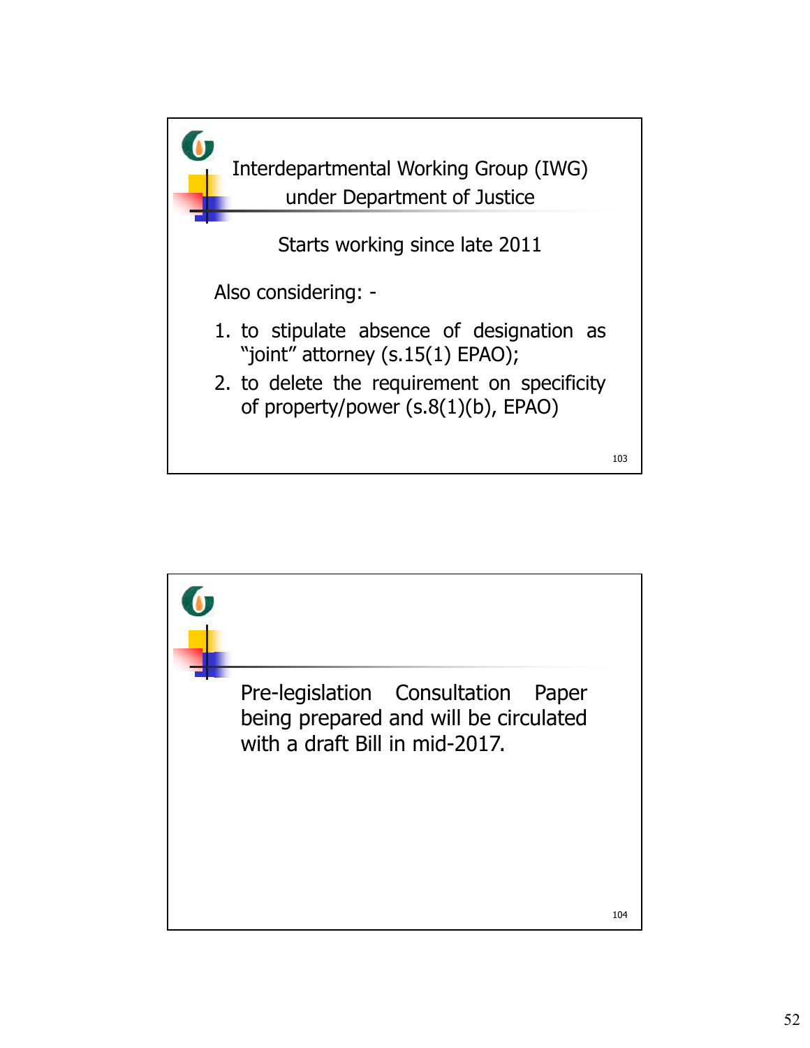## Interdepartmental Working Group (IWG) under Department of Justice

Starts working since late 2011

Also considering: -

1. to stipulate absence of designation as "joint" attorney (s.15(1) EPAO);
2. to delete the requirement on specificity of property/power (s.8(1)(b), EPAO)

---

Pre-legislation Consultation Paper being prepared and will be circulated with a draft Bill in mid-2017.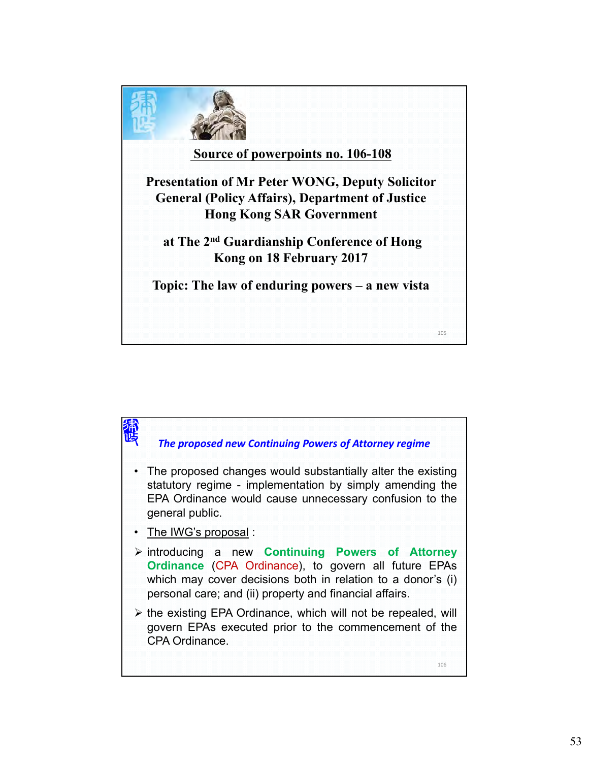**Source of powerpoints no. 106-108**

**Presentation of Mr Peter WONG, Deputy Solicitor General (Policy Affairs), Department of Justice Hong Kong SAR Government**

**at The 2nd Guardianship Conference of Hong Kong on 18 February 2017**

**Topic: The law of enduring powers – a new vista**

---

### *The proposed new Continuing Powers of Attorney regime*

- The proposed changes would substantially alter the existing statutory regime - implementation by simply amending the EPA Ordinance would cause unnecessary confusion to the general public.
- The IWG's proposal :
  - introducing a new **Continuing Powers of Attorney Ordinance** (CPA Ordinance), to govern all future EPAs which may cover decisions both in relation to a donor's (i) personal care; and (ii) property and financial affairs.
  - the existing EPA Ordinance, which will not be repealed, will govern EPAs executed prior to the commencement of the CPA Ordinance.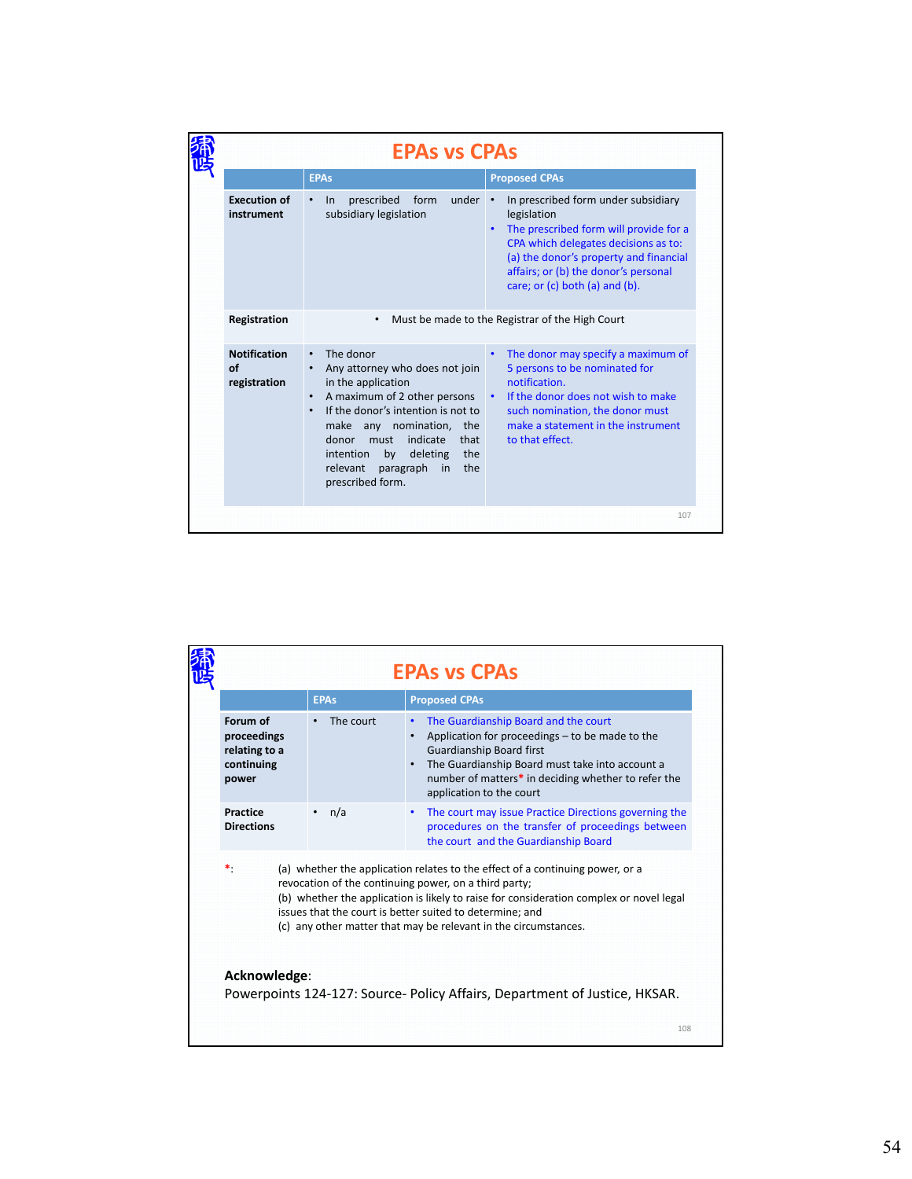## EPAs vs CPAs

| | EPAs | Proposed CPAs |
|---|---|---|
| **Execution of instrument** | • In prescribed form under subsidiary legislation | • In prescribed form under subsidiary legislation<br>• The prescribed form will provide for a CPA which delegates decisions as to: (a) the donor's property and financial affairs; or (b) the donor's personal care; or (c) both (a) and (b). |
| **Registration** | • Must be made to the Registrar of the High Court | |
| **Notification of registration** | • The donor<br>• Any attorney who does not join in the application<br>• A maximum of 2 other persons<br>• If the donor's intention is not to make any nomination, the donor must indicate that intention by deleting the relevant paragraph in the prescribed form. | • The donor may specify a maximum of 5 persons to be nominated for notification.<br>• If the donor does not wish to make such nomination, the donor must make a statement in the instrument to that effect. |

## EPAs vs CPAs

| | EPAs | Proposed CPAs |
|---|---|---|
| **Forum of proceedings relating to a continuing power** | • The court | • The Guardianship Board and the court<br>• Application for proceedings – to be made to the Guardianship Board first<br>• The Guardianship Board must take into account a number of matters* in deciding whether to refer the application to the court |
| **Practice Directions** | • n/a | • The court may issue Practice Directions governing the procedures on the transfer of proceedings between the court and the Guardianship Board |

*: (a) whether the application relates to the effect of a continuing power, or a revocation of the continuing power, on a third party;
(b) whether the application is likely to raise for consideration complex or novel legal issues that the court is better suited to determine; and
(c) any other matter that may be relevant in the circumstances.

**Acknowledge**:
Powerpoints 124-127: Source- Policy Affairs, Department of Justice, HKSAR.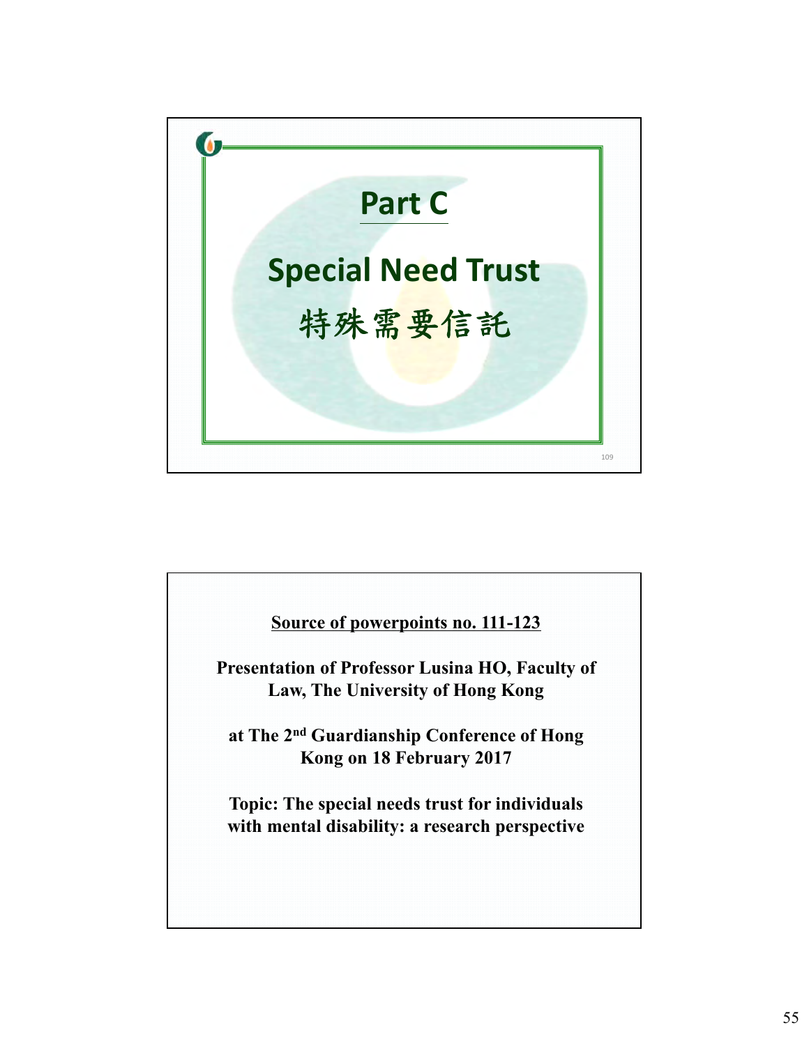# Part C

## Special Need Trust

## 特殊需要信託

**Source of powerpoints no. 111-123**

**Presentation of Professor Lusina HO, Faculty of Law, The University of Hong Kong**

**at The 2nd Guardianship Conference of Hong Kong on 18 February 2017**

**Topic: The special needs trust for individuals with mental disability: a research perspective**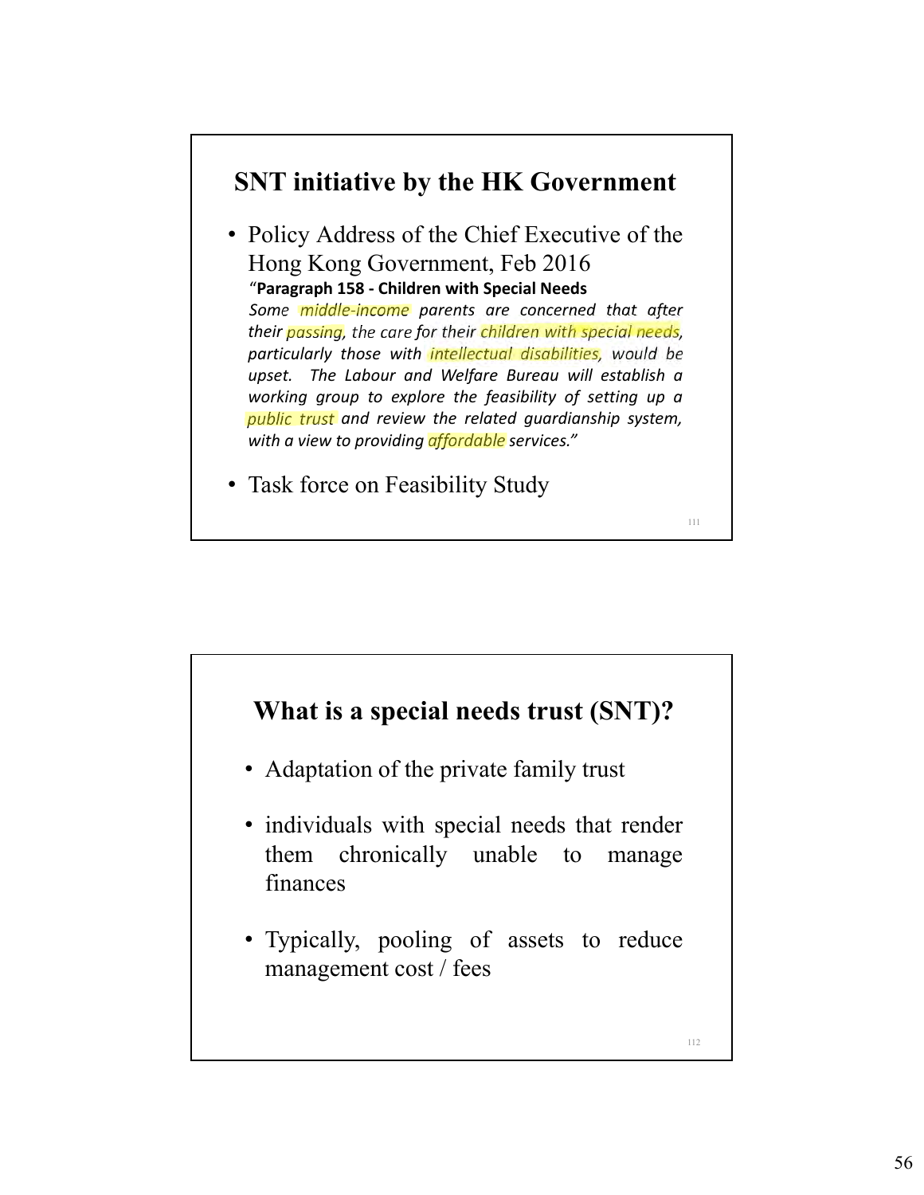## SNT initiative by the HK Government

- Policy Address of the Chief Executive of the Hong Kong Government, Feb 2016

  "**Paragraph 158 - Children with Special Needs**
  *Some middle-income parents are concerned that after their passing, the care for their children with special needs, particularly those with intellectual disabilities, would be upset. The Labour and Welfare Bureau will establish a working group to explore the feasibility of setting up a public trust and review the related guardianship system, with a view to providing affordable services."*

- Task force on Feasibility Study

## What is a special needs trust (SNT)?

- Adaptation of the private family trust
- individuals with special needs that render them chronically unable to manage finances
- Typically, pooling of assets to reduce management cost / fees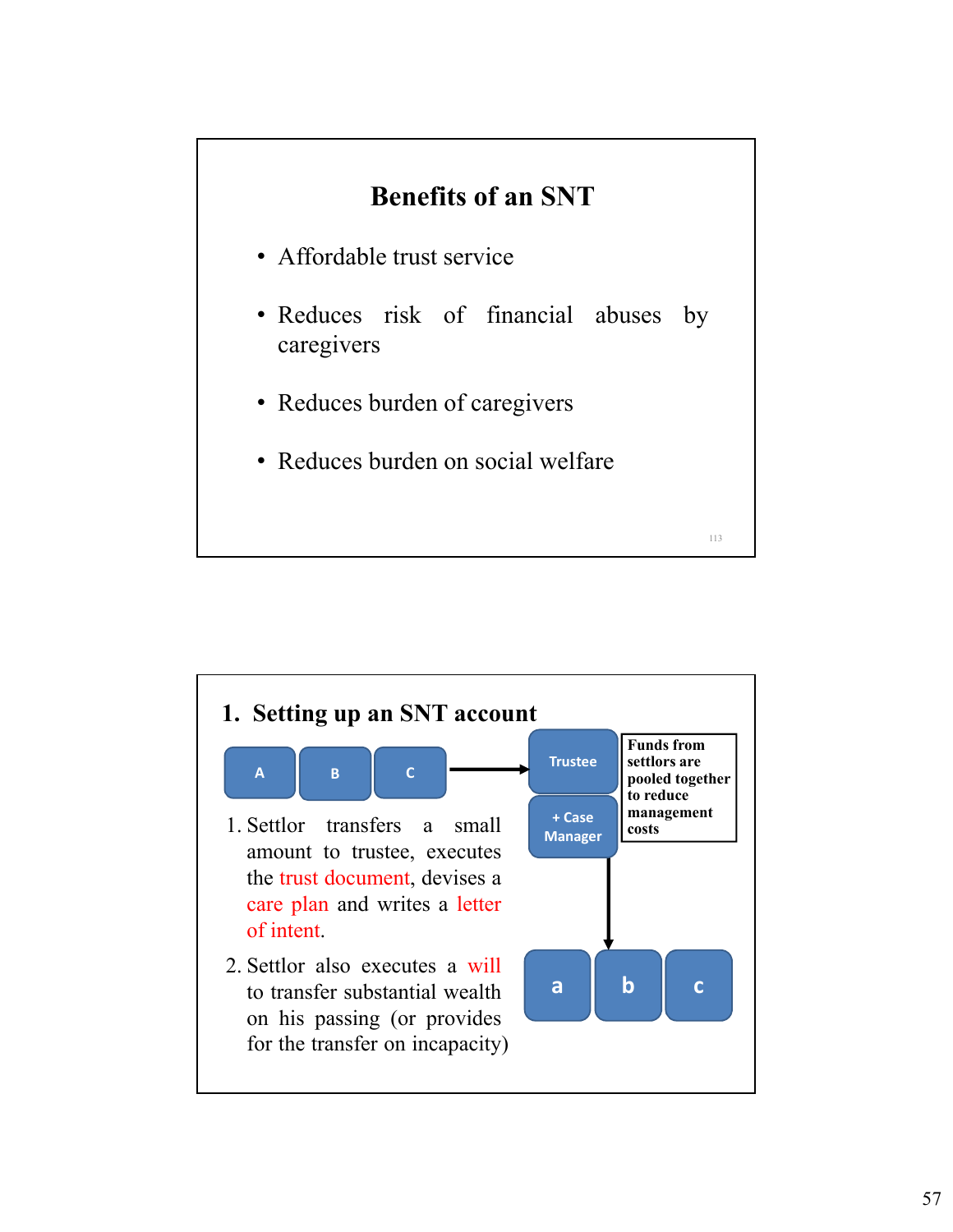## Benefits of an SNT

- Affordable trust service
- Reduces risk of financial abuses by caregivers
- Reduces burden of caregivers
- Reduces burden on social welfare

## 1. Setting up an SNT account

A B C → Trustee + Case Manager → a b c

Funds from settlors are pooled together to reduce management costs

1. Settlor transfers a small amount to trustee, executes the trust document, devises a care plan and writes a letter of intent.
2. Settlor also executes a will to transfer substantial wealth on his passing (or provides for the transfer on incapacity)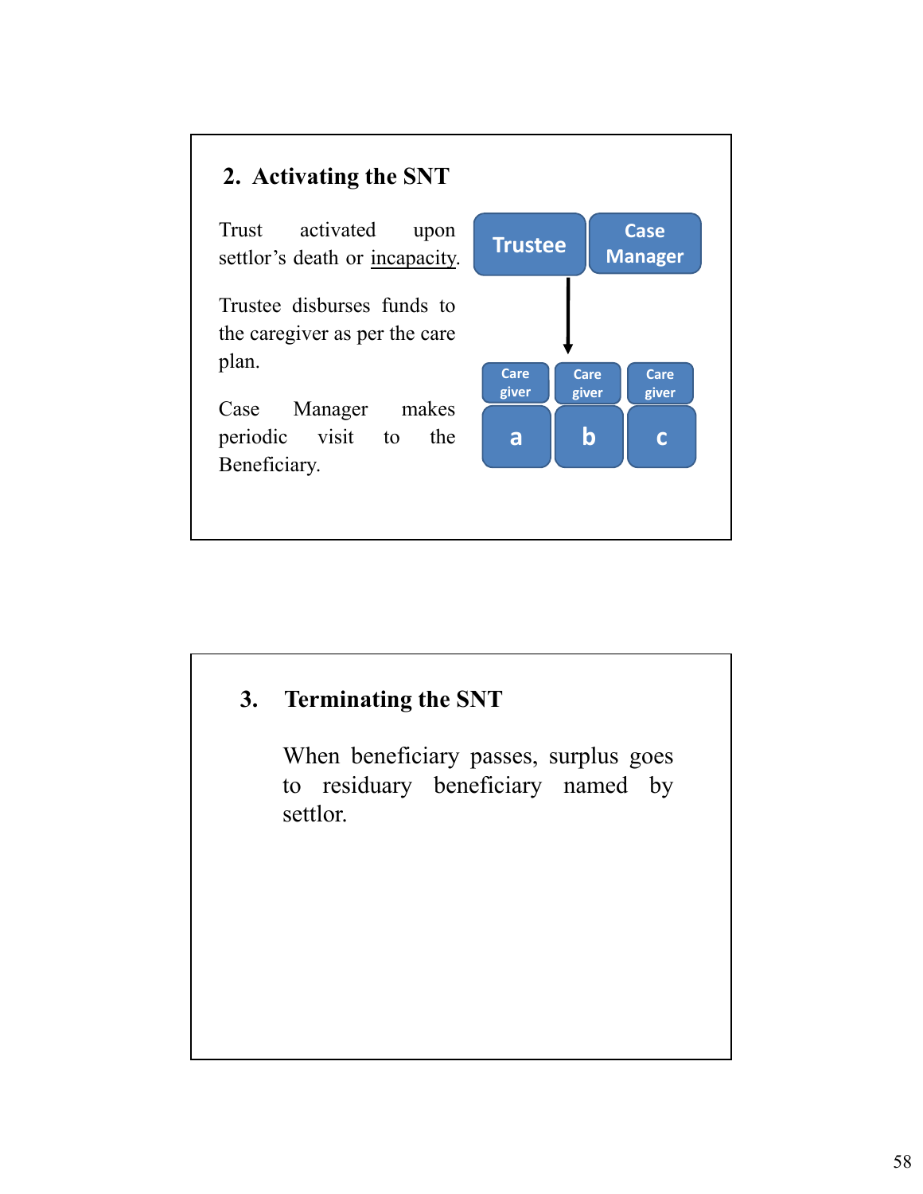## 2. Activating the SNT

Trust activated upon settlor's death or incapacity.

Trustee disburses funds to the caregiver as per the care plan.

Case Manager makes periodic visit to the Beneficiary.

Trustee | Case Manager

Care giver a | Care giver b | Care giver c

## 3. Terminating the SNT

When beneficiary passes, surplus goes to residuary beneficiary named by settlor.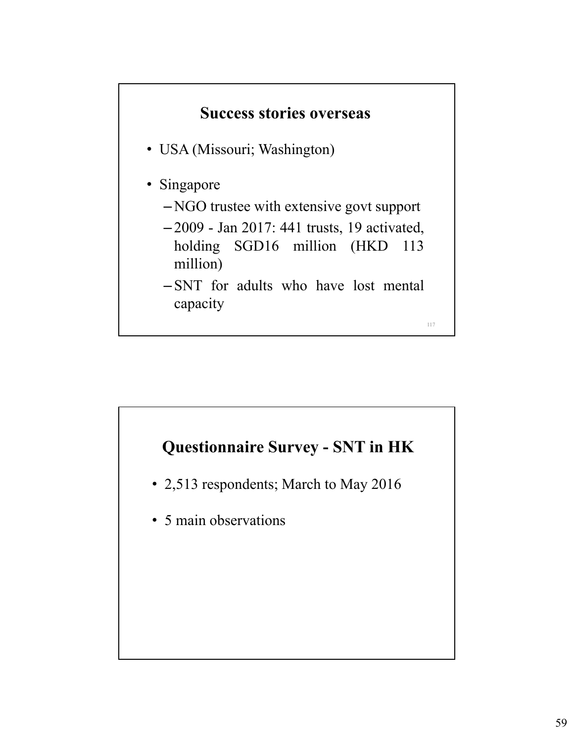## Success stories overseas

- USA (Missouri; Washington)
- Singapore
  - NGO trustee with extensive govt support
  - 2009 - Jan 2017: 441 trusts, 19 activated, holding SGD16 million (HKD 113 million)
  - SNT for adults who have lost mental capacity

## Questionnaire Survey - SNT in HK

- 2,513 respondents; March to May 2016
- 5 main observations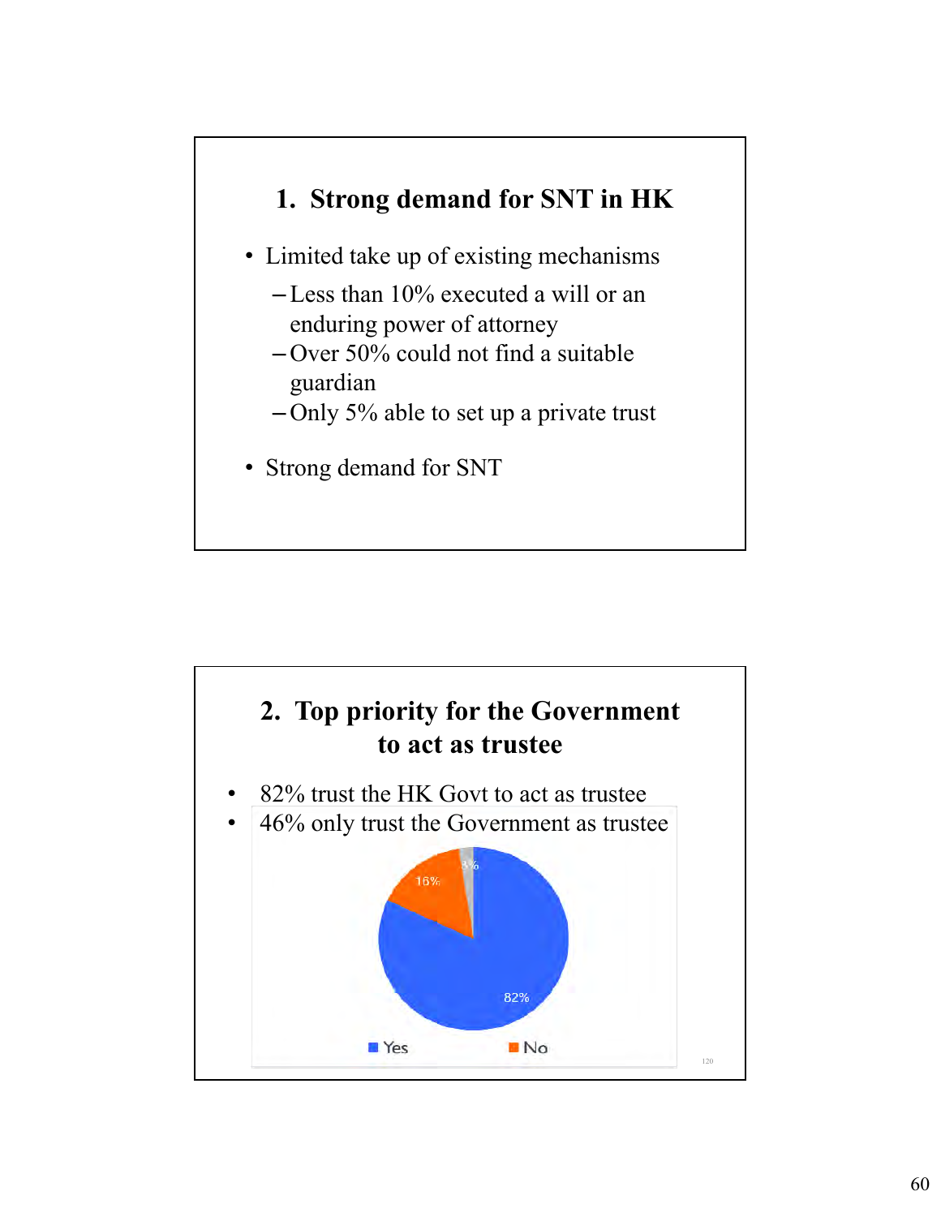## 1. Strong demand for SNT in HK

- Limited take up of existing mechanisms
  - Less than 10% executed a will or an enduring power of attorney
  - Over 50% could not find a suitable guardian
  - Only 5% able to set up a private trust
- Strong demand for SNT

## 2. Top priority for the Government to act as trustee

- 82% trust the HK Govt to act as trustee
- 46% only trust the Government as trustee

82% Yes, 16% No, 3%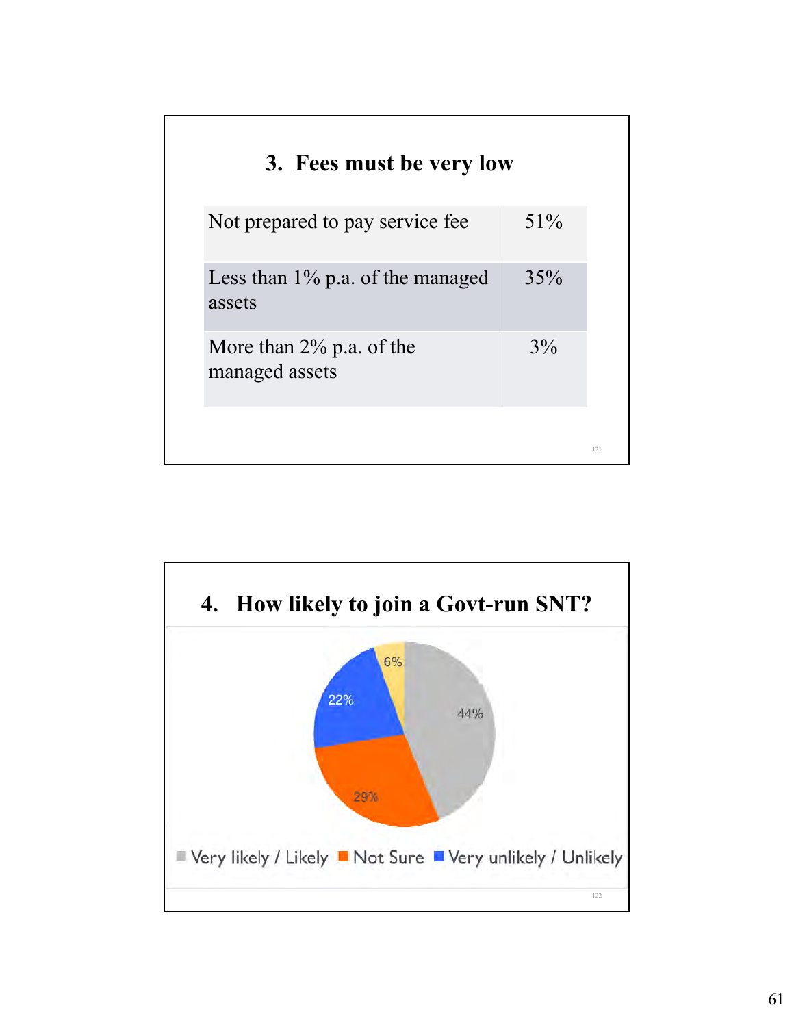## 3. Fees must be very low

| | |
|---|---|
| Not prepared to pay service fee | 51% |
| Less than 1% p.a. of the managed assets | 35% |
| More than 2% p.a. of the managed assets | 3% |

## 4. How likely to join a Govt-run SNT?

6%

22%

44%

29%

Very likely / Likely　Not Sure　Very unlikely / Unlikely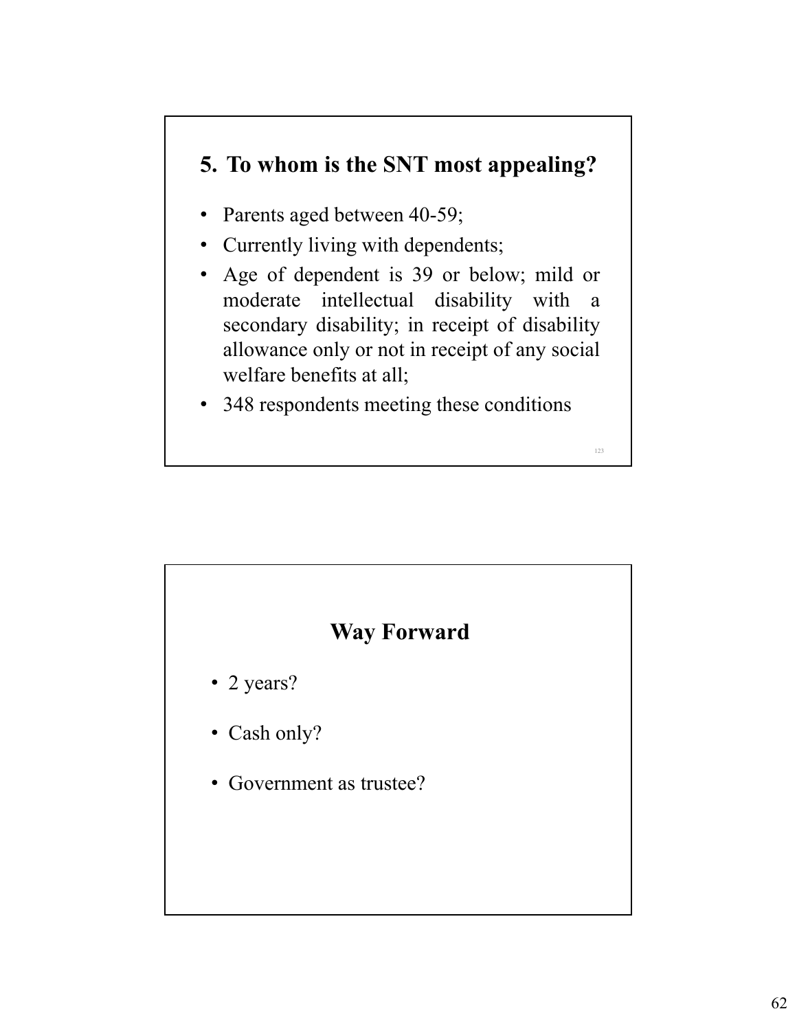## 5. To whom is the SNT most appealing?

- Parents aged between 40-59;
- Currently living with dependents;
- Age of dependent is 39 or below; mild or moderate intellectual disability with a secondary disability; in receipt of disability allowance only or not in receipt of any social welfare benefits at all;
- 348 respondents meeting these conditions

## Way Forward

- 2 years?
- Cash only?
- Government as trustee?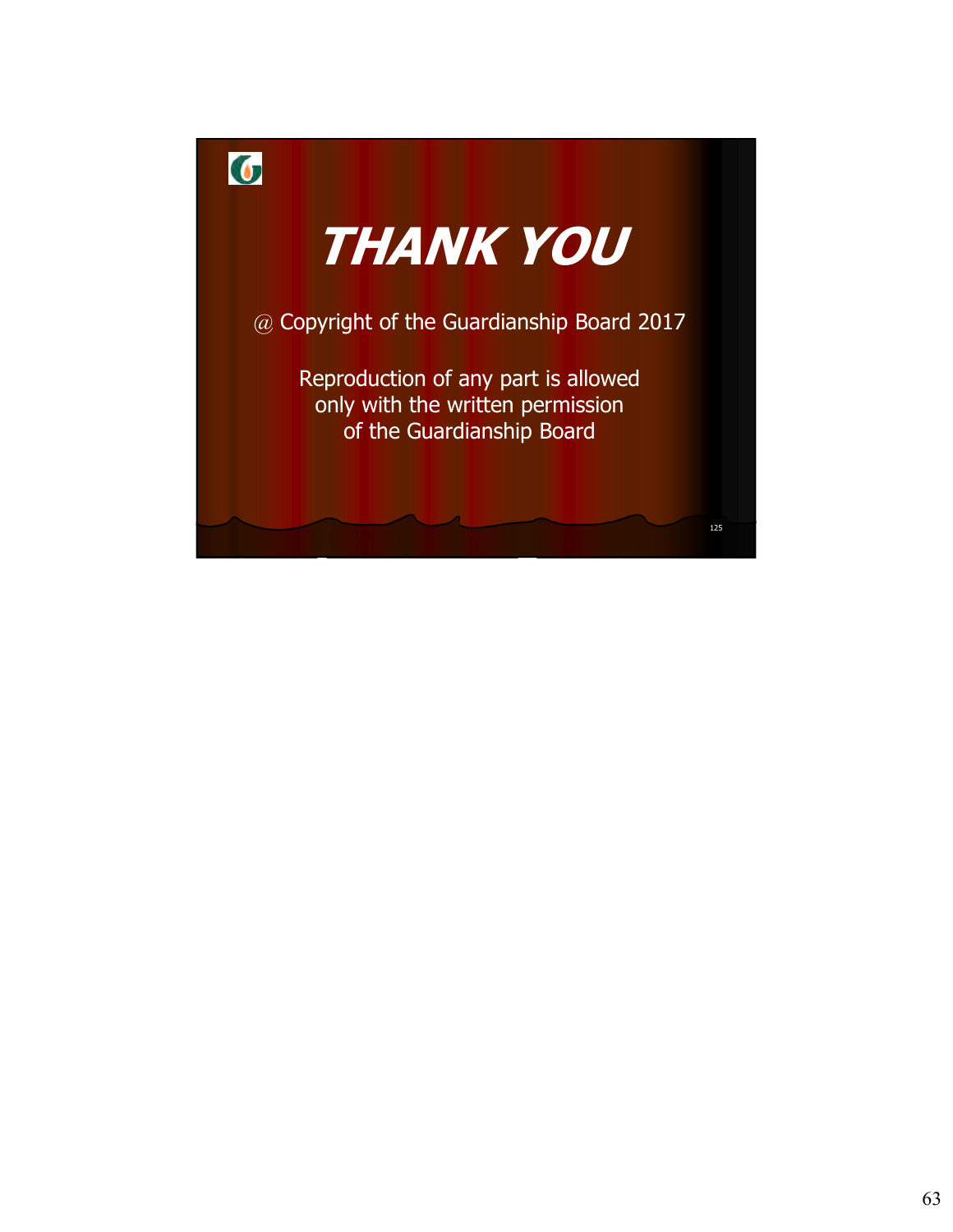# *THANK YOU*

@ Copyright of the Guardianship Board 2017

Reproduction of any part is allowed only with the written permission of the Guardianship Board